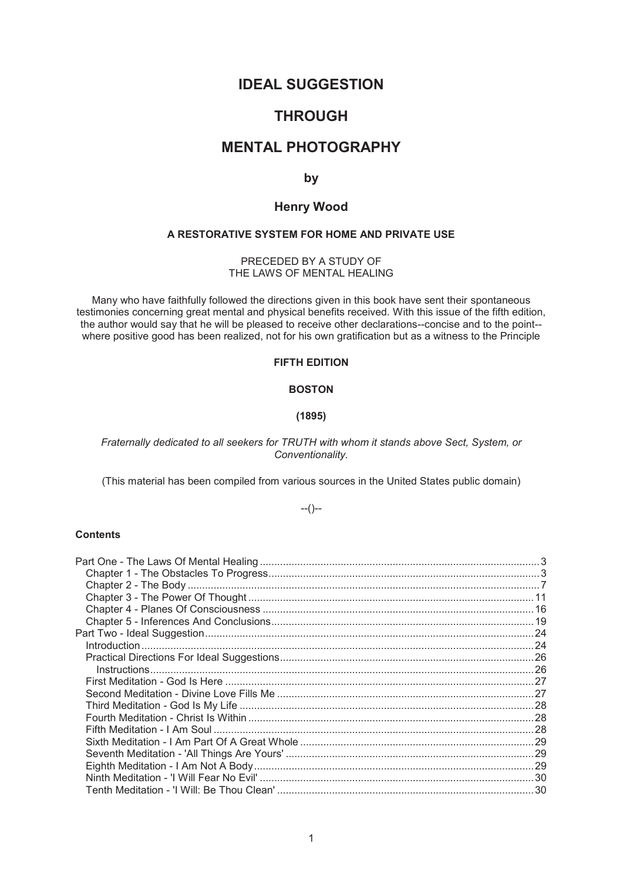# IDEAL SUGGESTION

# THROUGH

# MENTAL PHOTOGRAPHY

**by**

**Henry Wood**

**A RESTORATIVE SYSTEM FOR HOME AND PRIVATE USE**

PRECEDED BY A STUDY OF
THE LAWS OF MENTAL HEALING

Many who have faithfully followed the directions given in this book have sent their spontaneous testimonies concerning great mental and physical benefits received. With this issue of the fifth edition, the author would say that he will be pleased to receive other declarations--concise and to the point--where positive good has been realized, not for his own gratification but as a witness to the Principle

**FIFTH EDITION**

**BOSTON**

**(1895)**

*Fraternally dedicated to all seekers for TRUTH with whom it stands above Sect, System, or Conventionality.*

(This material has been compiled from various sources in the United States public domain)

--()--

**Contents**

- Part One - The Laws Of Mental Healing ........ 3
  - Chapter 1 - The Obstacles To Progress ........ 3
  - Chapter 2 - The Body ........ 7
  - Chapter 3 - The Power Of Thought ........ 11
  - Chapter 4 - Planes Of Consciousness ........ 16
  - Chapter 5 - Inferences And Conclusions ........ 19
- Part Two - Ideal Suggestion ........ 24
  - Introduction ........ 24
  - Practical Directions For Ideal Suggestions ........ 26
    - Instructions ........ 26
  - First Meditation - God Is Here ........ 27
  - Second Meditation - Divine Love Fills Me ........ 27
  - Third Meditation - God Is My Life ........ 28
  - Fourth Meditation - Christ Is Within ........ 28
  - Fifth Meditation - I Am Soul ........ 28
  - Sixth Meditation - I Am Part Of A Great Whole ........ 29
  - Seventh Meditation - 'All Things Are Yours' ........ 29
  - Eighth Meditation - I Am Not A Body ........ 29
  - Ninth Meditation - 'I Will Fear No Evil' ........ 30
  - Tenth Meditation - 'I Will: Be Thou Clean' ........ 30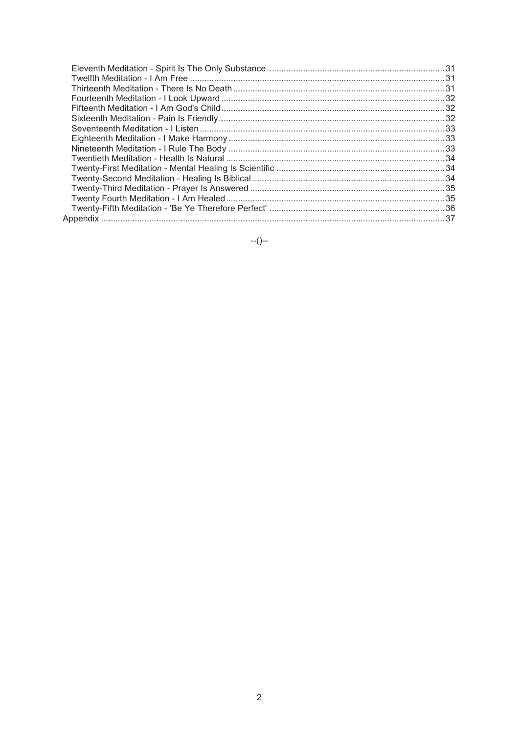Eleventh Meditation - Spirit Is The Only Substance .......... 31
Twelfth Meditation - I Am Free .......... 31
Thirteenth Meditation - There Is No Death .......... 31
Fourteenth Meditation - I Look Upward .......... 32
Fifteenth Meditation - I Am God's Child .......... 32
Sixteenth Meditation - Pain Is Friendly .......... 32
Seventeenth Meditation - I Listen .......... 33
Eighteenth Meditation - I Make Harmony .......... 33
Nineteenth Meditation - I Rule The Body .......... 33
Twentieth Meditation - Health Is Natural .......... 34
Twenty-First Meditation - Mental Healing Is Scientific .......... 34
Twenty-Second Meditation - Healing Is Biblical .......... 34
Twenty-Third Meditation - Prayer Is Answered .......... 35
Twenty Fourth Meditation - I Am Healed .......... 35
Twenty-Fifth Meditation - 'Be Ye Therefore Perfect' .......... 36
Appendix .......... 37

--()--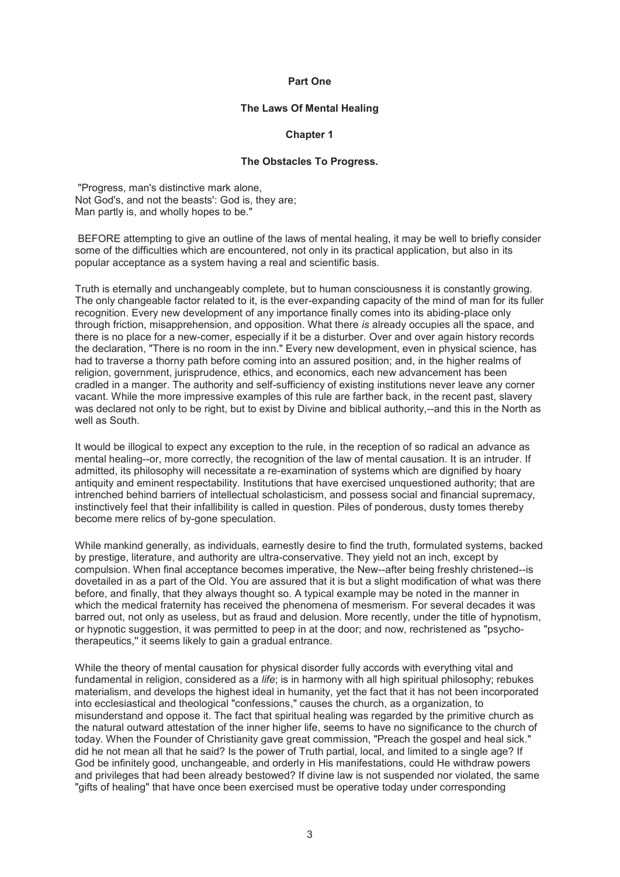# Part One

## The Laws Of Mental Healing

### Chapter 1

### The Obstacles To Progress.

"Progress, man's distinctive mark alone,
Not God's, and not the beasts': God is, they are;
Man partly is, and wholly hopes to be."

BEFORE attempting to give an outline of the laws of mental healing, it may be well to briefly consider some of the difficulties which are encountered, not only in its practical application, but also in its popular acceptance as a system having a real and scientific basis.

Truth is eternally and unchangeably complete, but to human consciousness it is constantly growing. The only changeable factor related to it, is the ever-expanding capacity of the mind of man for its fuller recognition. Every new development of any importance finally comes into its abiding-place only through friction, misapprehension, and opposition. What there *is* already occupies all the space, and there is no place for a new-comer, especially if it be a disturber. Over and over again history records the declaration, "There is no room in the inn." Every new development, even in physical science, has had to traverse a thorny path before coming into an assured position; and, in the higher realms of religion, government, jurisprudence, ethics, and economics, each new advancement has been cradled in a manger. The authority and self-sufficiency of existing institutions never leave any corner vacant. While the more impressive examples of this rule are farther back, in the recent past, slavery was declared not only to be right, but to exist by Divine and biblical authority,--and this in the North as well as South.

It would be illogical to expect any exception to the rule, in the reception of so radical an advance as mental healing--or, more correctly, the recognition of the law of mental causation. It is an intruder. If admitted, its philosophy will necessitate a re-examination of systems which are dignified by hoary antiquity and eminent respectability. Institutions that have exercised unquestioned authority; that are intrenched behind barriers of intellectual scholasticism, and possess social and financial supremacy, instinctively feel that their infallibility is called in question. Piles of ponderous, dusty tomes thereby become mere relics of by-gone speculation.

While mankind generally, as individuals, earnestly desire to find the truth, formulated systems, backed by prestige, literature, and authority are ultra-conservative. They yield not an inch, except by compulsion. When final acceptance becomes imperative, the New--after being freshly christened--is dovetailed in as a part of the Old. You are assured that it is but a slight modification of what was there before, and finally, that they always thought so. A typical example may be noted in the manner in which the medical fraternity has received the phenomena of mesmerism. For several decades it was barred out, not only as useless, but as fraud and delusion. More recently, under the title of hypnotism, or hypnotic suggestion, it was permitted to peep in at the door; and now, rechristened as "psycho-therapeutics," it seems likely to gain a gradual entrance.

While the theory of mental causation for physical disorder fully accords with everything vital and fundamental in religion, considered as a *life*; is in harmony with all high spiritual philosophy; rebukes materialism, and develops the highest ideal in humanity, yet the fact that it has not been incorporated into ecclesiastical and theological "confessions," causes the church, as a organization, to misunderstand and oppose it. The fact that spiritual healing was regarded by the primitive church as the natural outward attestation of the inner higher life, seems to have no significance to the church of today. When the Founder of Christianity gave great commission, "Preach the gospel and heal sick." did he not mean all that he said? Is the power of Truth partial, local, and limited to a single age? If God be infinitely good, unchangeable, and orderly in His manifestations, could He withdraw powers and privileges that had been already bestowed? If divine law is not suspended nor violated, the same "gifts of healing" that have once been exercised must be operative today under corresponding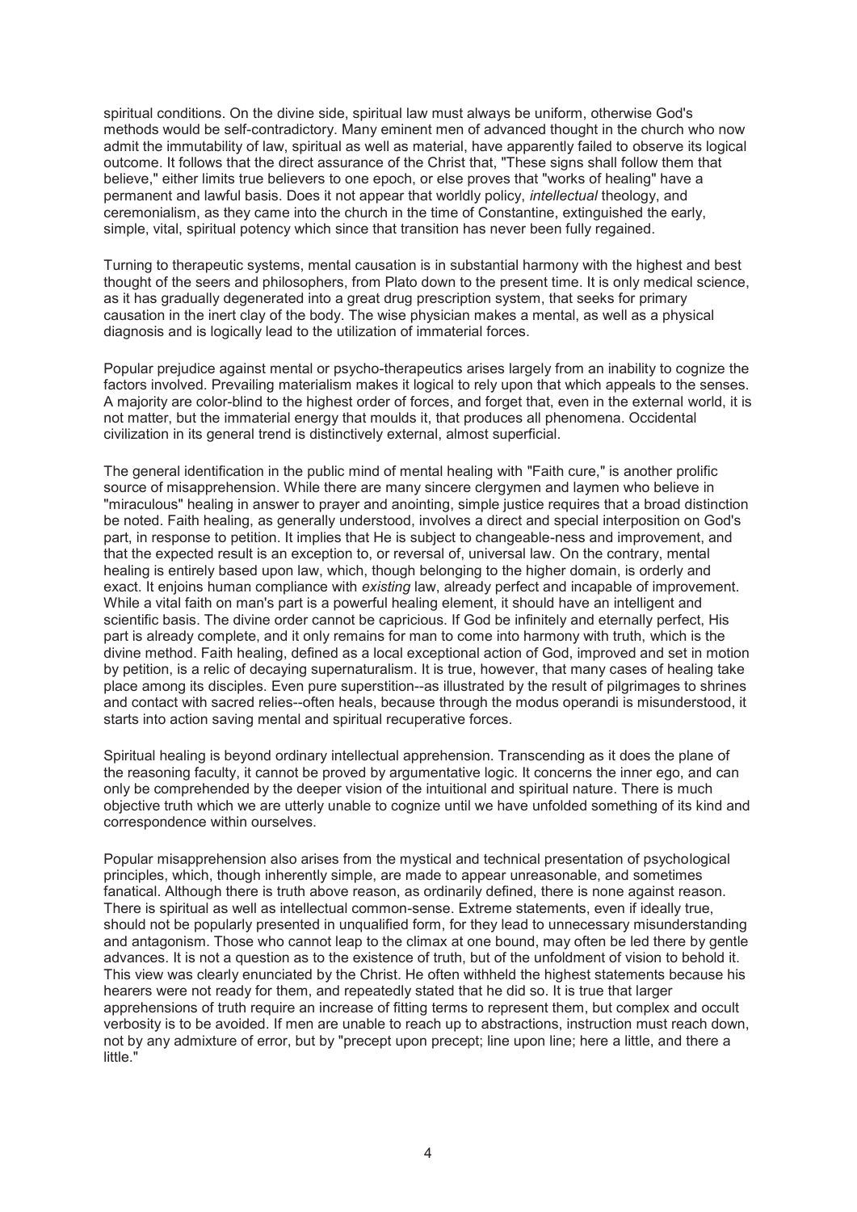spiritual conditions. On the divine side, spiritual law must always be uniform, otherwise God's methods would be self-contradictory. Many eminent men of advanced thought in the church who now admit the immutability of law, spiritual as well as material, have apparently failed to observe its logical outcome. It follows that the direct assurance of the Christ that, "These signs shall follow them that believe," either limits true believers to one epoch, or else proves that "works of healing" have a permanent and lawful basis. Does it not appear that worldly policy, *intellectual* theology, and ceremonialism, as they came into the church in the time of Constantine, extinguished the early, simple, vital, spiritual potency which since that transition has never been fully regained.

Turning to therapeutic systems, mental causation is in substantial harmony with the highest and best thought of the seers and philosophers, from Plato down to the present time. It is only medical science, as it has gradually degenerated into a great drug prescription system, that seeks for primary causation in the inert clay of the body. The wise physician makes a mental, as well as a physical diagnosis and is logically lead to the utilization of immaterial forces.

Popular prejudice against mental or psycho-therapeutics arises largely from an inability to cognize the factors involved. Prevailing materialism makes it logical to rely upon that which appeals to the senses. A majority are color-blind to the highest order of forces, and forget that, even in the external world, it is not matter, but the immaterial energy that moulds it, that produces all phenomena. Occidental civilization in its general trend is distinctively external, almost superficial.

The general identification in the public mind of mental healing with "Faith cure," is another prolific source of misapprehension. While there are many sincere clergymen and laymen who believe in "miraculous" healing in answer to prayer and anointing, simple justice requires that a broad distinction be noted. Faith healing, as generally understood, involves a direct and special interposition on God's part, in response to petition. It implies that He is subject to changeable-ness and improvement, and that the expected result is an exception to, or reversal of, universal law. On the contrary, mental healing is entirely based upon law, which, though belonging to the higher domain, is orderly and exact. It enjoins human compliance with *existing* law, already perfect and incapable of improvement. While a vital faith on man's part is a powerful healing element, it should have an intelligent and scientific basis. The divine order cannot be capricious. If God be infinitely and eternally perfect, His part is already complete, and it only remains for man to come into harmony with truth, which is the divine method. Faith healing, defined as a local exceptional action of God, improved and set in motion by petition, is a relic of decaying supernaturalism. It is true, however, that many cases of healing take place among its disciples. Even pure superstition--as illustrated by the result of pilgrimages to shrines and contact with sacred relies--often heals, because through the modus operandi is misunderstood, it starts into action saving mental and spiritual recuperative forces.

Spiritual healing is beyond ordinary intellectual apprehension. Transcending as it does the plane of the reasoning faculty, it cannot be proved by argumentative logic. It concerns the inner ego, and can only be comprehended by the deeper vision of the intuitional and spiritual nature. There is much objective truth which we are utterly unable to cognize until we have unfolded something of its kind and correspondence within ourselves.

Popular misapprehension also arises from the mystical and technical presentation of psychological principles, which, though inherently simple, are made to appear unreasonable, and sometimes fanatical. Although there is truth above reason, as ordinarily defined, there is none against reason. There is spiritual as well as intellectual common-sense. Extreme statements, even if ideally true, should not be popularly presented in unqualified form, for they lead to unnecessary misunderstanding and antagonism. Those who cannot leap to the climax at one bound, may often be led there by gentle advances. It is not a question as to the existence of truth, but of the unfoldment of vision to behold it. This view was clearly enunciated by the Christ. He often withheld the highest statements because his hearers were not ready for them, and repeatedly stated that he did so. It is true that larger apprehensions of truth require an increase of fitting terms to represent them, but complex and occult verbosity is to be avoided. If men are unable to reach up to abstractions, instruction must reach down, not by any admixture of error, but by "precept upon precept; line upon line; here a little, and there a little."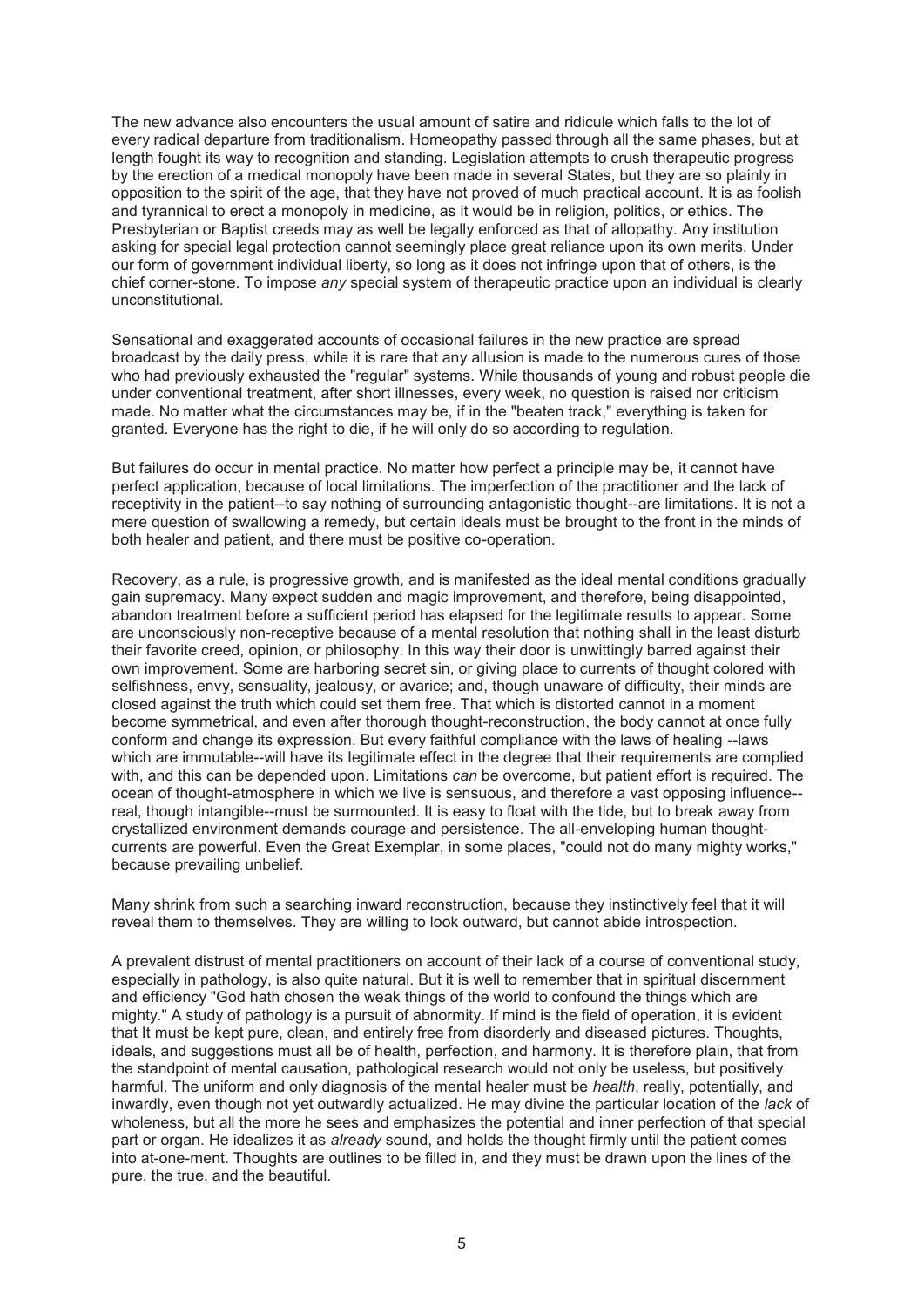The new advance also encounters the usual amount of satire and ridicule which falls to the lot of every radical departure from traditionalism. Homeopathy passed through all the same phases, but at length fought its way to recognition and standing. Legislation attempts to crush therapeutic progress by the erection of a medical monopoly have been made in several States, but they are so plainly in opposition to the spirit of the age, that they have not proved of much practical account. It is as foolish and tyrannical to erect a monopoly in medicine, as it would be in religion, politics, or ethics. The Presbyterian or Baptist creeds may as well be legally enforced as that of allopathy. Any institution asking for special legal protection cannot seemingly place great reliance upon its own merits. Under our form of government individual liberty, so long as it does not infringe upon that of others, is the chief corner-stone. To impose *any* special system of therapeutic practice upon an individual is clearly unconstitutional.

Sensational and exaggerated accounts of occasional failures in the new practice are spread broadcast by the daily press, while it is rare that any allusion is made to the numerous cures of those who had previously exhausted the "regular" systems. While thousands of young and robust people die under conventional treatment, after short illnesses, every week, no question is raised nor criticism made. No matter what the circumstances may be, if in the "beaten track," everything is taken for granted. Everyone has the right to die, if he will only do so according to regulation.

But failures do occur in mental practice. No matter how perfect a principle may be, it cannot have perfect application, because of local limitations. The imperfection of the practitioner and the lack of receptivity in the patient--to say nothing of surrounding antagonistic thought--are limitations. It is not a mere question of swallowing a remedy, but certain ideals must be brought to the front in the minds of both healer and patient, and there must be positive co-operation.

Recovery, as a rule, is progressive growth, and is manifested as the ideal mental conditions gradually gain supremacy. Many expect sudden and magic improvement, and therefore, being disappointed, abandon treatment before a sufficient period has elapsed for the legitimate results to appear. Some are unconsciously non-receptive because of a mental resolution that nothing shall in the least disturb their favorite creed, opinion, or philosophy. In this way their door is unwittingly barred against their own improvement. Some are harboring secret sin, or giving place to currents of thought colored with selfishness, envy, sensuality, jealousy, or avarice; and, though unaware of difficulty, their minds are closed against the truth which could set them free. That which is distorted cannot in a moment become symmetrical, and even after thorough thought-reconstruction, the body cannot at once fully conform and change its expression. But every faithful compliance with the laws of healing --laws which are immutable--will have its legitimate effect in the degree that their requirements are complied with, and this can be depended upon. Limitations *can* be overcome, but patient effort is required. The ocean of thought-atmosphere in which we live is sensuous, and therefore a vast opposing influence--real, though intangible--must be surmounted. It is easy to float with the tide, but to break away from crystallized environment demands courage and persistence. The all-enveloping human thought-currents are powerful. Even the Great Exemplar, in some places, "could not do many mighty works," because prevailing unbelief.

Many shrink from such a searching inward reconstruction, because they instinctively feel that it will reveal them to themselves. They are willing to look outward, but cannot abide introspection.

A prevalent distrust of mental practitioners on account of their lack of a course of conventional study, especially in pathology, is also quite natural. But it is well to remember that in spiritual discernment and efficiency "God hath chosen the weak things of the world to confound the things which are mighty." A study of pathology is a pursuit of abnormity. If mind is the field of operation, it is evident that It must be kept pure, clean, and entirely free from disorderly and diseased pictures. Thoughts, ideals, and suggestions must all be of health, perfection, and harmony. It is therefore plain, that from the standpoint of mental causation, pathological research would not only be useless, but positively harmful. The uniform and only diagnosis of the mental healer must be *health*, really, potentially, and inwardly, even though not yet outwardly actualized. He may divine the particular location of the *lack* of wholeness, but all the more he sees and emphasizes the potential and inner perfection of that special part or organ. He idealizes it as *already* sound, and holds the thought firmly until the patient comes into at-one-ment. Thoughts are outlines to be filled in, and they must be drawn upon the lines of the pure, the true, and the beautiful.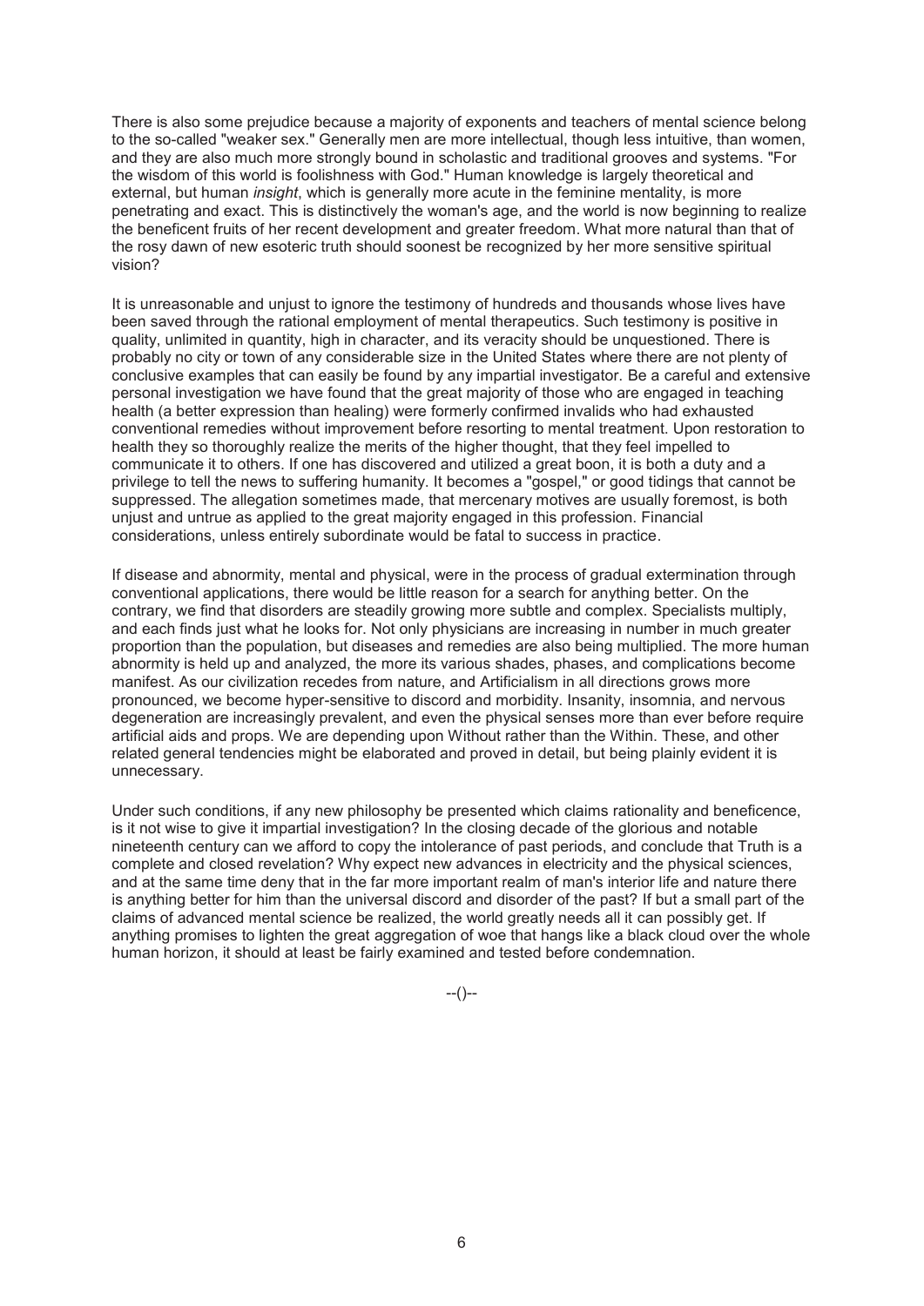There is also some prejudice because a majority of exponents and teachers of mental science belong to the so-called "weaker sex." Generally men are more intellectual, though less intuitive, than women, and they are also much more strongly bound in scholastic and traditional grooves and systems. "For the wisdom of this world is foolishness with God." Human knowledge is largely theoretical and external, but human *insight*, which is generally more acute in the feminine mentality, is more penetrating and exact. This is distinctively the woman's age, and the world is now beginning to realize the beneficent fruits of her recent development and greater freedom. What more natural than that of the rosy dawn of new esoteric truth should soonest be recognized by her more sensitive spiritual vision?

It is unreasonable and unjust to ignore the testimony of hundreds and thousands whose lives have been saved through the rational employment of mental therapeutics. Such testimony is positive in quality, unlimited in quantity, high in character, and its veracity should be unquestioned. There is probably no city or town of any considerable size in the United States where there are not plenty of conclusive examples that can easily be found by any impartial investigator. Be a careful and extensive personal investigation we have found that the great majority of those who are engaged in teaching health (a better expression than healing) were formerly confirmed invalids who had exhausted conventional remedies without improvement before resorting to mental treatment. Upon restoration to health they so thoroughly realize the merits of the higher thought, that they feel impelled to communicate it to others. If one has discovered and utilized a great boon, it is both a duty and a privilege to tell the news to suffering humanity. It becomes a "gospel," or good tidings that cannot be suppressed. The allegation sometimes made, that mercenary motives are usually foremost, is both unjust and untrue as applied to the great majority engaged in this profession. Financial considerations, unless entirely subordinate would be fatal to success in practice.

If disease and abnormity, mental and physical, were in the process of gradual extermination through conventional applications, there would be little reason for a search for anything better. On the contrary, we find that disorders are steadily growing more subtle and complex. Specialists multiply, and each finds just what he looks for. Not only physicians are increasing in number in much greater proportion than the population, but diseases and remedies are also being multiplied. The more human abnormity is held up and analyzed, the more its various shades, phases, and complications become manifest. As our civilization recedes from nature, and Artificialism in all directions grows more pronounced, we become hyper-sensitive to discord and morbidity. Insanity, insomnia, and nervous degeneration are increasingly prevalent, and even the physical senses more than ever before require artificial aids and props. We are depending upon Without rather than the Within. These, and other related general tendencies might be elaborated and proved in detail, but being plainly evident it is unnecessary.

Under such conditions, if any new philosophy be presented which claims rationality and beneficence, is it not wise to give it impartial investigation? In the closing decade of the glorious and notable nineteenth century can we afford to copy the intolerance of past periods, and conclude that Truth is a complete and closed revelation? Why expect new advances in electricity and the physical sciences, and at the same time deny that in the far more important realm of man's interior life and nature there is anything better for him than the universal discord and disorder of the past? If but a small part of the claims of advanced mental science be realized, the world greatly needs all it can possibly get. If anything promises to lighten the great aggregation of woe that hangs like a black cloud over the whole human horizon, it should at least be fairly examined and tested before condemnation.

--()--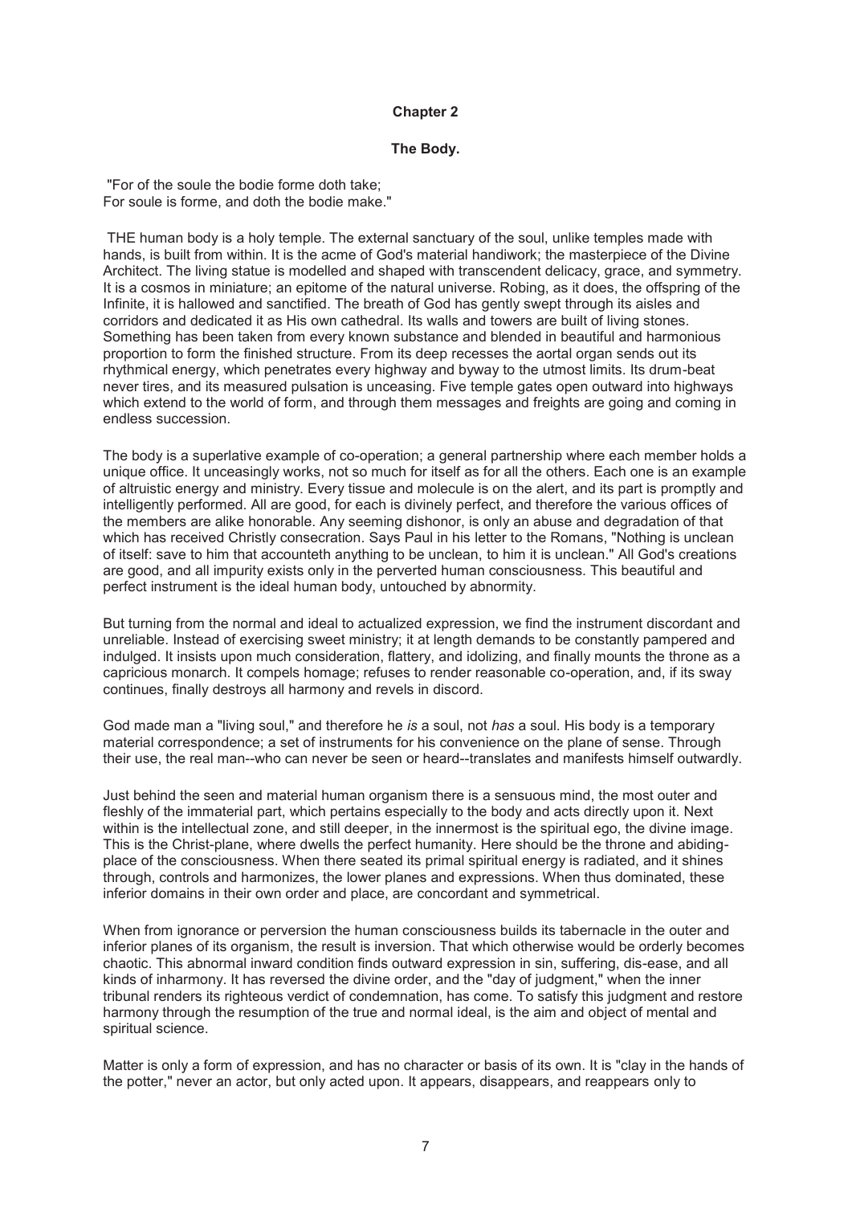## Chapter 2

### The Body.

"For of the soule the bodie forme doth take;
For soule is forme, and doth the bodie make."

THE human body is a holy temple. The external sanctuary of the soul, unlike temples made with hands, is built from within. It is the acme of God's material handiwork; the masterpiece of the Divine Architect. The living statue is modelled and shaped with transcendent delicacy, grace, and symmetry. It is a cosmos in miniature; an epitome of the natural universe. Robing, as it does, the offspring of the Infinite, it is hallowed and sanctified. The breath of God has gently swept through its aisles and corridors and dedicated it as His own cathedral. Its walls and towers are built of living stones. Something has been taken from every known substance and blended in beautiful and harmonious proportion to form the finished structure. From its deep recesses the aortal organ sends out its rhythmical energy, which penetrates every highway and byway to the utmost limits. Its drum-beat never tires, and its measured pulsation is unceasing. Five temple gates open outward into highways which extend to the world of form, and through them messages and freights are going and coming in endless succession.

The body is a superlative example of co-operation; a general partnership where each member holds a unique office. It unceasingly works, not so much for itself as for all the others. Each one is an example of altruistic energy and ministry. Every tissue and molecule is on the alert, and its part is promptly and intelligently performed. All are good, for each is divinely perfect, and therefore the various offices of the members are alike honorable. Any seeming dishonor, is only an abuse and degradation of that which has received Christly consecration. Says Paul in his letter to the Romans, "Nothing is unclean of itself: save to him that accounteth anything to be unclean, to him it is unclean." All God's creations are good, and all impurity exists only in the perverted human consciousness. This beautiful and perfect instrument is the ideal human body, untouched by abnormity.

But turning from the normal and ideal to actualized expression, we find the instrument discordant and unreliable. Instead of exercising sweet ministry; it at length demands to be constantly pampered and indulged. It insists upon much consideration, flattery, and idolizing, and finally mounts the throne as a capricious monarch. It compels homage; refuses to render reasonable co-operation, and, if its sway continues, finally destroys all harmony and revels in discord.

God made man a "living soul," and therefore he *is* a soul, not *has* a soul. His body is a temporary material correspondence; a set of instruments for his convenience on the plane of sense. Through their use, the real man--who can never be seen or heard--translates and manifests himself outwardly.

Just behind the seen and material human organism there is a sensuous mind, the most outer and fleshly of the immaterial part, which pertains especially to the body and acts directly upon it. Next within is the intellectual zone, and still deeper, in the innermost is the spiritual ego, the divine image. This is the Christ-plane, where dwells the perfect humanity. Here should be the throne and abiding-place of the consciousness. When there seated its primal spiritual energy is radiated, and it shines through, controls and harmonizes, the lower planes and expressions. When thus dominated, these inferior domains in their own order and place, are concordant and symmetrical.

When from ignorance or perversion the human consciousness builds its tabernacle in the outer and inferior planes of its organism, the result is inversion. That which otherwise would be orderly becomes chaotic. This abnormal inward condition finds outward expression in sin, suffering, dis-ease, and all kinds of inharmony. It has reversed the divine order, and the "day of judgment," when the inner tribunal renders its righteous verdict of condemnation, has come. To satisfy this judgment and restore harmony through the resumption of the true and normal ideal, is the aim and object of mental and spiritual science.

Matter is only a form of expression, and has no character or basis of its own. It is "clay in the hands of the potter," never an actor, but only acted upon. It appears, disappears, and reappears only to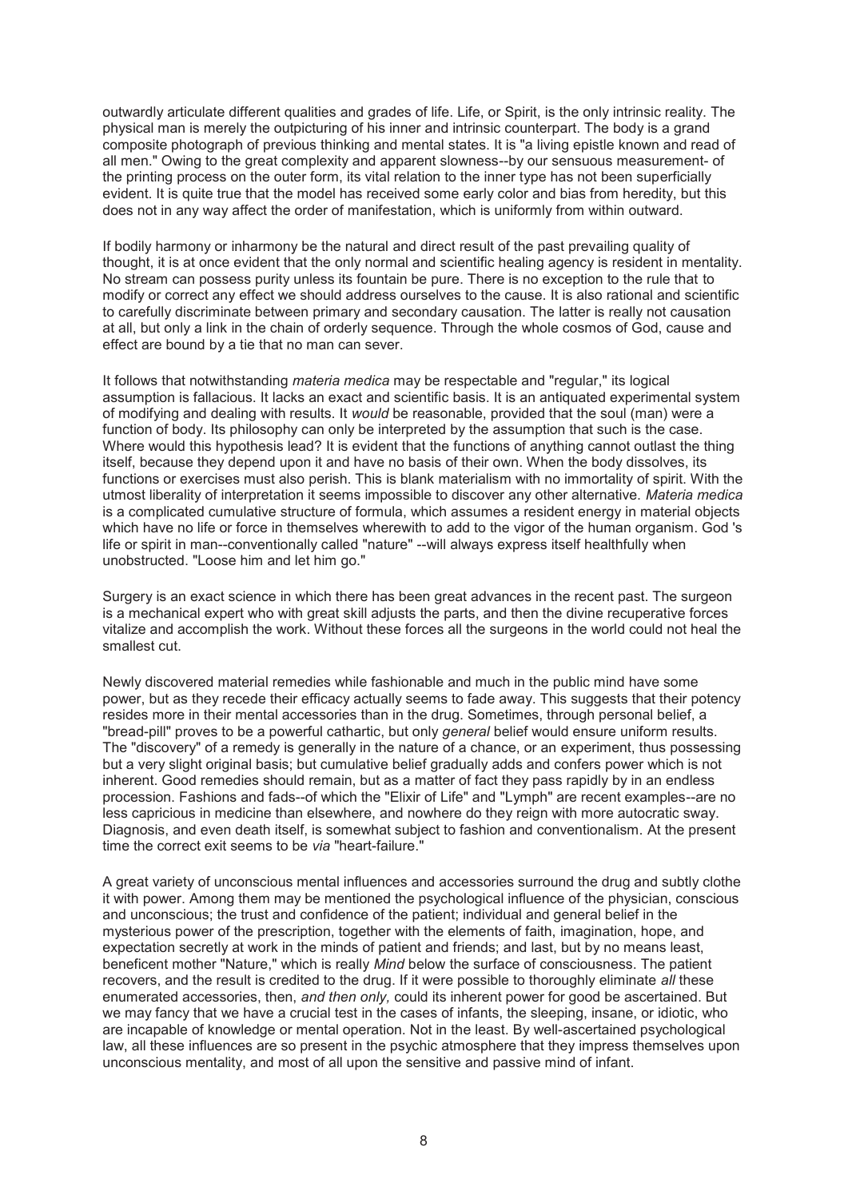outwardly articulate different qualities and grades of life. Life, or Spirit, is the only intrinsic reality. The physical man is merely the outpicturing of his inner and intrinsic counterpart. The body is a grand composite photograph of previous thinking and mental states. It is "a living epistle known and read of all men." Owing to the great complexity and apparent slowness--by our sensuous measurement- of the printing process on the outer form, its vital relation to the inner type has not been superficially evident. It is quite true that the model has received some early color and bias from heredity, but this does not in any way affect the order of manifestation, which is uniformly from within outward.

If bodily harmony or inharmony be the natural and direct result of the past prevailing quality of thought, it is at once evident that the only normal and scientific healing agency is resident in mentality. No stream can possess purity unless its fountain be pure. There is no exception to the rule that to modify or correct any effect we should address ourselves to the cause. It is also rational and scientific to carefully discriminate between primary and secondary causation. The latter is really not causation at all, but only a link in the chain of orderly sequence. Through the whole cosmos of God, cause and effect are bound by a tie that no man can sever.

It follows that notwithstanding *materia medica* may be respectable and "regular," its logical assumption is fallacious. It lacks an exact and scientific basis. It is an antiquated experimental system of modifying and dealing with results. It *would* be reasonable, provided that the soul (man) were a function of body. Its philosophy can only be interpreted by the assumption that such is the case. Where would this hypothesis lead? It is evident that the functions of anything cannot outlast the thing itself, because they depend upon it and have no basis of their own. When the body dissolves, its functions or exercises must also perish. This is blank materialism with no immortality of spirit. With the utmost liberality of interpretation it seems impossible to discover any other alternative. *Materia medica* is a complicated cumulative structure of formula, which assumes a resident energy in material objects which have no life or force in themselves wherewith to add to the vigor of the human organism. God 's life or spirit in man--conventionally called "nature" --will always express itself healthfully when unobstructed. "Loose him and let him go."

Surgery is an exact science in which there has been great advances in the recent past. The surgeon is a mechanical expert who with great skill adjusts the parts, and then the divine recuperative forces vitalize and accomplish the work. Without these forces all the surgeons in the world could not heal the smallest cut.

Newly discovered material remedies while fashionable and much in the public mind have some power, but as they recede their efficacy actually seems to fade away. This suggests that their potency resides more in their mental accessories than in the drug. Sometimes, through personal belief, a "bread-pill" proves to be a powerful cathartic, but only *general* belief would ensure uniform results. The "discovery" of a remedy is generally in the nature of a chance, or an experiment, thus possessing but a very slight original basis; but cumulative belief gradually adds and confers power which is not inherent. Good remedies should remain, but as a matter of fact they pass rapidly by in an endless procession. Fashions and fads--of which the "Elixir of Life" and "Lymph" are recent examples--are no less capricious in medicine than elsewhere, and nowhere do they reign with more autocratic sway. Diagnosis, and even death itself, is somewhat subject to fashion and conventionalism. At the present time the correct exit seems to be *via* "heart-failure."

A great variety of unconscious mental influences and accessories surround the drug and subtly clothe it with power. Among them may be mentioned the psychological influence of the physician, conscious and unconscious; the trust and confidence of the patient; individual and general belief in the mysterious power of the prescription, together with the elements of faith, imagination, hope, and expectation secretly at work in the minds of patient and friends; and last, but by no means least, beneficent mother "Nature," which is really *Mind* below the surface of consciousness. The patient recovers, and the result is credited to the drug. If it were possible to thoroughly eliminate *all* these enumerated accessories, then, *and then only,* could its inherent power for good be ascertained. But we may fancy that we have a crucial test in the cases of infants, the sleeping, insane, or idiotic, who are incapable of knowledge or mental operation. Not in the least. By well-ascertained psychological law, all these influences are so present in the psychic atmosphere that they impress themselves upon unconscious mentality, and most of all upon the sensitive and passive mind of infant.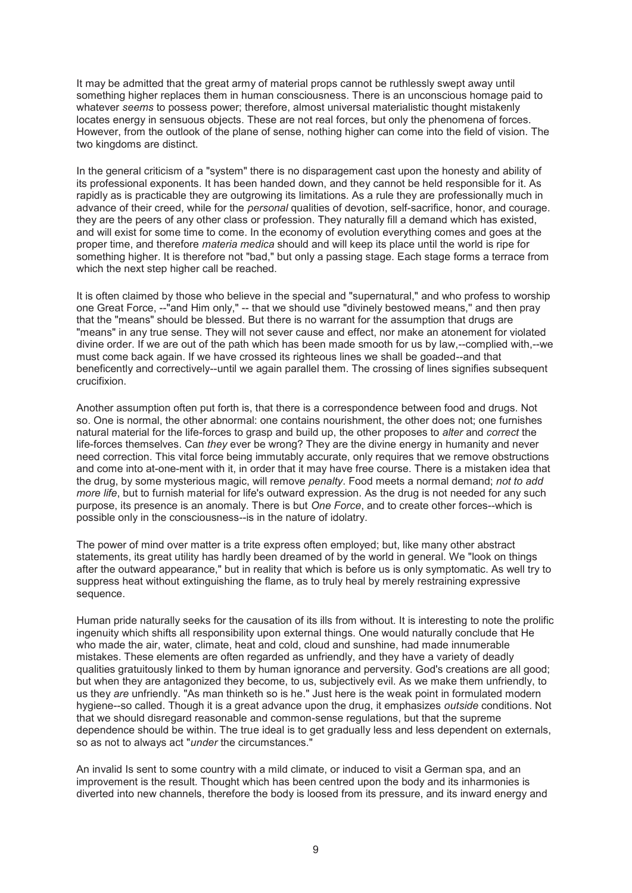It may be admitted that the great army of material props cannot be ruthlessly swept away until something higher replaces them in human consciousness. There is an unconscious homage paid to whatever *seems* to possess power; therefore, almost universal materialistic thought mistakenly locates energy in sensuous objects. These are not real forces, but only the phenomena of forces. However, from the outlook of the plane of sense, nothing higher can come into the field of vision. The two kingdoms are distinct.

In the general criticism of a "system" there is no disparagement cast upon the honesty and ability of its professional exponents. It has been handed down, and they cannot be held responsible for it. As rapidly as is practicable they are outgrowing its limitations. As a rule they are professionally much in advance of their creed, while for the *personal* qualities of devotion, self-sacrifice, honor, and courage. they are the peers of any other class or profession. They naturally fill a demand which has existed, and will exist for some time to come. In the economy of evolution everything comes and goes at the proper time, and therefore *materia medica* should and will keep its place until the world is ripe for something higher. It is therefore not "bad," but only a passing stage. Each stage forms a terrace from which the next step higher call be reached.

It is often claimed by those who believe in the special and "supernatural," and who profess to worship one Great Force, --"and Him only," -- that we should use "divinely bestowed means," and then pray that the "means" should be blessed. But there is no warrant for the assumption that drugs are "means" in any true sense. They will not sever cause and effect, nor make an atonement for violated divine order. If we are out of the path which has been made smooth for us by law,--complied with,--we must come back again. If we have crossed its righteous lines we shall be goaded--and that beneficently and correctively--until we again parallel them. The crossing of lines signifies subsequent crucifixion.

Another assumption often put forth is, that there is a correspondence between food and drugs. Not so. One is normal, the other abnormal: one contains nourishment, the other does not; one furnishes natural material for the life-forces to grasp and build up, the other proposes to *alter* and *correct* the life-forces themselves. Can *they* ever be wrong? They are the divine energy in humanity and never need correction. This vital force being immutably accurate, only requires that we remove obstructions and come into at-one-ment with it, in order that it may have free course. There is a mistaken idea that the drug, by some mysterious magic, will remove *penalty*. Food meets a normal demand; *not to add more life*, but to furnish material for life's outward expression. As the drug is not needed for any such purpose, its presence is an anomaly. There is but *One Force*, and to create other forces--which is possible only in the consciousness--is in the nature of idolatry.

The power of mind over matter is a trite express often employed; but, like many other abstract statements, its great utility has hardly been dreamed of by the world in general. We "look on things after the outward appearance," but in reality that which is before us is only symptomatic. As well try to suppress heat without extinguishing the flame, as to truly heal by merely restraining expressive sequence.

Human pride naturally seeks for the causation of its ills from without. It is interesting to note the prolific ingenuity which shifts all responsibility upon external things. One would naturally conclude that He who made the air, water, climate, heat and cold, cloud and sunshine, had made innumerable mistakes. These elements are often regarded as unfriendly, and they have a variety of deadly qualities gratuitously linked to them by human ignorance and perversity. God's creations are all good; but when they are antagonized they become, to us, subjectively evil. As we make them unfriendly, to us they *are* unfriendly. "As man thinketh so is he." Just here is the weak point in formulated modern hygiene--so called. Though it is a great advance upon the drug, it emphasizes *outside* conditions. Not that we should disregard reasonable and common-sense regulations, but that the supreme dependence should be within. The true ideal is to get gradually less and less dependent on externals, so as not to always act "*under* the circumstances."

An invalid Is sent to some country with a mild climate, or induced to visit a German spa, and an improvement is the result. Thought which has been centred upon the body and its inharmonies is diverted into new channels, therefore the body is loosed from its pressure, and its inward energy and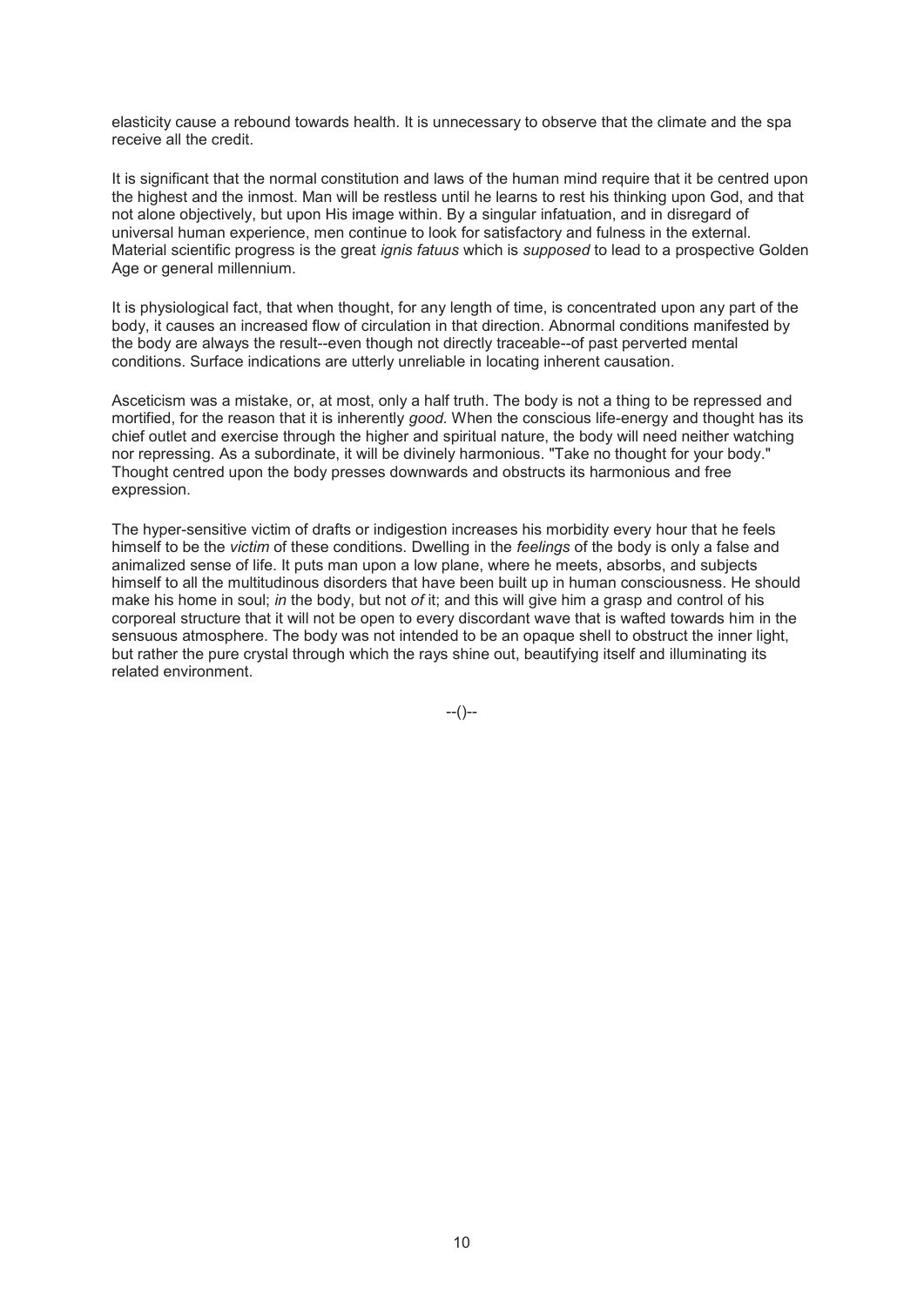elasticity cause a rebound towards health. It is unnecessary to observe that the climate and the spa receive all the credit.

It is significant that the normal constitution and laws of the human mind require that it be centred upon the highest and the inmost. Man will be restless until he learns to rest his thinking upon God, and that not alone objectively, but upon His image within. By a singular infatuation, and in disregard of universal human experience, men continue to look for satisfactory and fulness in the external. Material scientific progress is the great *ignis fatuus* which is *supposed* to lead to a prospective Golden Age or general millennium.

It is physiological fact, that when thought, for any length of time, is concentrated upon any part of the body, it causes an increased flow of circulation in that direction. Abnormal conditions manifested by the body are always the result--even though not directly traceable--of past perverted mental conditions. Surface indications are utterly unreliable in locating inherent causation.

Asceticism was a mistake, or, at most, only a half truth. The body is not a thing to be repressed and mortified, for the reason that it is inherently *good.* When the conscious life-energy and thought has its chief outlet and exercise through the higher and spiritual nature, the body will need neither watching nor repressing. As a subordinate, it will be divinely harmonious. "Take no thought for your body." Thought centred upon the body presses downwards and obstructs its harmonious and free expression.

The hyper-sensitive victim of drafts or indigestion increases his morbidity every hour that he feels himself to be the *victim* of these conditions. Dwelling in the *feelings* of the body is only a false and animalized sense of life. It puts man upon a low plane, where he meets, absorbs, and subjects himself to all the multitudinous disorders that have been built up in human consciousness. He should make his home in soul; *in* the body, but not *of* it; and this will give him a grasp and control of his corporeal structure that it will not be open to every discordant wave that is wafted towards him in the sensuous atmosphere. The body was not intended to be an opaque shell to obstruct the inner light, but rather the pure crystal through which the rays shine out, beautifying itself and illuminating its related environment.

--()--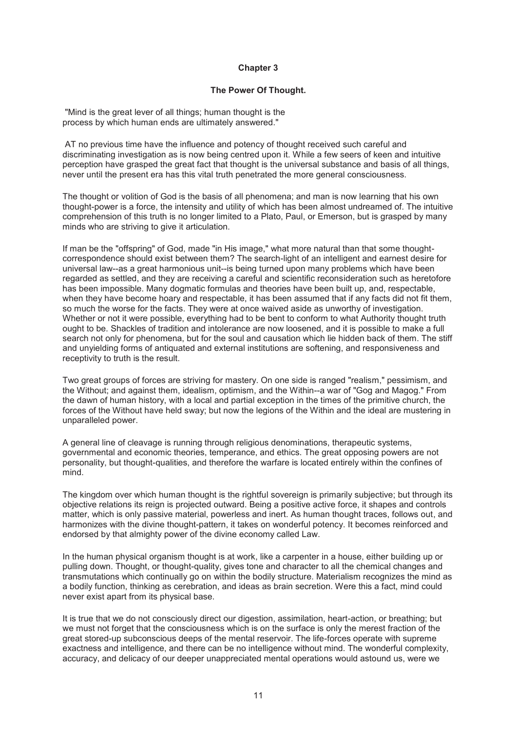## Chapter 3

### The Power Of Thought.

"Mind is the great lever of all things; human thought is the process by which human ends are ultimately answered."

AT no previous time have the influence and potency of thought received such careful and discriminating investigation as is now being centred upon it. While a few seers of keen and intuitive perception have grasped the great fact that thought is the universal substance and basis of all things, never until the present era has this vital truth penetrated the more general consciousness.

The thought or volition of God is the basis of all phenomena; and man is now learning that his own thought-power is a force, the intensity and utility of which has been almost undreamed of. The intuitive comprehension of this truth is no longer limited to a Plato, Paul, or Emerson, but is grasped by many minds who are striving to give it articulation.

If man be the "offspring" of God, made "in His image," what more natural than that some thought-correspondence should exist between them? The search-light of an intelligent and earnest desire for universal law--as a great harmonious unit--is being turned upon many problems which have been regarded as settled, and they are receiving a careful and scientific reconsideration such as heretofore has been impossible. Many dogmatic formulas and theories have been built up, and, respectable, when they have become hoary and respectable, it has been assumed that if any facts did not fit them, so much the worse for the facts. They were at once waived aside as unworthy of investigation. Whether or not it were possible, everything had to be bent to conform to what Authority thought truth ought to be. Shackles of tradition and intolerance are now loosened, and it is possible to make a full search not only for phenomena, but for the soul and causation which lie hidden back of them. The stiff and unyielding forms of antiquated and external institutions are softening, and responsiveness and receptivity to truth is the result.

Two great groups of forces are striving for mastery. On one side is ranged "realism," pessimism, and the Without; and against them, idealism, optimism, and the Within--a war of "Gog and Magog." From the dawn of human history, with a local and partial exception in the times of the primitive church, the forces of the Without have held sway; but now the legions of the Within and the ideal are mustering in unparalleled power.

A general line of cleavage is running through religious denominations, therapeutic systems, governmental and economic theories, temperance, and ethics. The great opposing powers are not personality, but thought-qualities, and therefore the warfare is located entirely within the confines of mind.

The kingdom over which human thought is the rightful sovereign is primarily subjective; but through its objective relations its reign is projected outward. Being a positive active force, it shapes and controls matter, which is only passive material, powerless and inert. As human thought traces, follows out, and harmonizes with the divine thought-pattern, it takes on wonderful potency. It becomes reinforced and endorsed by that almighty power of the divine economy called Law.

In the human physical organism thought is at work, like a carpenter in a house, either building up or pulling down. Thought, or thought-quality, gives tone and character to all the chemical changes and transmutations which continually go on within the bodily structure. Materialism recognizes the mind as a bodily function, thinking as cerebration, and ideas as brain secretion. Were this a fact, mind could never exist apart from its physical base.

It is true that we do not consciously direct our digestion, assimilation, heart-action, or breathing; but we must not forget that the consciousness which is on the surface is only the merest fraction of the great stored-up subconscious deeps of the mental reservoir. The life-forces operate with supreme exactness and intelligence, and there can be no intelligence without mind. The wonderful complexity, accuracy, and delicacy of our deeper unappreciated mental operations would astound us, were we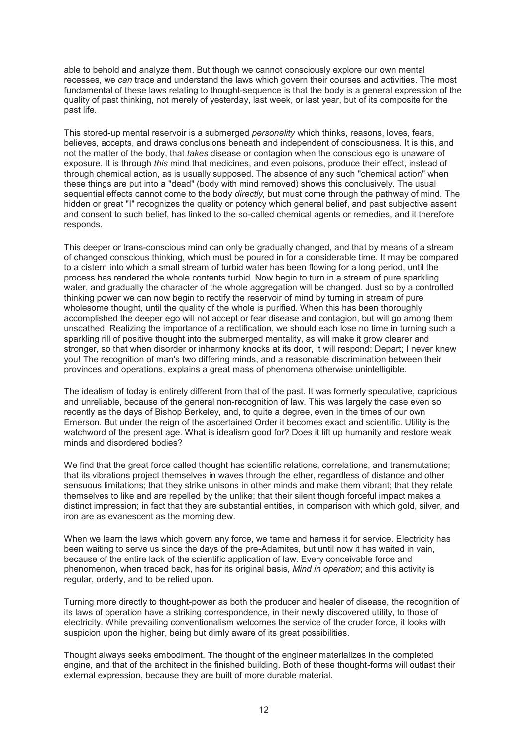able to behold and analyze them. But though we cannot consciously explore our own mental recesses, we *can* trace and understand the laws which govern their courses and activities. The most fundamental of these laws relating to thought-sequence is that the body is a general expression of the quality of past thinking, not merely of yesterday, last week, or last year, but of its composite for the past life.

This stored-up mental reservoir is a submerged *personality* which thinks, reasons, loves, fears, believes, accepts, and draws conclusions beneath and independent of consciousness. It is this, and not the matter of the body, that *takes* disease or contagion when the conscious ego is unaware of exposure. It is through *this* mind that medicines, and even poisons, produce their effect, instead of through chemical action, as is usually supposed. The absence of any such "chemical action" when these things are put into a "dead" (body with mind removed) shows this conclusively. The usual sequential effects cannot come to the body *directly,* but must come through the pathway of mind. The hidden or great "I" recognizes the quality or potency which general belief, and past subjective assent and consent to such belief, has linked to the so-called chemical agents or remedies, and it therefore responds.

This deeper or trans-conscious mind can only be gradually changed, and that by means of a stream of changed conscious thinking, which must be poured in for a considerable time. It may be compared to a cistern into which a small stream of turbid water has been flowing for a long period, until the process has rendered the whole contents turbid. Now begin to turn in a stream of pure sparkling water, and gradually the character of the whole aggregation will be changed. Just so by a controlled thinking power we can now begin to rectify the reservoir of mind by turning in stream of pure wholesome thought, until the quality of the whole is purified. When this has been thoroughly accomplished the deeper ego will not accept or fear disease and contagion, but will go among them unscathed. Realizing the importance of a rectification, we should each lose no time in turning such a sparkling rill of positive thought into the submerged mentality, as will make it grow clearer and stronger, so that when disorder or inharmony knocks at its door, it will respond: Depart; I never knew you! The recognition of man's two differing minds, and a reasonable discrimination between their provinces and operations, explains a great mass of phenomena otherwise unintelligible.

The idealism of today is entirely different from that of the past. It was formerly speculative, capricious and unreliable, because of the general non-recognition of law. This was largely the case even so recently as the days of Bishop Berkeley, and, to quite a degree, even in the times of our own Emerson. But under the reign of the ascertained Order it becomes exact and scientific. Utility is the watchword of the present age. What is idealism good for? Does it lift up humanity and restore weak minds and disordered bodies?

We find that the great force called thought has scientific relations, correlations, and transmutations; that its vibrations project themselves in waves through the ether, regardless of distance and other sensuous limitations; that they strike unisons in other minds and make them vibrant; that they relate themselves to like and are repelled by the unlike; that their silent though forceful impact makes a distinct impression; in fact that they are substantial entities, in comparison with which gold, silver, and iron are as evanescent as the morning dew.

When we learn the laws which govern any force, we tame and harness it for service. Electricity has been waiting to serve us since the days of the pre-Adamites, but until now it has waited in vain, because of the entire lack of the scientific application of law. Every conceivable force and phenomenon, when traced back, has for its original basis, *Mind in operation*; and this activity is regular, orderly, and to be relied upon.

Turning more directly to thought-power as both the producer and healer of disease, the recognition of its laws of operation have a striking correspondence, in their newly discovered utility, to those of electricity. While prevailing conventionalism welcomes the service of the cruder force, it looks with suspicion upon the higher, being but dimly aware of its great possibilities.

Thought always seeks embodiment. The thought of the engineer materializes in the completed engine, and that of the architect in the finished building. Both of these thought-forms will outlast their external expression, because they are built of more durable material.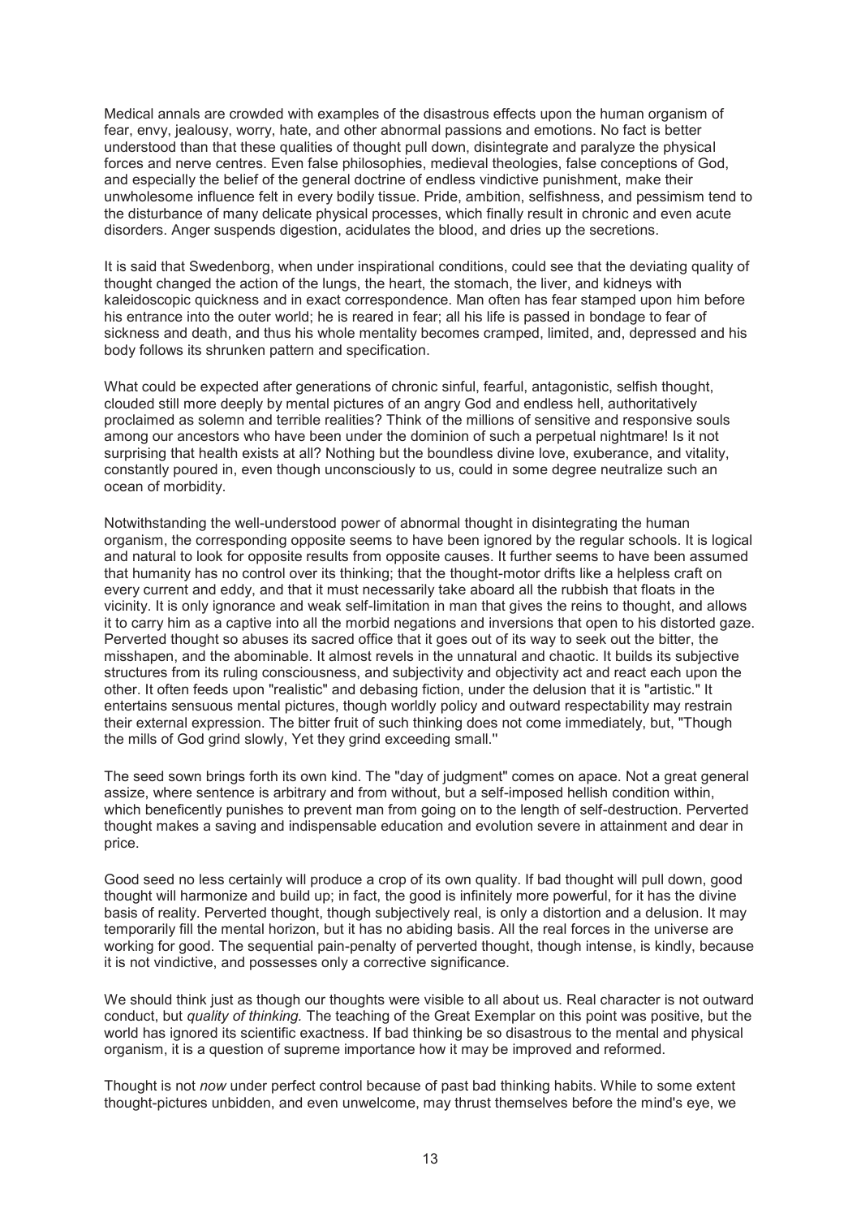Medical annals are crowded with examples of the disastrous effects upon the human organism of fear, envy, jealousy, worry, hate, and other abnormal passions and emotions. No fact is better understood than that these qualities of thought pull down, disintegrate and paralyze the physical forces and nerve centres. Even false philosophies, medieval theologies, false conceptions of God, and especially the belief of the general doctrine of endless vindictive punishment, make their unwholesome influence felt in every bodily tissue. Pride, ambition, selfishness, and pessimism tend to the disturbance of many delicate physical processes, which finally result in chronic and even acute disorders. Anger suspends digestion, acidulates the blood, and dries up the secretions.

It is said that Swedenborg, when under inspirational conditions, could see that the deviating quality of thought changed the action of the lungs, the heart, the stomach, the liver, and kidneys with kaleidoscopic quickness and in exact correspondence. Man often has fear stamped upon him before his entrance into the outer world; he is reared in fear; all his life is passed in bondage to fear of sickness and death, and thus his whole mentality becomes cramped, limited, and, depressed and his body follows its shrunken pattern and specification.

What could be expected after generations of chronic sinful, fearful, antagonistic, selfish thought, clouded still more deeply by mental pictures of an angry God and endless hell, authoritatively proclaimed as solemn and terrible realities? Think of the millions of sensitive and responsive souls among our ancestors who have been under the dominion of such a perpetual nightmare! Is it not surprising that health exists at all? Nothing but the boundless divine love, exuberance, and vitality, constantly poured in, even though unconsciously to us, could in some degree neutralize such an ocean of morbidity.

Notwithstanding the well-understood power of abnormal thought in disintegrating the human organism, the corresponding opposite seems to have been ignored by the regular schools. It is logical and natural to look for opposite results from opposite causes. It further seems to have been assumed that humanity has no control over its thinking; that the thought-motor drifts like a helpless craft on every current and eddy, and that it must necessarily take aboard all the rubbish that floats in the vicinity. It is only ignorance and weak self-limitation in man that gives the reins to thought, and allows it to carry him as a captive into all the morbid negations and inversions that open to his distorted gaze. Perverted thought so abuses its sacred office that it goes out of its way to seek out the bitter, the misshapen, and the abominable. It almost revels in the unnatural and chaotic. It builds its subjective structures from its ruling consciousness, and subjectivity and objectivity act and react each upon the other. It often feeds upon "realistic" and debasing fiction, under the delusion that it is "artistic." It entertains sensuous mental pictures, though worldly policy and outward respectability may restrain their external expression. The bitter fruit of such thinking does not come immediately, but, "Though the mills of God grind slowly, Yet they grind exceeding small."

The seed sown brings forth its own kind. The "day of judgment" comes on apace. Not a great general assize, where sentence is arbitrary and from without, but a self-imposed hellish condition within, which beneficently punishes to prevent man from going on to the length of self-destruction. Perverted thought makes a saving and indispensable education and evolution severe in attainment and dear in price.

Good seed no less certainly will produce a crop of its own quality. If bad thought will pull down, good thought will harmonize and build up; in fact, the good is infinitely more powerful, for it has the divine basis of reality. Perverted thought, though subjectively real, is only a distortion and a delusion. It may temporarily fill the mental horizon, but it has no abiding basis. All the real forces in the universe are working for good. The sequential pain-penalty of perverted thought, though intense, is kindly, because it is not vindictive, and possesses only a corrective significance.

We should think just as though our thoughts were visible to all about us. Real character is not outward conduct, but *quality of thinking.* The teaching of the Great Exemplar on this point was positive, but the world has ignored its scientific exactness. If bad thinking be so disastrous to the mental and physical organism, it is a question of supreme importance how it may be improved and reformed.

Thought is not *now* under perfect control because of past bad thinking habits. While to some extent thought-pictures unbidden, and even unwelcome, may thrust themselves before the mind's eye, we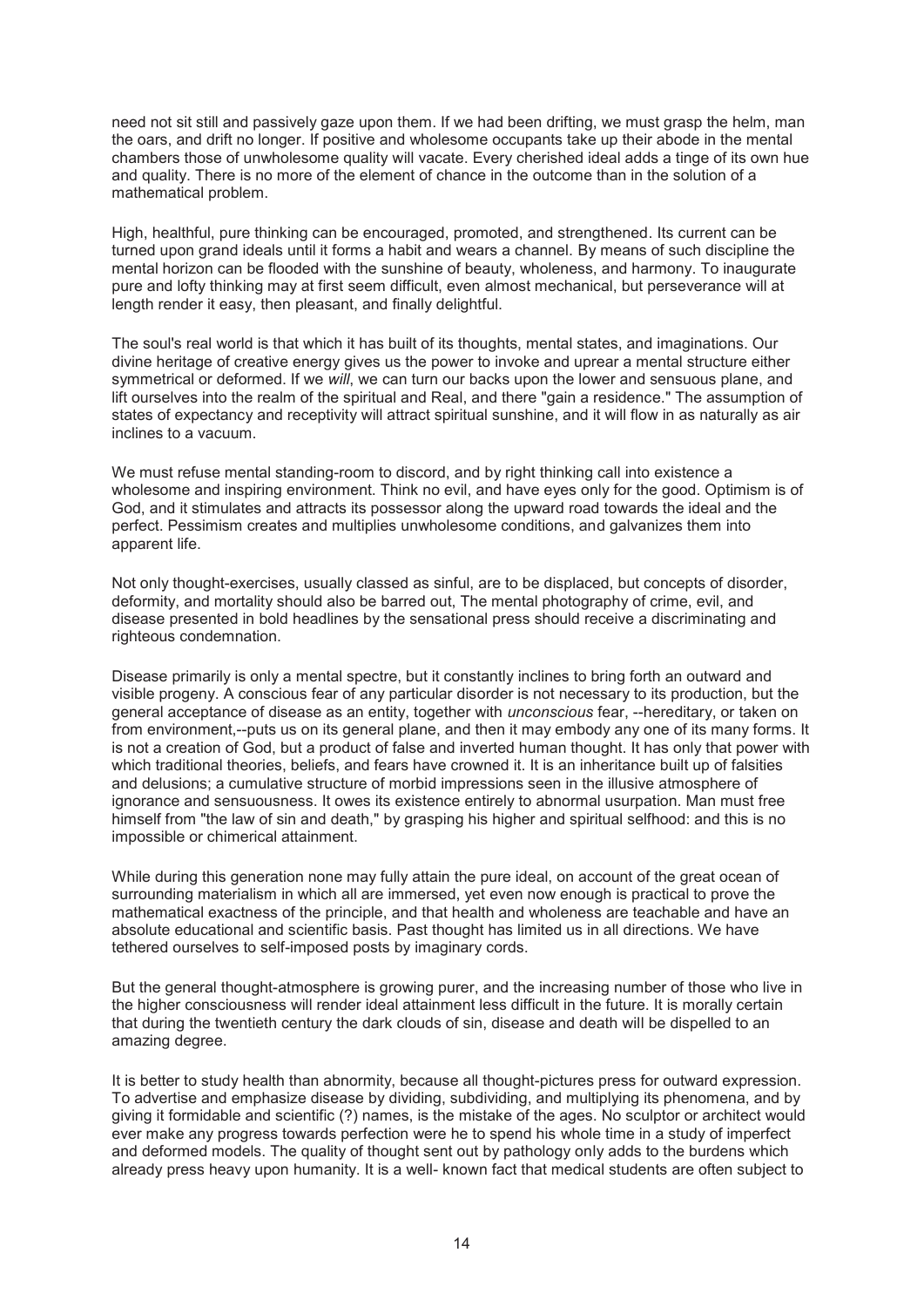need not sit still and passively gaze upon them. If we had been drifting, we must grasp the helm, man the oars, and drift no longer. If positive and wholesome occupants take up their abode in the mental chambers those of unwholesome quality will vacate. Every cherished ideal adds a tinge of its own hue and quality. There is no more of the element of chance in the outcome than in the solution of a mathematical problem.

High, healthful, pure thinking can be encouraged, promoted, and strengthened. Its current can be turned upon grand ideals until it forms a habit and wears a channel. By means of such discipline the mental horizon can be flooded with the sunshine of beauty, wholeness, and harmony. To inaugurate pure and lofty thinking may at first seem difficult, even almost mechanical, but perseverance will at length render it easy, then pleasant, and finally delightful.

The soul's real world is that which it has built of its thoughts, mental states, and imaginations. Our divine heritage of creative energy gives us the power to invoke and uprear a mental structure either symmetrical or deformed. If we *will*, we can turn our backs upon the lower and sensuous plane, and lift ourselves into the realm of the spiritual and Real, and there "gain a residence." The assumption of states of expectancy and receptivity will attract spiritual sunshine, and it will flow in as naturally as air inclines to a vacuum.

We must refuse mental standing-room to discord, and by right thinking call into existence a wholesome and inspiring environment. Think no evil, and have eyes only for the good. Optimism is of God, and it stimulates and attracts its possessor along the upward road towards the ideal and the perfect. Pessimism creates and multiplies unwholesome conditions, and galvanizes them into apparent life.

Not only thought-exercises, usually classed as sinful, are to be displaced, but concepts of disorder, deformity, and mortality should also be barred out, The mental photography of crime, evil, and disease presented in bold headlines by the sensational press should receive a discriminating and righteous condemnation.

Disease primarily is only a mental spectre, but it constantly inclines to bring forth an outward and visible progeny. A conscious fear of any particular disorder is not necessary to its production, but the general acceptance of disease as an entity, together with *unconscious* fear, --hereditary, or taken on from environment,--puts us on its general plane, and then it may embody any one of its many forms. It is not a creation of God, but a product of false and inverted human thought. It has only that power with which traditional theories, beliefs, and fears have crowned it. It is an inheritance built up of falsities and delusions; a cumulative structure of morbid impressions seen in the illusive atmosphere of ignorance and sensuousness. It owes its existence entirely to abnormal usurpation. Man must free himself from "the law of sin and death," by grasping his higher and spiritual selfhood: and this is no impossible or chimerical attainment.

While during this generation none may fully attain the pure ideal, on account of the great ocean of surrounding materialism in which all are immersed, yet even now enough is practical to prove the mathematical exactness of the principle, and that health and wholeness are teachable and have an absolute educational and scientific basis. Past thought has limited us in all directions. We have tethered ourselves to self-imposed posts by imaginary cords.

But the general thought-atmosphere is growing purer, and the increasing number of those who live in the higher consciousness will render ideal attainment less difficult in the future. It is morally certain that during the twentieth century the dark clouds of sin, disease and death will be dispelled to an amazing degree.

It is better to study health than abnormity, because all thought-pictures press for outward expression. To advertise and emphasize disease by dividing, subdividing, and multiplying its phenomena, and by giving it formidable and scientific (?) names, is the mistake of the ages. No sculptor or architect would ever make any progress towards perfection were he to spend his whole time in a study of imperfect and deformed models. The quality of thought sent out by pathology only adds to the burdens which already press heavy upon humanity. It is a well- known fact that medical students are often subject to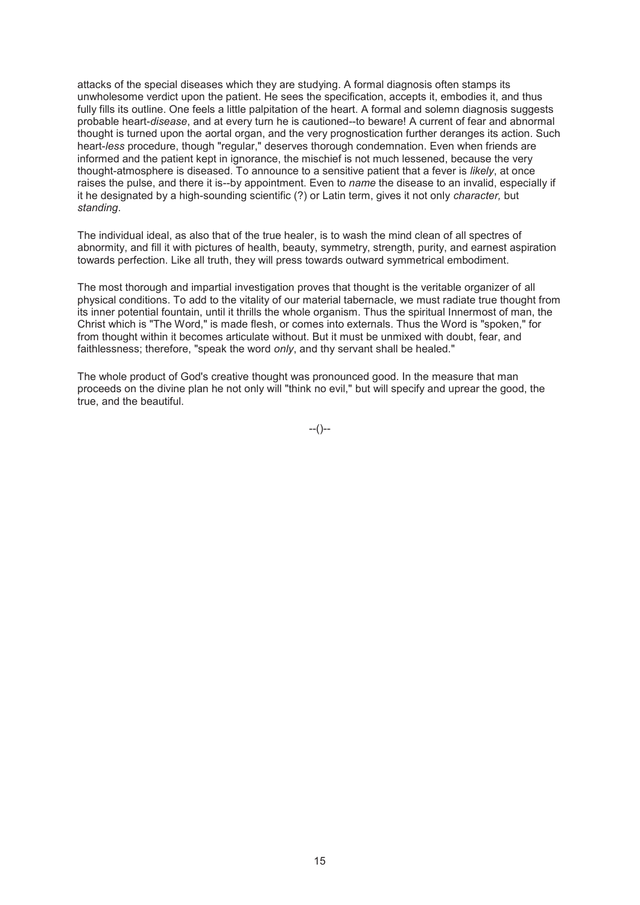attacks of the special diseases which they are studying. A formal diagnosis often stamps its unwholesome verdict upon the patient. He sees the specification, accepts it, embodies it, and thus fully fills its outline. One feels a little palpitation of the heart. A formal and solemn diagnosis suggests probable heart-*disease*, and at every turn he is cautioned--to beware! A current of fear and abnormal thought is turned upon the aortal organ, and the very prognostication further deranges its action. Such heart-*less* procedure, though "regular," deserves thorough condemnation. Even when friends are informed and the patient kept in ignorance, the mischief is not much lessened, because the very thought-atmosphere is diseased. To announce to a sensitive patient that a fever is *likely*, at once raises the pulse, and there it is--by appointment. Even to *name* the disease to an invalid, especially if it he designated by a high-sounding scientific (?) or Latin term, gives it not only *character,* but *standing*.

The individual ideal, as also that of the true healer, is to wash the mind clean of all spectres of abnormity, and fill it with pictures of health, beauty, symmetry, strength, purity, and earnest aspiration towards perfection. Like all truth, they will press towards outward symmetrical embodiment.

The most thorough and impartial investigation proves that thought is the veritable organizer of all physical conditions. To add to the vitality of our material tabernacle, we must radiate true thought from its inner potential fountain, until it thrills the whole organism. Thus the spiritual Innermost of man, the Christ which is "The Word," is made flesh, or comes into externals. Thus the Word is "spoken," for from thought within it becomes articulate without. But it must be unmixed with doubt, fear, and faithlessness; therefore, "speak the word *only*, and thy servant shall be healed."

The whole product of God's creative thought was pronounced good. In the measure that man proceeds on the divine plan he not only will "think no evil," but will specify and uprear the good, the true, and the beautiful.

--()--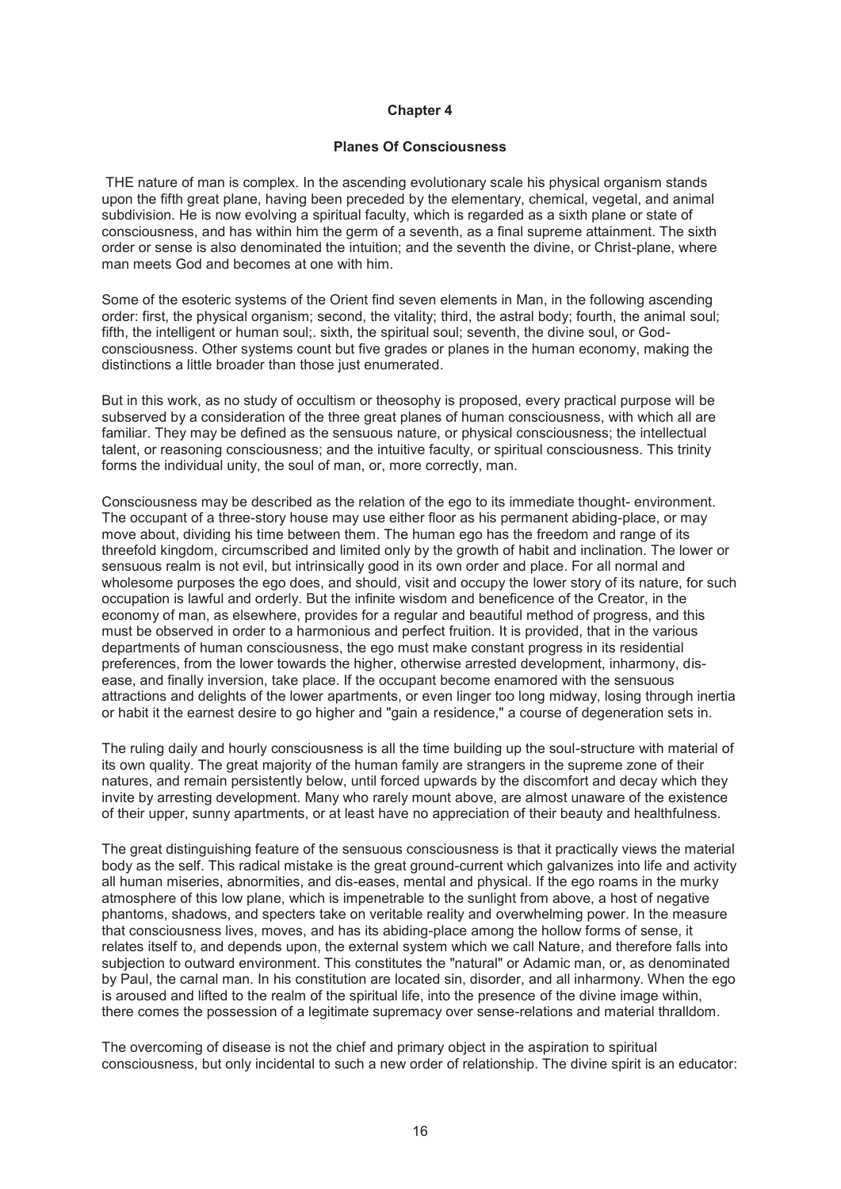## Chapter 4

### Planes Of Consciousness

THE nature of man is complex. In the ascending evolutionary scale his physical organism stands upon the fifth great plane, having been preceded by the elementary, chemical, vegetal, and animal subdivision. He is now evolving a spiritual faculty, which is regarded as a sixth plane or state of consciousness, and has within him the germ of a seventh, as a final supreme attainment. The sixth order or sense is also denominated the intuition; and the seventh the divine, or Christ-plane, where man meets God and becomes at one with him.

Some of the esoteric systems of the Orient find seven elements in Man, in the following ascending order: first, the physical organism; second, the vitality; third, the astral body; fourth, the animal soul; fifth, the intelligent or human soul;. sixth, the spiritual soul; seventh, the divine soul, or God-consciousness. Other systems count but five grades or planes in the human economy, making the distinctions a little broader than those just enumerated.

But in this work, as no study of occultism or theosophy is proposed, every practical purpose will be subserved by a consideration of the three great planes of human consciousness, with which all are familiar. They may be defined as the sensuous nature, or physical consciousness; the intellectual talent, or reasoning consciousness; and the intuitive faculty, or spiritual consciousness. This trinity forms the individual unity, the soul of man, or, more correctly, man.

Consciousness may be described as the relation of the ego to its immediate thought- environment. The occupant of a three-story house may use either floor as his permanent abiding-place, or may move about, dividing his time between them. The human ego has the freedom and range of its threefold kingdom, circumscribed and limited only by the growth of habit and inclination. The lower or sensuous realm is not evil, but intrinsically good in its own order and place. For all normal and wholesome purposes the ego does, and should, visit and occupy the lower story of its nature, for such occupation is lawful and orderly. But the infinite wisdom and beneficence of the Creator, in the economy of man, as elsewhere, provides for a regular and beautiful method of progress, and this must be observed in order to a harmonious and perfect fruition. It is provided, that in the various departments of human consciousness, the ego must make constant progress in its residential preferences, from the lower towards the higher, otherwise arrested development, inharmony, dis-ease, and finally inversion, take place. If the occupant become enamored with the sensuous attractions and delights of the lower apartments, or even linger too long midway, losing through inertia or habit it the earnest desire to go higher and "gain a residence," a course of degeneration sets in.

The ruling daily and hourly consciousness is all the time building up the soul-structure with material of its own quality. The great majority of the human family are strangers in the supreme zone of their natures, and remain persistently below, until forced upwards by the discomfort and decay which they invite by arresting development. Many who rarely mount above, are almost unaware of the existence of their upper, sunny apartments, or at least have no appreciation of their beauty and healthfulness.

The great distinguishing feature of the sensuous consciousness is that it practically views the material body as the self. This radical mistake is the great ground-current which galvanizes into life and activity all human miseries, abnormities, and dis-eases, mental and physical. If the ego roams in the murky atmosphere of this low plane, which is impenetrable to the sunlight from above, a host of negative phantoms, shadows, and specters take on veritable reality and overwhelming power. In the measure that consciousness lives, moves, and has its abiding-place among the hollow forms of sense, it relates itself to, and depends upon, the external system which we call Nature, and therefore falls into subjection to outward environment. This constitutes the "natural" or Adamic man, or, as denominated by Paul, the carnal man. In his constitution are located sin, disorder, and all inharmony. When the ego is aroused and lifted to the realm of the spiritual life, into the presence of the divine image within, there comes the possession of a legitimate supremacy over sense-relations and material thralldom.

The overcoming of disease is not the chief and primary object in the aspiration to spiritual consciousness, but only incidental to such a new order of relationship. The divine spirit is an educator: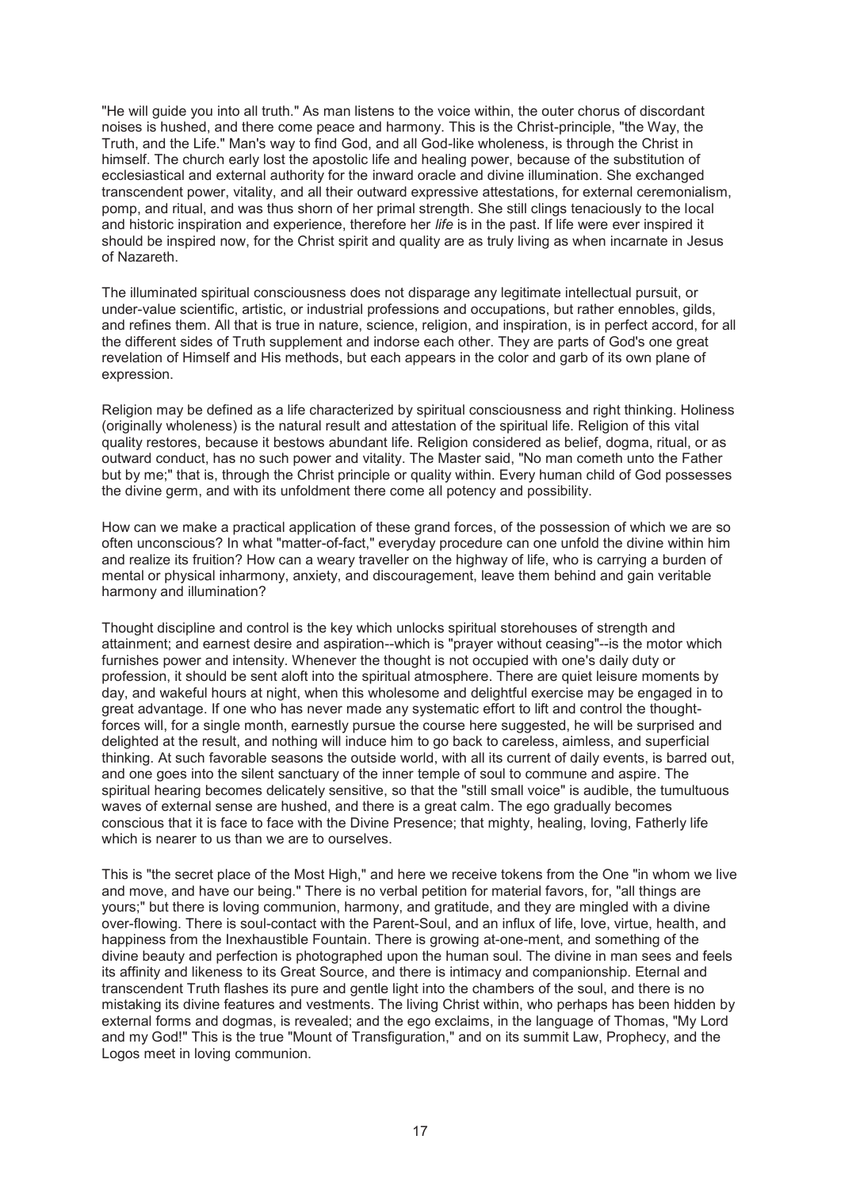"He will guide you into all truth." As man listens to the voice within, the outer chorus of discordant noises is hushed, and there come peace and harmony. This is the Christ-principle, "the Way, the Truth, and the Life." Man's way to find God, and all God-like wholeness, is through the Christ in himself. The church early lost the apostolic life and healing power, because of the substitution of ecclesiastical and external authority for the inward oracle and divine illumination. She exchanged transcendent power, vitality, and all their outward expressive attestations, for external ceremonialism, pomp, and ritual, and was thus shorn of her primal strength. She still clings tenaciously to the local and historic inspiration and experience, therefore her *life* is in the past. If life were ever inspired it should be inspired now, for the Christ spirit and quality are as truly living as when incarnate in Jesus of Nazareth.

The illuminated spiritual consciousness does not disparage any legitimate intellectual pursuit, or under-value scientific, artistic, or industrial professions and occupations, but rather ennobles, gilds, and refines them. All that is true in nature, science, religion, and inspiration, is in perfect accord, for all the different sides of Truth supplement and indorse each other. They are parts of God's one great revelation of Himself and His methods, but each appears in the color and garb of its own plane of expression.

Religion may be defined as a life characterized by spiritual consciousness and right thinking. Holiness (originally wholeness) is the natural result and attestation of the spiritual life. Religion of this vital quality restores, because it bestows abundant life. Religion considered as belief, dogma, ritual, or as outward conduct, has no such power and vitality. The Master said, "No man cometh unto the Father but by me;" that is, through the Christ principle or quality within. Every human child of God possesses the divine germ, and with its unfoldment there come all potency and possibility.

How can we make a practical application of these grand forces, of the possession of which we are so often unconscious? In what "matter-of-fact," everyday procedure can one unfold the divine within him and realize its fruition? How can a weary traveller on the highway of life, who is carrying a burden of mental or physical inharmony, anxiety, and discouragement, leave them behind and gain veritable harmony and illumination?

Thought discipline and control is the key which unlocks spiritual storehouses of strength and attainment; and earnest desire and aspiration--which is "prayer without ceasing"--is the motor which furnishes power and intensity. Whenever the thought is not occupied with one's daily duty or profession, it should be sent aloft into the spiritual atmosphere. There are quiet leisure moments by day, and wakeful hours at night, when this wholesome and delightful exercise may be engaged in to great advantage. If one who has never made any systematic effort to lift and control the thought-forces will, for a single month, earnestly pursue the course here suggested, he will be surprised and delighted at the result, and nothing will induce him to go back to careless, aimless, and superficial thinking. At such favorable seasons the outside world, with all its current of daily events, is barred out, and one goes into the silent sanctuary of the inner temple of soul to commune and aspire. The spiritual hearing becomes delicately sensitive, so that the "still small voice" is audible, the tumultuous waves of external sense are hushed, and there is a great calm. The ego gradually becomes conscious that it is face to face with the Divine Presence; that mighty, healing, loving, Fatherly life which is nearer to us than we are to ourselves.

This is "the secret place of the Most High," and here we receive tokens from the One "in whom we live and move, and have our being." There is no verbal petition for material favors, for, "all things are yours;" but there is loving communion, harmony, and gratitude, and they are mingled with a divine over-flowing. There is soul-contact with the Parent-Soul, and an influx of life, love, virtue, health, and happiness from the Inexhaustible Fountain. There is growing at-one-ment, and something of the divine beauty and perfection is photographed upon the human soul. The divine in man sees and feels its affinity and likeness to its Great Source, and there is intimacy and companionship. Eternal and transcendent Truth flashes its pure and gentle light into the chambers of the soul, and there is no mistaking its divine features and vestments. The living Christ within, who perhaps has been hidden by external forms and dogmas, is revealed; and the ego exclaims, in the language of Thomas, "My Lord and my God!" This is the true "Mount of Transfiguration," and on its summit Law, Prophecy, and the Logos meet in loving communion.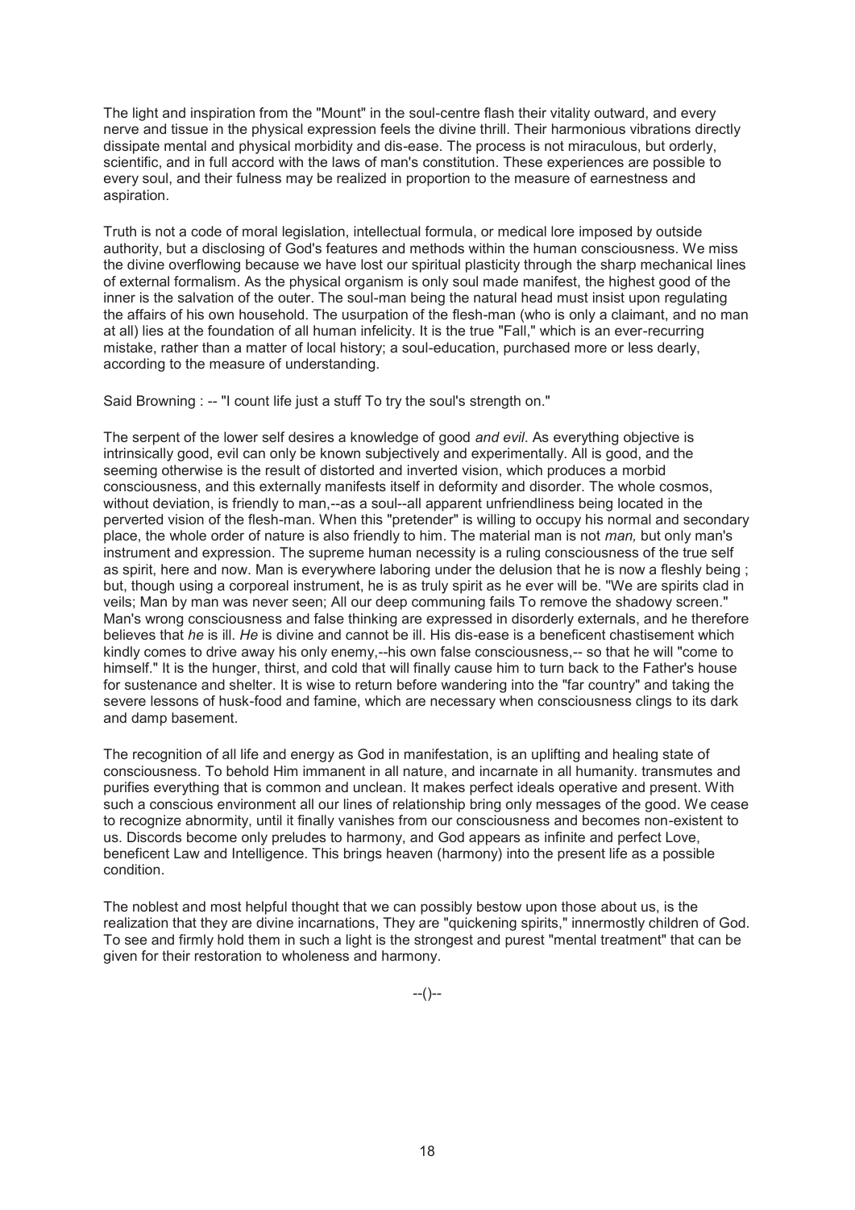The light and inspiration from the "Mount" in the soul-centre flash their vitality outward, and every nerve and tissue in the physical expression feels the divine thrill. Their harmonious vibrations directly dissipate mental and physical morbidity and dis-ease. The process is not miraculous, but orderly, scientific, and in full accord with the laws of man's constitution. These experiences are possible to every soul, and their fulness may be realized in proportion to the measure of earnestness and aspiration.

Truth is not a code of moral legislation, intellectual formula, or medical lore imposed by outside authority, but a disclosing of God's features and methods within the human consciousness. We miss the divine overflowing because we have lost our spiritual plasticity through the sharp mechanical lines of external formalism. As the physical organism is only soul made manifest, the highest good of the inner is the salvation of the outer. The soul-man being the natural head must insist upon regulating the affairs of his own household. The usurpation of the flesh-man (who is only a claimant, and no man at all) lies at the foundation of all human infelicity. It is the true "Fall," which is an ever-recurring mistake, rather than a matter of local history; a soul-education, purchased more or less dearly, according to the measure of understanding.

Said Browning : -- "I count life just a stuff To try the soul's strength on."

The serpent of the lower self desires a knowledge of good *and evil*. As everything objective is intrinsically good, evil can only be known subjectively and experimentally. All is good, and the seeming otherwise is the result of distorted and inverted vision, which produces a morbid consciousness, and this externally manifests itself in deformity and disorder. The whole cosmos, without deviation, is friendly to man,--as a soul--all apparent unfriendliness being located in the perverted vision of the flesh-man. When this "pretender" is willing to occupy his normal and secondary place, the whole order of nature is also friendly to him. The material man is not *man,* but only man's instrument and expression. The supreme human necessity is a ruling consciousness of the true self as spirit, here and now. Man is everywhere laboring under the delusion that he is now a fleshly being ; but, though using a corporeal instrument, he is as truly spirit as he ever will be. "We are spirits clad in veils; Man by man was never seen; All our deep communing fails To remove the shadowy screen." Man's wrong consciousness and false thinking are expressed in disorderly externals, and he therefore believes that *he* is ill. *He* is divine and cannot be ill. His dis-ease is a beneficent chastisement which kindly comes to drive away his only enemy,--his own false consciousness,-- so that he will "come to himself." It is the hunger, thirst, and cold that will finally cause him to turn back to the Father's house for sustenance and shelter. It is wise to return before wandering into the "far country" and taking the severe lessons of husk-food and famine, which are necessary when consciousness clings to its dark and damp basement.

The recognition of all life and energy as God in manifestation, is an uplifting and healing state of consciousness. To behold Him immanent in all nature, and incarnate in all humanity. transmutes and purifies everything that is common and unclean. It makes perfect ideals operative and present. With such a conscious environment all our lines of relationship bring only messages of the good. We cease to recognize abnormity, until it finally vanishes from our consciousness and becomes non-existent to us. Discords become only preludes to harmony, and God appears as infinite and perfect Love, beneficent Law and Intelligence. This brings heaven (harmony) into the present life as a possible condition.

The noblest and most helpful thought that we can possibly bestow upon those about us, is the realization that they are divine incarnations, They are "quickening spirits," innermostly children of God. To see and firmly hold them in such a light is the strongest and purest "mental treatment" that can be given for their restoration to wholeness and harmony.

--()--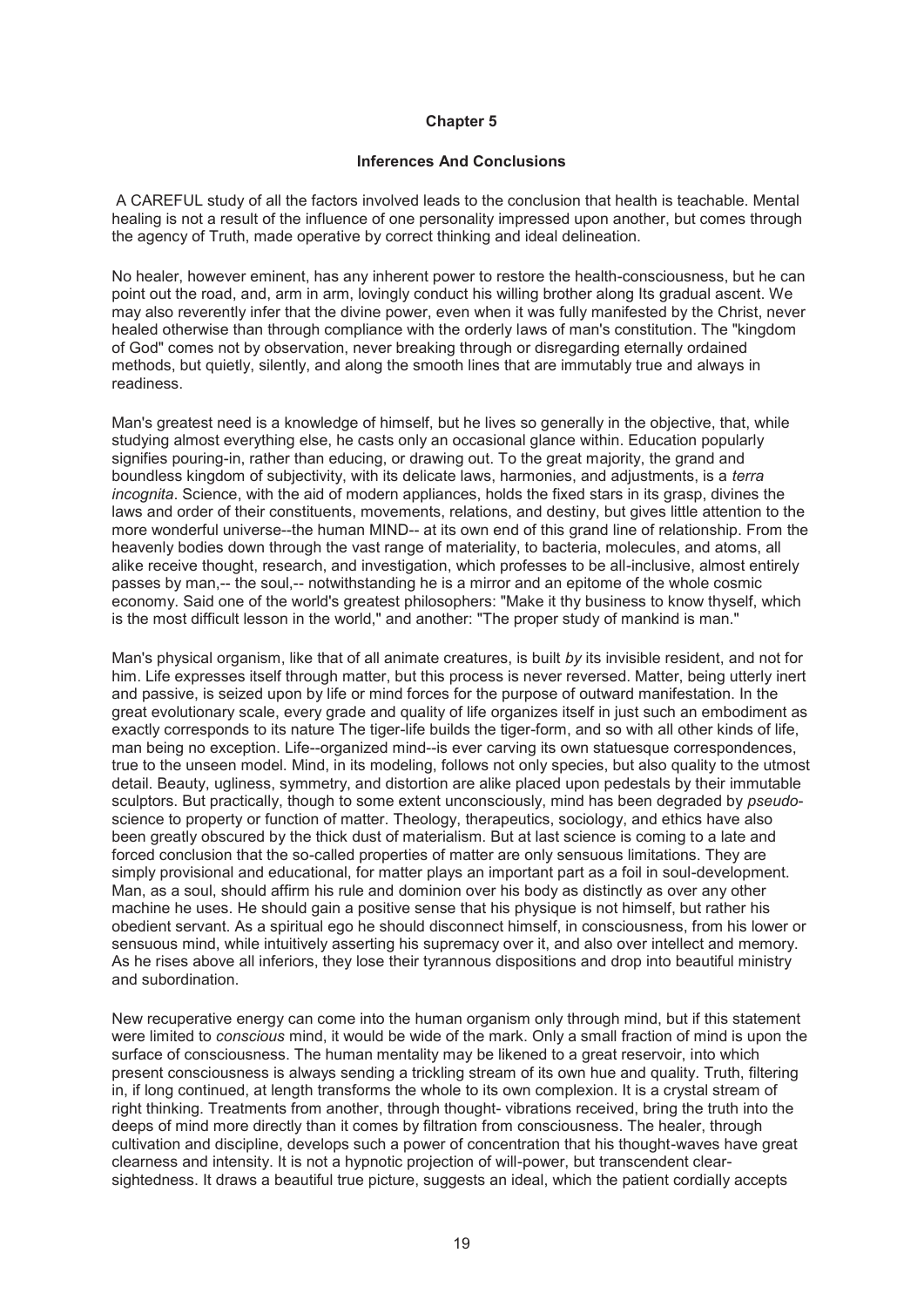## Chapter 5

### Inferences And Conclusions

A CAREFUL study of all the factors involved leads to the conclusion that health is teachable. Mental healing is not a result of the influence of one personality impressed upon another, but comes through the agency of Truth, made operative by correct thinking and ideal delineation.

No healer, however eminent, has any inherent power to restore the health-consciousness, but he can point out the road, and, arm in arm, lovingly conduct his willing brother along Its gradual ascent. We may also reverently infer that the divine power, even when it was fully manifested by the Christ, never healed otherwise than through compliance with the orderly laws of man's constitution. The "kingdom of God" comes not by observation, never breaking through or disregarding eternally ordained methods, but quietly, silently, and along the smooth lines that are immutably true and always in readiness.

Man's greatest need is a knowledge of himself, but he lives so generally in the objective, that, while studying almost everything else, he casts only an occasional glance within. Education popularly signifies pouring-in, rather than educing, or drawing out. To the great majority, the grand and boundless kingdom of subjectivity, with its delicate laws, harmonies, and adjustments, is a *terra incognita*. Science, with the aid of modern appliances, holds the fixed stars in its grasp, divines the laws and order of their constituents, movements, relations, and destiny, but gives little attention to the more wonderful universe--the human MIND-- at its own end of this grand line of relationship. From the heavenly bodies down through the vast range of materiality, to bacteria, molecules, and atoms, all alike receive thought, research, and investigation, which professes to be all-inclusive, almost entirely passes by man,-- the soul,-- notwithstanding he is a mirror and an epitome of the whole cosmic economy. Said one of the world's greatest philosophers: "Make it thy business to know thyself, which is the most difficult lesson in the world," and another: "The proper study of mankind is man."

Man's physical organism, like that of all animate creatures, is built *by* its invisible resident, and not for him. Life expresses itself through matter, but this process is never reversed. Matter, being utterly inert and passive, is seized upon by life or mind forces for the purpose of outward manifestation. In the great evolutionary scale, every grade and quality of life organizes itself in just such an embodiment as exactly corresponds to its nature The tiger-life builds the tiger-form, and so with all other kinds of life, man being no exception. Life--organized mind--is ever carving its own statuesque correspondences, true to the unseen model. Mind, in its modeling, follows not only species, but also quality to the utmost detail. Beauty, ugliness, symmetry, and distortion are alike placed upon pedestals by their immutable sculptors. But practically, though to some extent unconsciously, mind has been degraded by *pseudo*-science to property or function of matter. Theology, therapeutics, sociology, and ethics have also been greatly obscured by the thick dust of materialism. But at last science is coming to a late and forced conclusion that the so-called properties of matter are only sensuous limitations. They are simply provisional and educational, for matter plays an important part as a foil in soul-development. Man, as a soul, should affirm his rule and dominion over his body as distinctly as over any other machine he uses. He should gain a positive sense that his physique is not himself, but rather his obedient servant. As a spiritual ego he should disconnect himself, in consciousness, from his lower or sensuous mind, while intuitively asserting his supremacy over it, and also over intellect and memory. As he rises above all inferiors, they lose their tyrannous dispositions and drop into beautiful ministry and subordination.

New recuperative energy can come into the human organism only through mind, but if this statement were limited to *conscious* mind, it would be wide of the mark. Only a small fraction of mind is upon the surface of consciousness. The human mentality may be likened to a great reservoir, into which present consciousness is always sending a trickling stream of its own hue and quality. Truth, filtering in, if long continued, at length transforms the whole to its own complexion. It is a crystal stream of right thinking. Treatments from another, through thought- vibrations received, bring the truth into the deeps of mind more directly than it comes by filtration from consciousness. The healer, through cultivation and discipline, develops such a power of concentration that his thought-waves have great clearness and intensity. It is not a hypnotic projection of will-power, but transcendent clear-sightedness. It draws a beautiful true picture, suggests an ideal, which the patient cordially accepts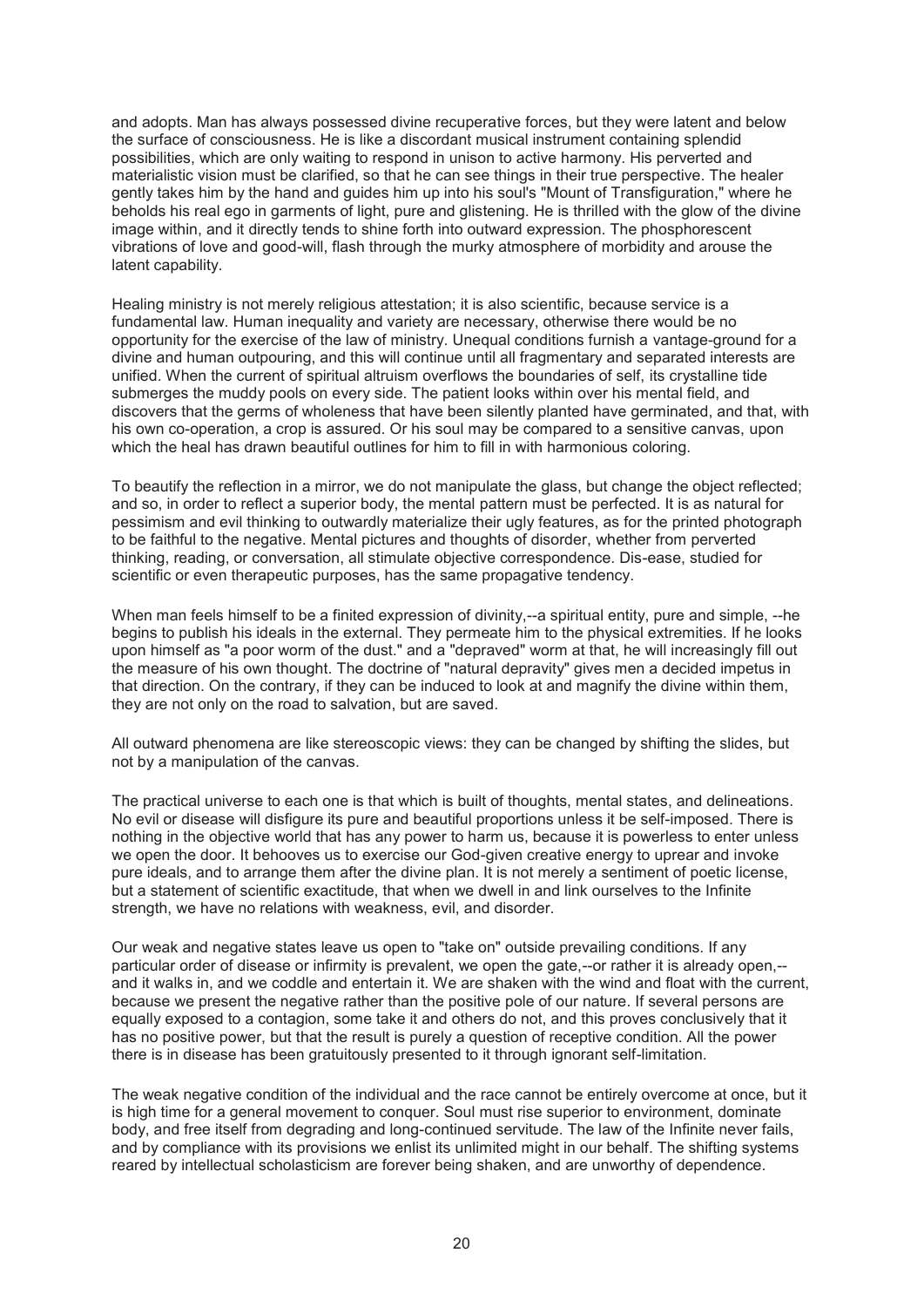and adopts. Man has always possessed divine recuperative forces, but they were latent and below the surface of consciousness. He is like a discordant musical instrument containing splendid possibilities, which are only waiting to respond in unison to active harmony. His perverted and materialistic vision must be clarified, so that he can see things in their true perspective. The healer gently takes him by the hand and guides him up into his soul's "Mount of Transfiguration," where he beholds his real ego in garments of light, pure and glistening. He is thrilled with the glow of the divine image within, and it directly tends to shine forth into outward expression. The phosphorescent vibrations of love and good-will, flash through the murky atmosphere of morbidity and arouse the latent capability.

Healing ministry is not merely religious attestation; it is also scientific, because service is a fundamental law. Human inequality and variety are necessary, otherwise there would be no opportunity for the exercise of the law of ministry. Unequal conditions furnish a vantage-ground for a divine and human outpouring, and this will continue until all fragmentary and separated interests are unified. When the current of spiritual altruism overflows the boundaries of self, its crystalline tide submerges the muddy pools on every side. The patient looks within over his mental field, and discovers that the germs of wholeness that have been silently planted have germinated, and that, with his own co-operation, a crop is assured. Or his soul may be compared to a sensitive canvas, upon which the heal has drawn beautiful outlines for him to fill in with harmonious coloring.

To beautify the reflection in a mirror, we do not manipulate the glass, but change the object reflected; and so, in order to reflect a superior body, the mental pattern must be perfected. It is as natural for pessimism and evil thinking to outwardly materialize their ugly features, as for the printed photograph to be faithful to the negative. Mental pictures and thoughts of disorder, whether from perverted thinking, reading, or conversation, all stimulate objective correspondence. Dis-ease, studied for scientific or even therapeutic purposes, has the same propagative tendency.

When man feels himself to be a finited expression of divinity,--a spiritual entity, pure and simple, --he begins to publish his ideals in the external. They permeate him to the physical extremities. If he looks upon himself as "a poor worm of the dust." and a "depraved" worm at that, he will increasingly fill out the measure of his own thought. The doctrine of "natural depravity" gives men a decided impetus in that direction. On the contrary, if they can be induced to look at and magnify the divine within them, they are not only on the road to salvation, but are saved.

All outward phenomena are like stereoscopic views: they can be changed by shifting the slides, but not by a manipulation of the canvas.

The practical universe to each one is that which is built of thoughts, mental states, and delineations. No evil or disease will disfigure its pure and beautiful proportions unless it be self-imposed. There is nothing in the objective world that has any power to harm us, because it is powerless to enter unless we open the door. It behooves us to exercise our God-given creative energy to uprear and invoke pure ideals, and to arrange them after the divine plan. It is not merely a sentiment of poetic license, but a statement of scientific exactitude, that when we dwell in and link ourselves to the Infinite strength, we have no relations with weakness, evil, and disorder.

Our weak and negative states leave us open to "take on" outside prevailing conditions. If any particular order of disease or infirmity is prevalent, we open the gate,--or rather it is already open,--and it walks in, and we coddle and entertain it. We are shaken with the wind and float with the current, because we present the negative rather than the positive pole of our nature. If several persons are equally exposed to a contagion, some take it and others do not, and this proves conclusively that it has no positive power, but that the result is purely a question of receptive condition. All the power there is in disease has been gratuitously presented to it through ignorant self-limitation.

The weak negative condition of the individual and the race cannot be entirely overcome at once, but it is high time for a general movement to conquer. Soul must rise superior to environment, dominate body, and free itself from degrading and long-continued servitude. The law of the Infinite never fails, and by compliance with its provisions we enlist its unlimited might in our behalf. The shifting systems reared by intellectual scholasticism are forever being shaken, and are unworthy of dependence.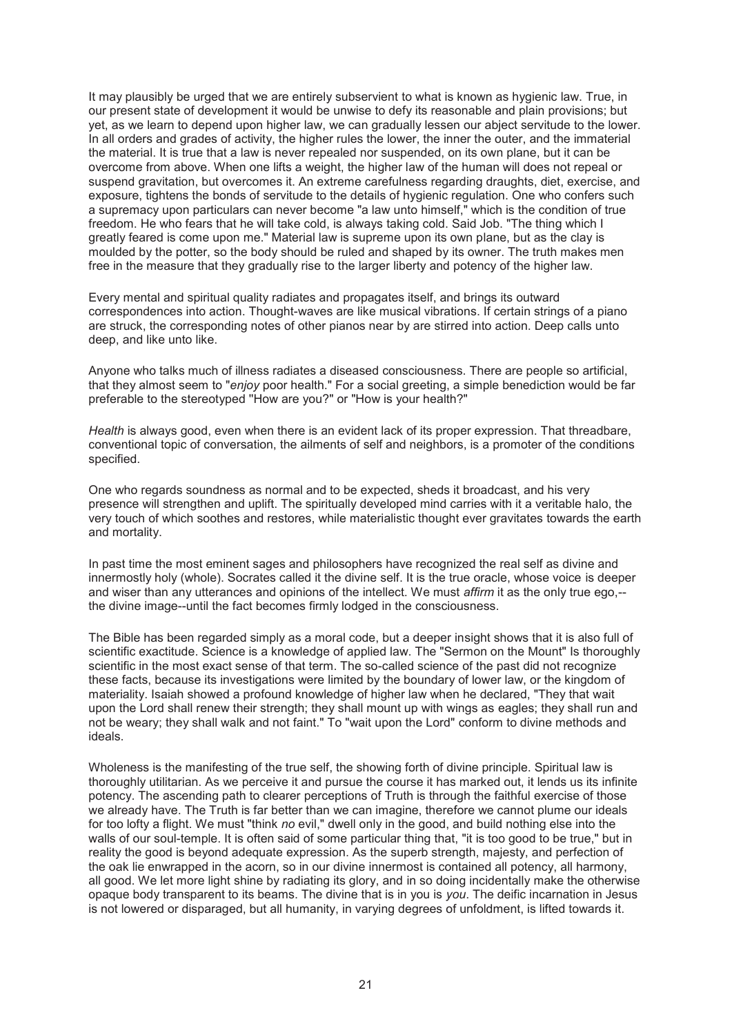It may plausibly be urged that we are entirely subservient to what is known as hygienic law. True, in our present state of development it would be unwise to defy its reasonable and plain provisions; but yet, as we learn to depend upon higher law, we can gradually lessen our abject servitude to the lower. In all orders and grades of activity, the higher rules the lower, the inner the outer, and the immaterial the material. It is true that a law is never repealed nor suspended, on its own plane, but it can be overcome from above. When one lifts a weight, the higher law of the human will does not repeal or suspend gravitation, but overcomes it. An extreme carefulness regarding draughts, diet, exercise, and exposure, tightens the bonds of servitude to the details of hygienic regulation. One who confers such a supremacy upon particulars can never become "a law unto himself," which is the condition of true freedom. He who fears that he will take cold, is always taking cold. Said Job. "The thing which I greatly feared is come upon me." Material law is supreme upon its own plane, but as the clay is moulded by the potter, so the body should be ruled and shaped by its owner. The truth makes men free in the measure that they gradually rise to the larger liberty and potency of the higher law.

Every mental and spiritual quality radiates and propagates itself, and brings its outward correspondences into action. Thought-waves are like musical vibrations. If certain strings of a piano are struck, the corresponding notes of other pianos near by are stirred into action. Deep calls unto deep, and like unto like.

Anyone who talks much of illness radiates a diseased consciousness. There are people so artificial, that they almost seem to "*enjoy* poor health." For a social greeting, a simple benediction would be far preferable to the stereotyped "How are you?" or "How is your health?"

*Health* is always good, even when there is an evident lack of its proper expression. That threadbare, conventional topic of conversation, the ailments of self and neighbors, is a promoter of the conditions specified.

One who regards soundness as normal and to be expected, sheds it broadcast, and his very presence will strengthen and uplift. The spiritually developed mind carries with it a veritable halo, the very touch of which soothes and restores, while materialistic thought ever gravitates towards the earth and mortality.

In past time the most eminent sages and philosophers have recognized the real self as divine and innermostly holy (whole). Socrates called it the divine self. It is the true oracle, whose voice is deeper and wiser than any utterances and opinions of the intellect. We must *affirm* it as the only true ego,--the divine image--until the fact becomes firmly lodged in the consciousness.

The Bible has been regarded simply as a moral code, but a deeper insight shows that it is also full of scientific exactitude. Science is a knowledge of applied law. The "Sermon on the Mount" Is thoroughly scientific in the most exact sense of that term. The so-called science of the past did not recognize these facts, because its investigations were limited by the boundary of lower law, or the kingdom of materiality. Isaiah showed a profound knowledge of higher law when he declared, "They that wait upon the Lord shall renew their strength; they shall mount up with wings as eagles; they shall run and not be weary; they shall walk and not faint." To "wait upon the Lord" conform to divine methods and ideals.

Wholeness is the manifesting of the true self, the showing forth of divine principle. Spiritual law is thoroughly utilitarian. As we perceive it and pursue the course it has marked out, it lends us its infinite potency. The ascending path to clearer perceptions of Truth is through the faithful exercise of those we already have. The Truth is far better than we can imagine, therefore we cannot plume our ideals for too lofty a flight. We must "think *no* evil," dwell only in the good, and build nothing else into the walls of our soul-temple. It is often said of some particular thing that, "it is too good to be true," but in reality the good is beyond adequate expression. As the superb strength, majesty, and perfection of the oak lie enwrapped in the acorn, so in our divine innermost is contained all potency, all harmony, all good. We let more light shine by radiating its glory, and in so doing incidentally make the otherwise opaque body transparent to its beams. The divine that is in you is *you*. The deific incarnation in Jesus is not lowered or disparaged, but all humanity, in varying degrees of unfoldment, is lifted towards it.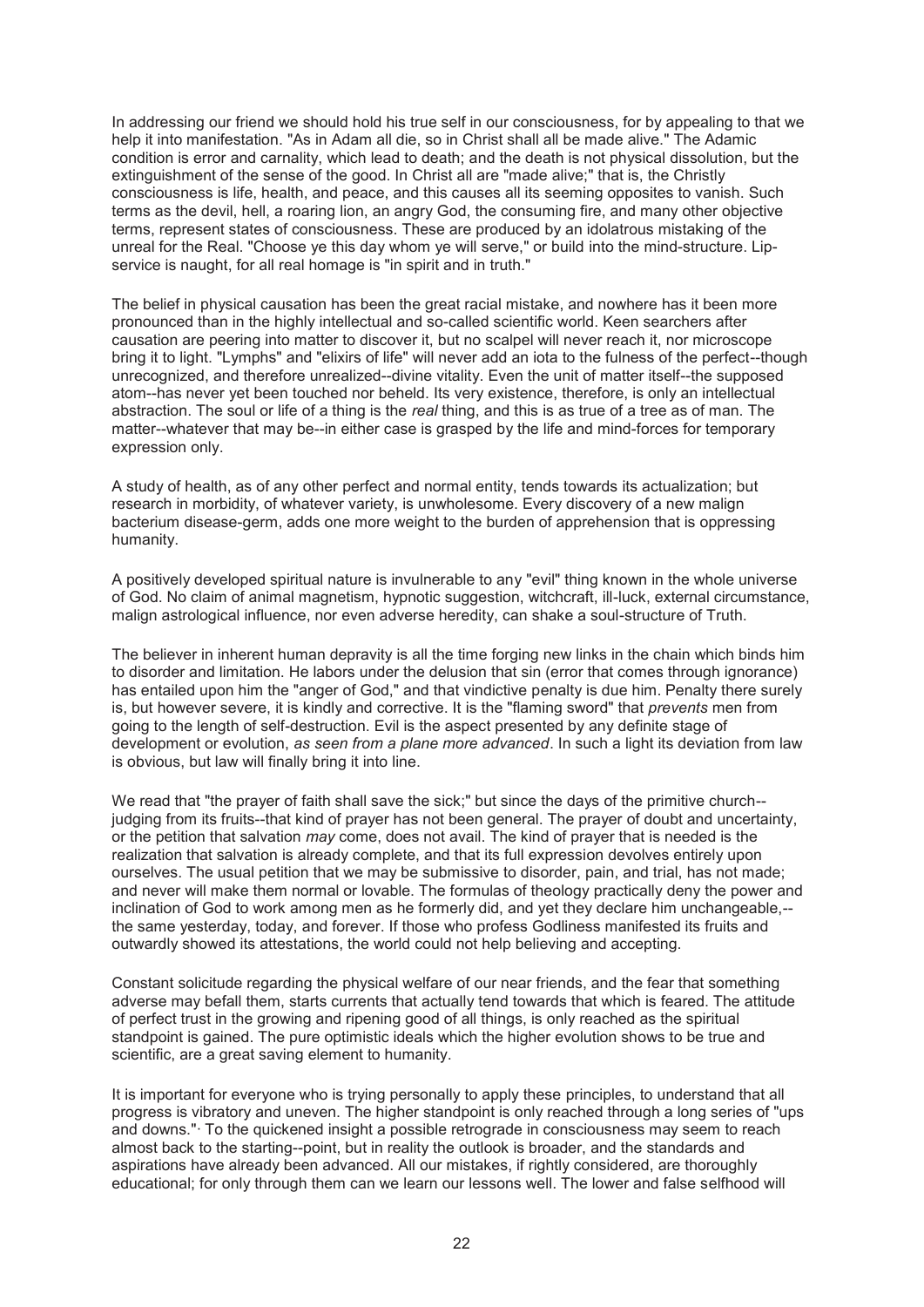In addressing our friend we should hold his true self in our consciousness, for by appealing to that we help it into manifestation. "As in Adam all die, so in Christ shall all be made alive." The Adamic condition is error and carnality, which lead to death; and the death is not physical dissolution, but the extinguishment of the sense of the good. In Christ all are "made alive;" that is, the Christly consciousness is life, health, and peace, and this causes all its seeming opposites to vanish. Such terms as the devil, hell, a roaring lion, an angry God, the consuming fire, and many other objective terms, represent states of consciousness. These are produced by an idolatrous mistaking of the unreal for the Real. "Choose ye this day whom ye will serve," or build into the mind-structure. Lip-service is naught, for all real homage is "in spirit and in truth."

The belief in physical causation has been the great racial mistake, and nowhere has it been more pronounced than in the highly intellectual and so-called scientific world. Keen searchers after causation are peering into matter to discover it, but no scalpel will never reach it, nor microscope bring it to light. "Lymphs" and "elixirs of life" will never add an iota to the fulness of the perfect--though unrecognized, and therefore unrealized--divine vitality. Even the unit of matter itself--the supposed atom--has never yet been touched nor beheld. Its very existence, therefore, is only an intellectual abstraction. The soul or life of a thing is the *real* thing, and this is as true of a tree as of man. The matter--whatever that may be--in either case is grasped by the life and mind-forces for temporary expression only.

A study of health, as of any other perfect and normal entity, tends towards its actualization; but research in morbidity, of whatever variety, is unwholesome. Every discovery of a new malign bacterium disease-germ, adds one more weight to the burden of apprehension that is oppressing humanity.

A positively developed spiritual nature is invulnerable to any "evil" thing known in the whole universe of God. No claim of animal magnetism, hypnotic suggestion, witchcraft, ill-luck, external circumstance, malign astrological influence, nor even adverse heredity, can shake a soul-structure of Truth.

The believer in inherent human depravity is all the time forging new links in the chain which binds him to disorder and limitation. He labors under the delusion that sin (error that comes through ignorance) has entailed upon him the "anger of God," and that vindictive penalty is due him. Penalty there surely is, but however severe, it is kindly and corrective. It is the "flaming sword" that *prevents* men from going to the length of self-destruction. Evil is the aspect presented by any definite stage of development or evolution, *as seen from a plane more advanced*. In such a light its deviation from law is obvious, but law will finally bring it into line.

We read that "the prayer of faith shall save the sick;" but since the days of the primitive church--judging from its fruits--that kind of prayer has not been general. The prayer of doubt and uncertainty, or the petition that salvation *may* come, does not avail. The kind of prayer that is needed is the realization that salvation is already complete, and that its full expression devolves entirely upon ourselves. The usual petition that we may be submissive to disorder, pain, and trial, has not made; and never will make them normal or lovable. The formulas of theology practically deny the power and inclination of God to work among men as he formerly did, and yet they declare him unchangeable,--the same yesterday, today, and forever. If those who profess Godliness manifested its fruits and outwardly showed its attestations, the world could not help believing and accepting.

Constant solicitude regarding the physical welfare of our near friends, and the fear that something adverse may befall them, starts currents that actually tend towards that which is feared. The attitude of perfect trust in the growing and ripening good of all things, is only reached as the spiritual standpoint is gained. The pure optimistic ideals which the higher evolution shows to be true and scientific, are a great saving element to humanity.

It is important for everyone who is trying personally to apply these principles, to understand that all progress is vibratory and uneven. The higher standpoint is only reached through a long series of "ups and downs."· To the quickened insight a possible retrograde in consciousness may seem to reach almost back to the starting--point, but in reality the outlook is broader, and the standards and aspirations have already been advanced. All our mistakes, if rightly considered, are thoroughly educational; for only through them can we learn our lessons well. The lower and false selfhood will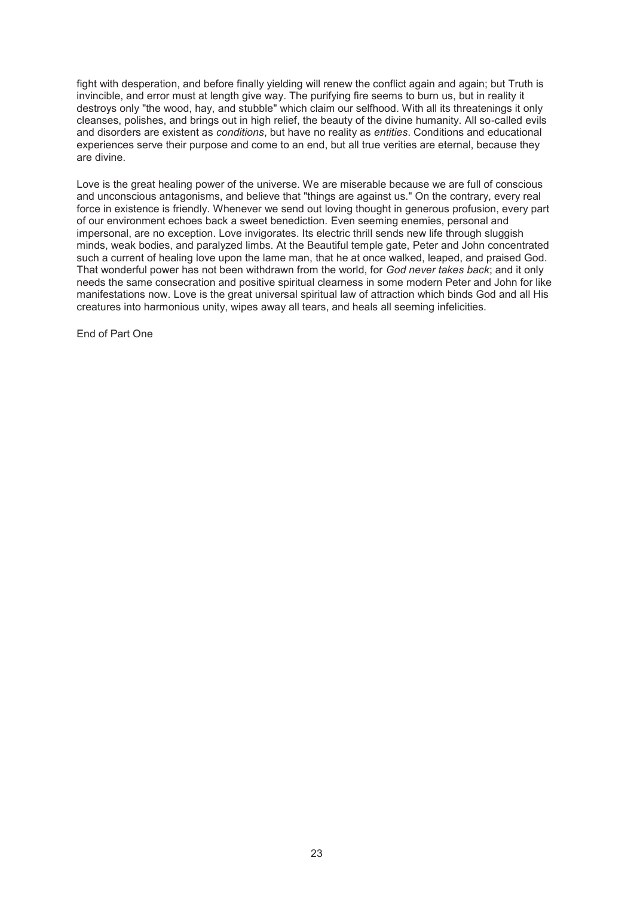fight with desperation, and before finally yielding will renew the conflict again and again; but Truth is invincible, and error must at length give way. The purifying fire seems to burn us, but in reality it destroys only "the wood, hay, and stubble" which claim our selfhood. With all its threatenings it only cleanses, polishes, and brings out in high relief, the beauty of the divine humanity. All so-called evils and disorders are existent as *conditions*, but have no reality as *entities*. Conditions and educational experiences serve their purpose and come to an end, but all true verities are eternal, because they are divine.

Love is the great healing power of the universe. We are miserable because we are full of conscious and unconscious antagonisms, and believe that "things are against us." On the contrary, every real force in existence is friendly. Whenever we send out loving thought in generous profusion, every part of our environment echoes back a sweet benediction. Even seeming enemies, personal and impersonal, are no exception. Love invigorates. Its electric thrill sends new life through sluggish minds, weak bodies, and paralyzed limbs. At the Beautiful temple gate, Peter and John concentrated such a current of healing love upon the lame man, that he at once walked, leaped, and praised God. That wonderful power has not been withdrawn from the world, for *God never takes back*; and it only needs the same consecration and positive spiritual clearness in some modern Peter and John for like manifestations now. Love is the great universal spiritual law of attraction which binds God and all His creatures into harmonious unity, wipes away all tears, and heals all seeming infelicities.

End of Part One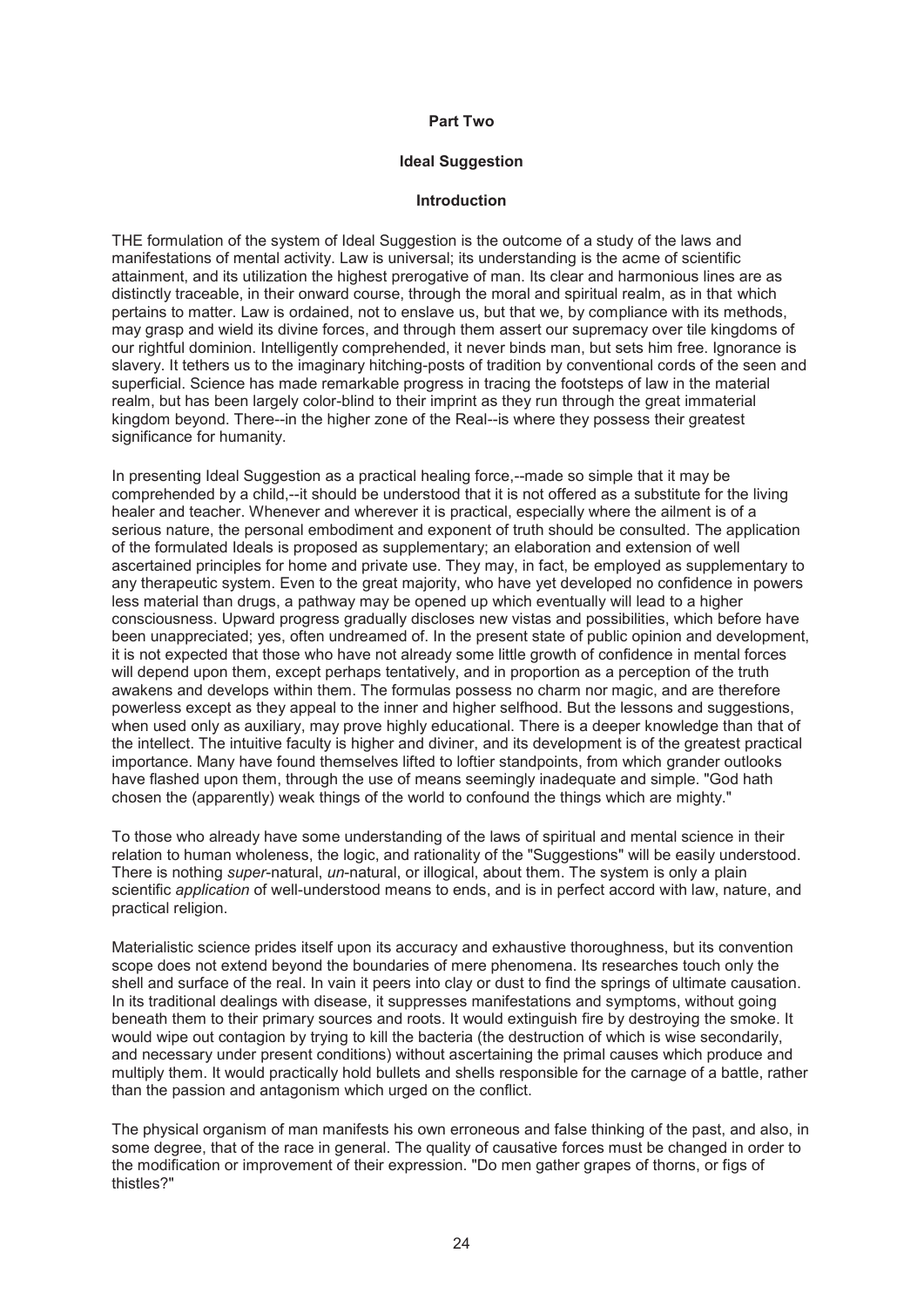**Part Two**

**Ideal Suggestion**

**Introduction**

THE formulation of the system of Ideal Suggestion is the outcome of a study of the laws and manifestations of mental activity. Law is universal; its understanding is the acme of scientific attainment, and its utilization the highest prerogative of man. Its clear and harmonious lines are as distinctly traceable, in their onward course, through the moral and spiritual realm, as in that which pertains to matter. Law is ordained, not to enslave us, but that we, by compliance with its methods, may grasp and wield its divine forces, and through them assert our supremacy over tile kingdoms of our rightful dominion. Intelligently comprehended, it never binds man, but sets him free. Ignorance is slavery. It tethers us to the imaginary hitching-posts of tradition by conventional cords of the seen and superficial. Science has made remarkable progress in tracing the footsteps of law in the material realm, but has been largely color-blind to their imprint as they run through the great immaterial kingdom beyond. There--in the higher zone of the Real--is where they possess their greatest significance for humanity.

In presenting Ideal Suggestion as a practical healing force,--made so simple that it may be comprehended by a child,--it should be understood that it is not offered as a substitute for the living healer and teacher. Whenever and wherever it is practical, especially where the ailment is of a serious nature, the personal embodiment and exponent of truth should be consulted. The application of the formulated Ideals is proposed as supplementary; an elaboration and extension of well ascertained principles for home and private use. They may, in fact, be employed as supplementary to any therapeutic system. Even to the great majority, who have yet developed no confidence in powers less material than drugs, a pathway may be opened up which eventually will lead to a higher consciousness. Upward progress gradually discloses new vistas and possibilities, which before have been unappreciated; yes, often undreamed of. In the present state of public opinion and development, it is not expected that those who have not already some little growth of confidence in mental forces will depend upon them, except perhaps tentatively, and in proportion as a perception of the truth awakens and develops within them. The formulas possess no charm nor magic, and are therefore powerless except as they appeal to the inner and higher selfhood. But the lessons and suggestions, when used only as auxiliary, may prove highly educational. There is a deeper knowledge than that of the intellect. The intuitive faculty is higher and diviner, and its development is of the greatest practical importance. Many have found themselves lifted to loftier standpoints, from which grander outlooks have flashed upon them, through the use of means seemingly inadequate and simple. "God hath chosen the (apparently) weak things of the world to confound the things which are mighty."

To those who already have some understanding of the laws of spiritual and mental science in their relation to human wholeness, the logic, and rationality of the "Suggestions" will be easily understood. There is nothing *super*-natural, *un*-natural, or illogical, about them. The system is only a plain scientific *application* of well-understood means to ends, and is in perfect accord with law, nature, and practical religion.

Materialistic science prides itself upon its accuracy and exhaustive thoroughness, but its convention scope does not extend beyond the boundaries of mere phenomena. Its researches touch only the shell and surface of the real. In vain it peers into clay or dust to find the springs of ultimate causation. In its traditional dealings with disease, it suppresses manifestations and symptoms, without going beneath them to their primary sources and roots. It would extinguish fire by destroying the smoke. It would wipe out contagion by trying to kill the bacteria (the destruction of which is wise secondarily, and necessary under present conditions) without ascertaining the primal causes which produce and multiply them. It would practically hold bullets and shells responsible for the carnage of a battle, rather than the passion and antagonism which urged on the conflict.

The physical organism of man manifests his own erroneous and false thinking of the past, and also, in some degree, that of the race in general. The quality of causative forces must be changed in order to the modification or improvement of their expression. "Do men gather grapes of thorns, or figs of thistles?"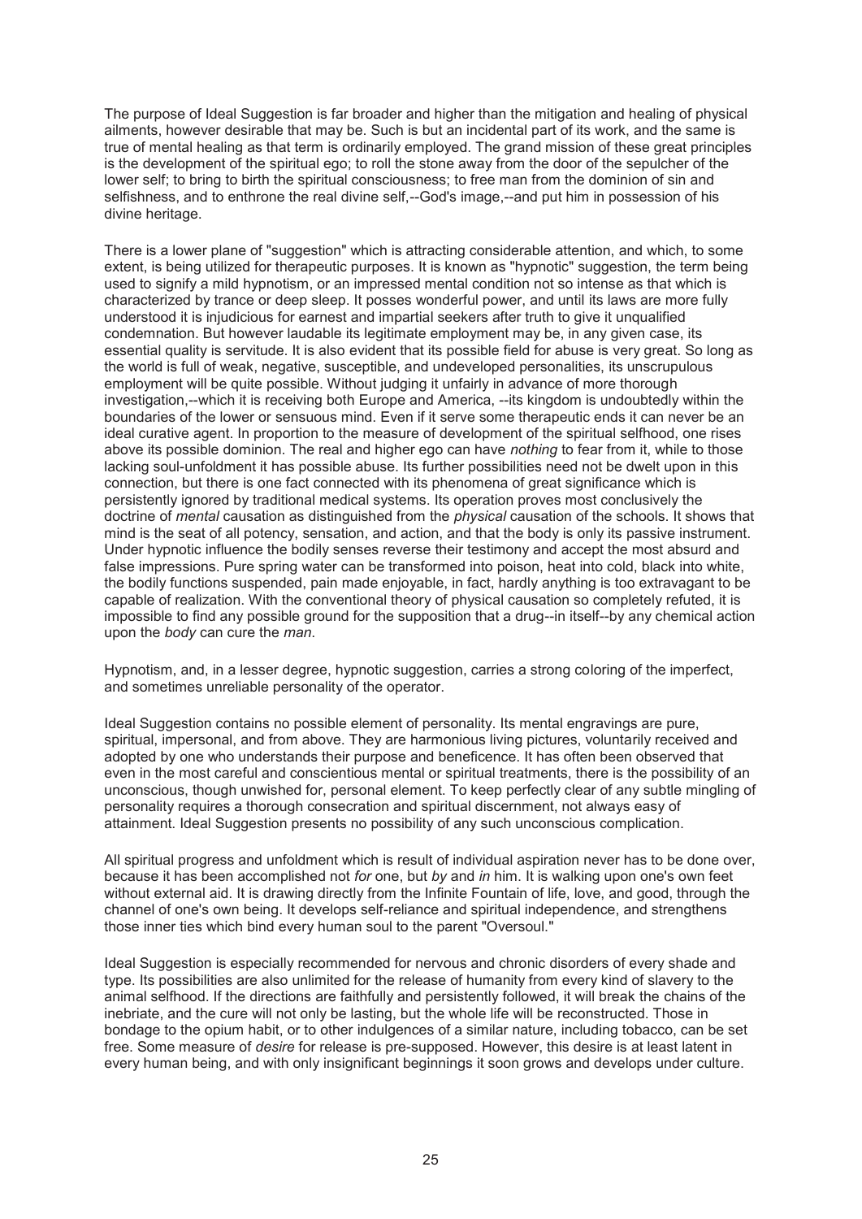The purpose of Ideal Suggestion is far broader and higher than the mitigation and healing of physical ailments, however desirable that may be. Such is but an incidental part of its work, and the same is true of mental healing as that term is ordinarily employed. The grand mission of these great principles is the development of the spiritual ego; to roll the stone away from the door of the sepulcher of the lower self; to bring to birth the spiritual consciousness; to free man from the dominion of sin and selfishness, and to enthrone the real divine self,--God's image,--and put him in possession of his divine heritage.

There is a lower plane of "suggestion" which is attracting considerable attention, and which, to some extent, is being utilized for therapeutic purposes. It is known as "hypnotic" suggestion, the term being used to signify a mild hypnotism, or an impressed mental condition not so intense as that which is characterized by trance or deep sleep. It posses wonderful power, and until its laws are more fully understood it is injudicious for earnest and impartial seekers after truth to give it unqualified condemnation. But however laudable its legitimate employment may be, in any given case, its essential quality is servitude. It is also evident that its possible field for abuse is very great. So long as the world is full of weak, negative, susceptible, and undeveloped personalities, its unscrupulous employment will be quite possible. Without judging it unfairly in advance of more thorough investigation,--which it is receiving both Europe and America, --its kingdom is undoubtedly within the boundaries of the lower or sensuous mind. Even if it serve some therapeutic ends it can never be an ideal curative agent. In proportion to the measure of development of the spiritual selfhood, one rises above its possible dominion. The real and higher ego can have *nothing* to fear from it, while to those lacking soul-unfoldment it has possible abuse. Its further possibilities need not be dwelt upon in this connection, but there is one fact connected with its phenomena of great significance which is persistently ignored by traditional medical systems. Its operation proves most conclusively the doctrine of *mental* causation as distinguished from the *physical* causation of the schools. It shows that mind is the seat of all potency, sensation, and action, and that the body is only its passive instrument. Under hypnotic influence the bodily senses reverse their testimony and accept the most absurd and false impressions. Pure spring water can be transformed into poison, heat into cold, black into white, the bodily functions suspended, pain made enjoyable, in fact, hardly anything is too extravagant to be capable of realization. With the conventional theory of physical causation so completely refuted, it is impossible to find any possible ground for the supposition that a drug--in itself--by any chemical action upon the *body* can cure the *man*.

Hypnotism, and, in a lesser degree, hypnotic suggestion, carries a strong coloring of the imperfect, and sometimes unreliable personality of the operator.

Ideal Suggestion contains no possible element of personality. Its mental engravings are pure, spiritual, impersonal, and from above. They are harmonious living pictures, voluntarily received and adopted by one who understands their purpose and beneficence. It has often been observed that even in the most careful and conscientious mental or spiritual treatments, there is the possibility of an unconscious, though unwished for, personal element. To keep perfectly clear of any subtle mingling of personality requires a thorough consecration and spiritual discernment, not always easy of attainment. Ideal Suggestion presents no possibility of any such unconscious complication.

All spiritual progress and unfoldment which is result of individual aspiration never has to be done over, because it has been accomplished not *for* one, but *by* and *in* him. It is walking upon one's own feet without external aid. It is drawing directly from the Infinite Fountain of life, love, and good, through the channel of one's own being. It develops self-reliance and spiritual independence, and strengthens those inner ties which bind every human soul to the parent "Oversoul."

Ideal Suggestion is especially recommended for nervous and chronic disorders of every shade and type. Its possibilities are also unlimited for the release of humanity from every kind of slavery to the animal selfhood. If the directions are faithfully and persistently followed, it will break the chains of the inebriate, and the cure will not only be lasting, but the whole life will be reconstructed. Those in bondage to the opium habit, or to other indulgences of a similar nature, including tobacco, can be set free. Some measure of *desire* for release is pre-supposed. However, this desire is at least latent in every human being, and with only insignificant beginnings it soon grows and develops under culture.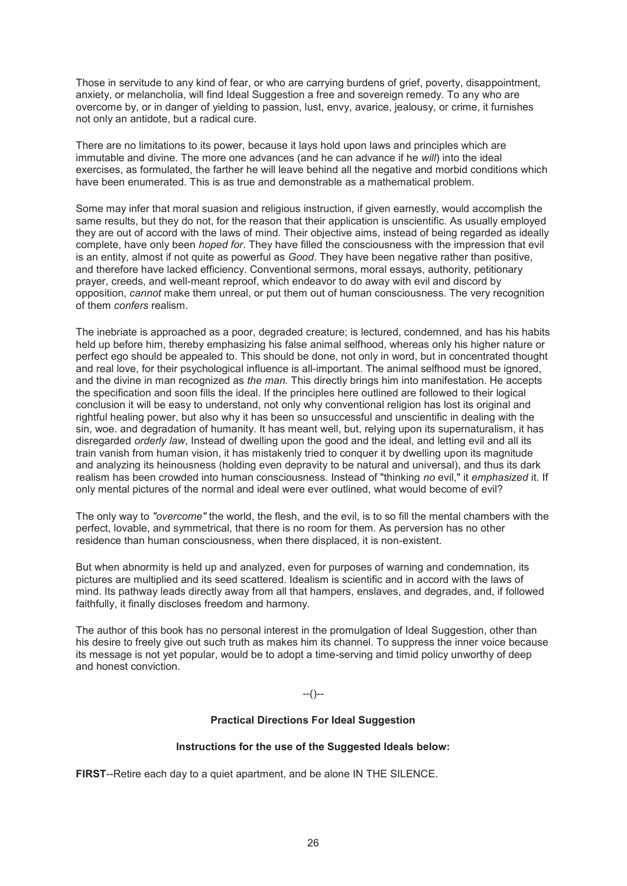Those in servitude to any kind of fear, or who are carrying burdens of grief, poverty, disappointment, anxiety, or melancholia, will find Ideal Suggestion a free and sovereign remedy. To any who are overcome by, or in danger of yielding to passion, lust, envy, avarice, jealousy, or crime, it furnishes not only an antidote, but a radical cure.

There are no limitations to its power, because it lays hold upon laws and principles which are immutable and divine. The more one advances (and he can advance if he *will*) into the ideal exercises, as formulated, the farther he will leave behind all the negative and morbid conditions which have been enumerated. This is as true and demonstrable as a mathematical problem.

Some may infer that moral suasion and religious instruction, if given earnestly, would accomplish the same results, but they do not, for the reason that their application is unscientific. As usually employed they are out of accord with the laws of mind. Their objective aims, instead of being regarded as ideally complete, have only been *hoped for*. They have filled the consciousness with the impression that evil is an entity, almost if not quite as powerful as *Good*. They have been negative rather than positive, and therefore have lacked efficiency. Conventional sermons, moral essays, authority, petitionary prayer, creeds, and well-meant reproof, which endeavor to do away with evil and discord by opposition, *cannot* make them unreal, or put them out of human consciousness. The very recognition of them *confers* realism.

The inebriate is approached as a poor, degraded creature; is lectured, condemned, and has his habits held up before him, thereby emphasizing his false animal selfhood, whereas only his higher nature or perfect ego should be appealed to. This should be done, not only in word, but in concentrated thought and real love, for their psychological influence is all-important. The animal selfhood must be ignored, and the divine in man recognized as *the man.* This directly brings him into manifestation. He accepts the specification and soon fills the ideal. If the principles here outlined are followed to their logical conclusion it will be easy to understand, not only why conventional religion has lost its original and rightful healing power, but also why it has been so unsuccessful and unscientific in dealing with the sin, woe. and degradation of humanity. It has meant well, but, relying upon its supernaturalism, it has disregarded *orderly law*, Instead of dwelling upon the good and the ideal, and letting evil and all its train vanish from human vision, it has mistakenly tried to conquer it by dwelling upon its magnitude and analyzing its heinousness (holding even depravity to be natural and universal), and thus its dark realism has been crowded into human consciousness. Instead of "thinking *no* evil," it *emphasized* it. If only mental pictures of the normal and ideal were ever outlined, what would become of evil?

The only way to *"overcome"* the world, the flesh, and the evil, is to so fill the mental chambers with the perfect, lovable, and symmetrical, that there is no room for them. As perversion has no other residence than human consciousness, when there displaced, it is non-existent.

But when abnormity is held up and analyzed, even for purposes of warning and condemnation, its pictures are multiplied and its seed scattered. Idealism is scientific and in accord with the laws of mind. Its pathway leads directly away from all that hampers, enslaves, and degrades, and, if followed faithfully, it finally discloses freedom and harmony.

The author of this book has no personal interest in the promulgation of Ideal Suggestion, other than his desire to freely give out such truth as makes him its channel. To suppress the inner voice because its message is not yet popular, would be to adopt a time-serving and timid policy unworthy of deep and honest conviction.

--()--

**Practical Directions For Ideal Suggestion**

**Instructions for the use of the Suggested Ideals below:**

**FIRST**--Retire each day to a quiet apartment, and be alone IN THE SILENCE.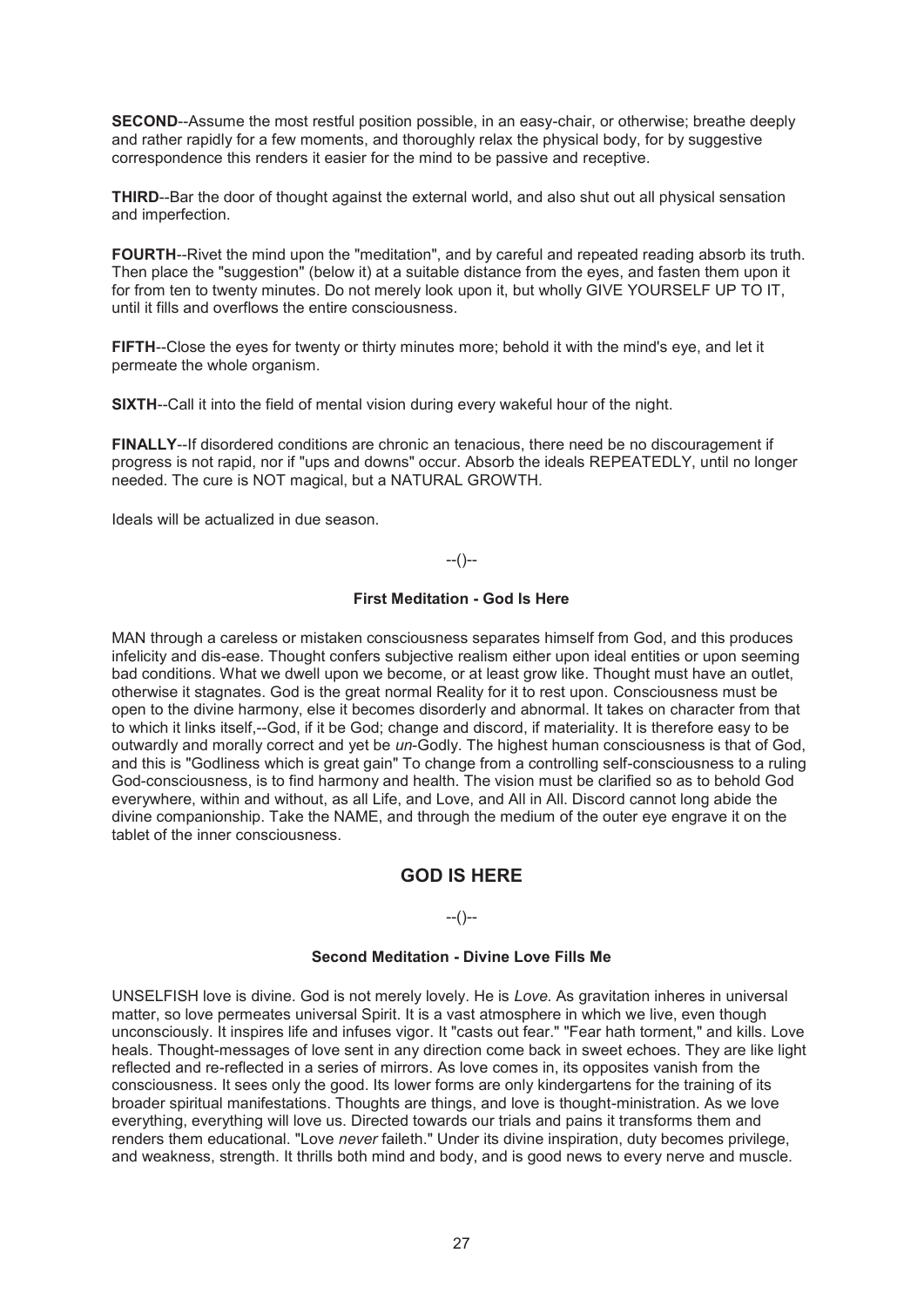**SECOND**--Assume the most restful position possible, in an easy-chair, or otherwise; breathe deeply and rather rapidly for a few moments, and thoroughly relax the physical body, for by suggestive correspondence this renders it easier for the mind to be passive and receptive.

**THIRD**--Bar the door of thought against the external world, and also shut out all physical sensation and imperfection.

**FOURTH**--Rivet the mind upon the "meditation", and by careful and repeated reading absorb its truth. Then place the "suggestion" (below it) at a suitable distance from the eyes, and fasten them upon it for from ten to twenty minutes. Do not merely look upon it, but wholly GIVE YOURSELF UP TO IT, until it fills and overflows the entire consciousness.

**FIFTH**--Close the eyes for twenty or thirty minutes more; behold it with the mind's eye, and let it permeate the whole organism.

**SIXTH**--Call it into the field of mental vision during every wakeful hour of the night.

**FINALLY**--If disordered conditions are chronic an tenacious, there need be no discouragement if progress is not rapid, nor if "ups and downs" occur. Absorb the ideals REPEATEDLY, until no longer needed. The cure is NOT magical, but a NATURAL GROWTH.

Ideals will be actualized in due season.

--()--

#### First Meditation - God Is Here

MAN through a careless or mistaken consciousness separates himself from God, and this produces infelicity and dis-ease. Thought confers subjective realism either upon ideal entities or upon seeming bad conditions. What we dwell upon we become, or at least grow like. Thought must have an outlet, otherwise it stagnates. God is the great normal Reality for it to rest upon. Consciousness must be open to the divine harmony, else it becomes disorderly and abnormal. It takes on character from that to which it links itself,--God, if it be God; change and discord, if materiality. It is therefore easy to be outwardly and morally correct and yet be *un*-Godly. The highest human consciousness is that of God, and this is "Godliness which is great gain" To change from a controlling self-consciousness to a ruling God-consciousness, is to find harmony and health. The vision must be clarified so as to behold God everywhere, within and without, as all Life, and Love, and All in All. Discord cannot long abide the divine companionship. Take the NAME, and through the medium of the outer eye engrave it on the tablet of the inner consciousness.

## GOD IS HERE

--()--

#### Second Meditation - Divine Love Fills Me

UNSELFISH love is divine. God is not merely lovely. He is *Love.* As gravitation inheres in universal matter, so love permeates universal Spirit. It is a vast atmosphere in which we live, even though unconsciously. It inspires life and infuses vigor. It "casts out fear." "Fear hath torment," and kills. Love heals. Thought-messages of love sent in any direction come back in sweet echoes. They are like light reflected and re-reflected in a series of mirrors. As love comes in, its opposites vanish from the consciousness. It sees only the good. Its lower forms are only kindergartens for the training of its broader spiritual manifestations. Thoughts are things, and love is thought-ministration. As we love everything, everything will love us. Directed towards our trials and pains it transforms them and renders them educational. "Love *never* faileth." Under its divine inspiration, duty becomes privilege, and weakness, strength. It thrills both mind and body, and is good news to every nerve and muscle.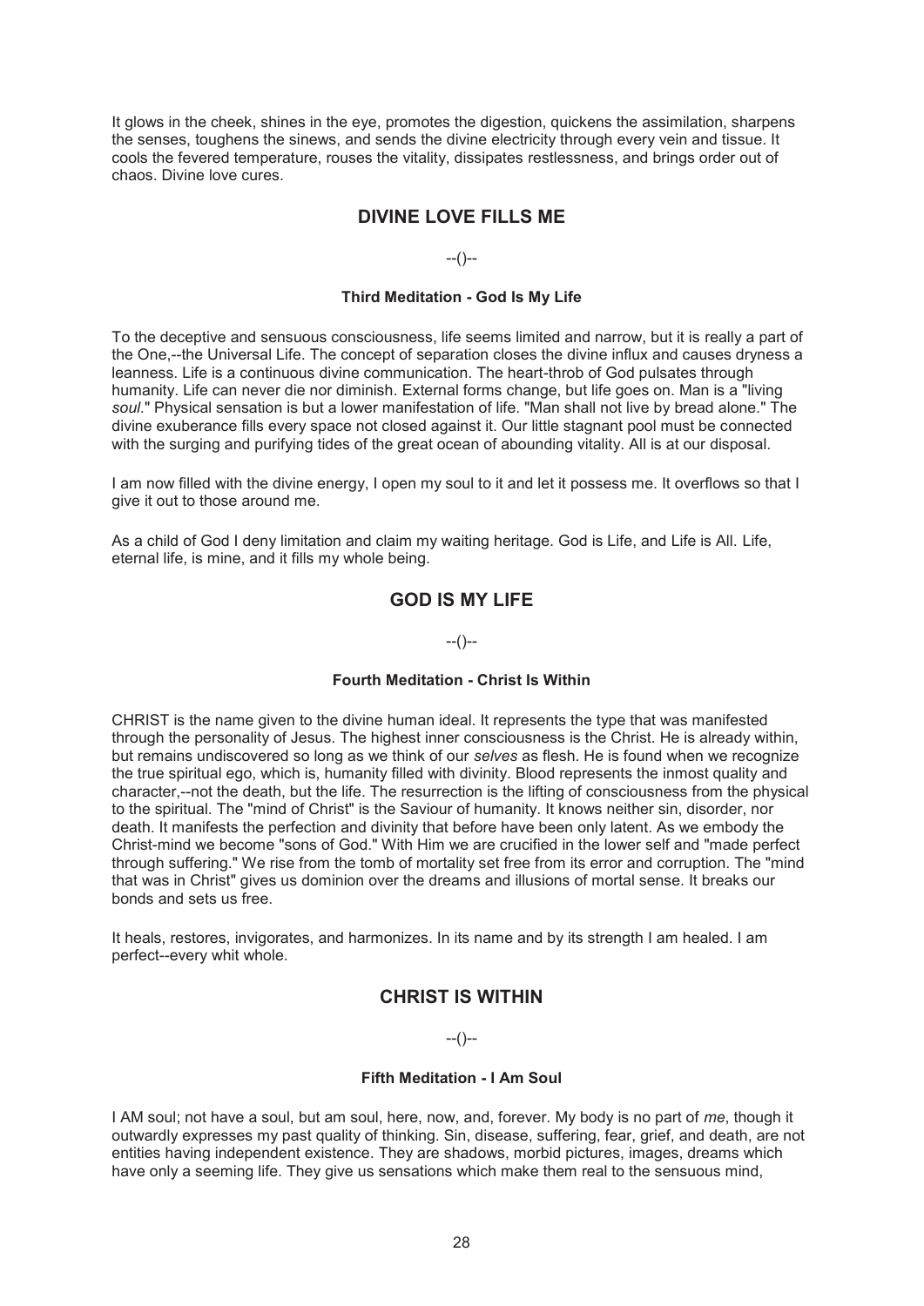It glows in the cheek, shines in the eye, promotes the digestion, quickens the assimilation, sharpens the senses, toughens the sinews, and sends the divine electricity through every vein and tissue. It cools the fevered temperature, rouses the vitality, dissipates restlessness, and brings order out of chaos. Divine love cures.

## DIVINE LOVE FILLS ME

--()--

#### Third Meditation - God Is My Life

To the deceptive and sensuous consciousness, life seems limited and narrow, but it is really a part of the One,--the Universal Life. The concept of separation closes the divine influx and causes dryness a leanness. Life is a continuous divine communication. The heart-throb of God pulsates through humanity. Life can never die nor diminish. External forms change, but life goes on. Man is a "living *soul*." Physical sensation is but a lower manifestation of life. "Man shall not live by bread alone." The divine exuberance fills every space not closed against it. Our little stagnant pool must be connected with the surging and purifying tides of the great ocean of abounding vitality. All is at our disposal.

I am now filled with the divine energy, I open my soul to it and let it possess me. It overflows so that I give it out to those around me.

As a child of God I deny limitation and claim my waiting heritage. God is Life, and Life is All. Life, eternal life, is mine, and it fills my whole being.

## GOD IS MY LIFE

--()--

#### Fourth Meditation - Christ Is Within

CHRIST is the name given to the divine human ideal. It represents the type that was manifested through the personality of Jesus. The highest inner consciousness is the Christ. He is already within, but remains undiscovered so long as we think of our *selves* as flesh. He is found when we recognize the true spiritual ego, which is, humanity filled with divinity. Blood represents the inmost quality and character,--not the death, but the life. The resurrection is the lifting of consciousness from the physical to the spiritual. The "mind of Christ" is the Saviour of humanity. It knows neither sin, disorder, nor death. It manifests the perfection and divinity that before have been only latent. As we embody the Christ-mind we become "sons of God." With Him we are crucified in the lower self and "made perfect through suffering." We rise from the tomb of mortality set free from its error and corruption. The "mind that was in Christ" gives us dominion over the dreams and illusions of mortal sense. It breaks our bonds and sets us free.

It heals, restores, invigorates, and harmonizes. In its name and by its strength I am healed. I am perfect--every whit whole.

## CHRIST IS WITHIN

--()--

#### Fifth Meditation - I Am Soul

I AM soul; not have a soul, but am soul, here, now, and, forever. My body is no part of *me*, though it outwardly expresses my past quality of thinking. Sin, disease, suffering, fear, grief, and death, are not entities having independent existence. They are shadows, morbid pictures, images, dreams which have only a seeming life. They give us sensations which make them real to the sensuous mind,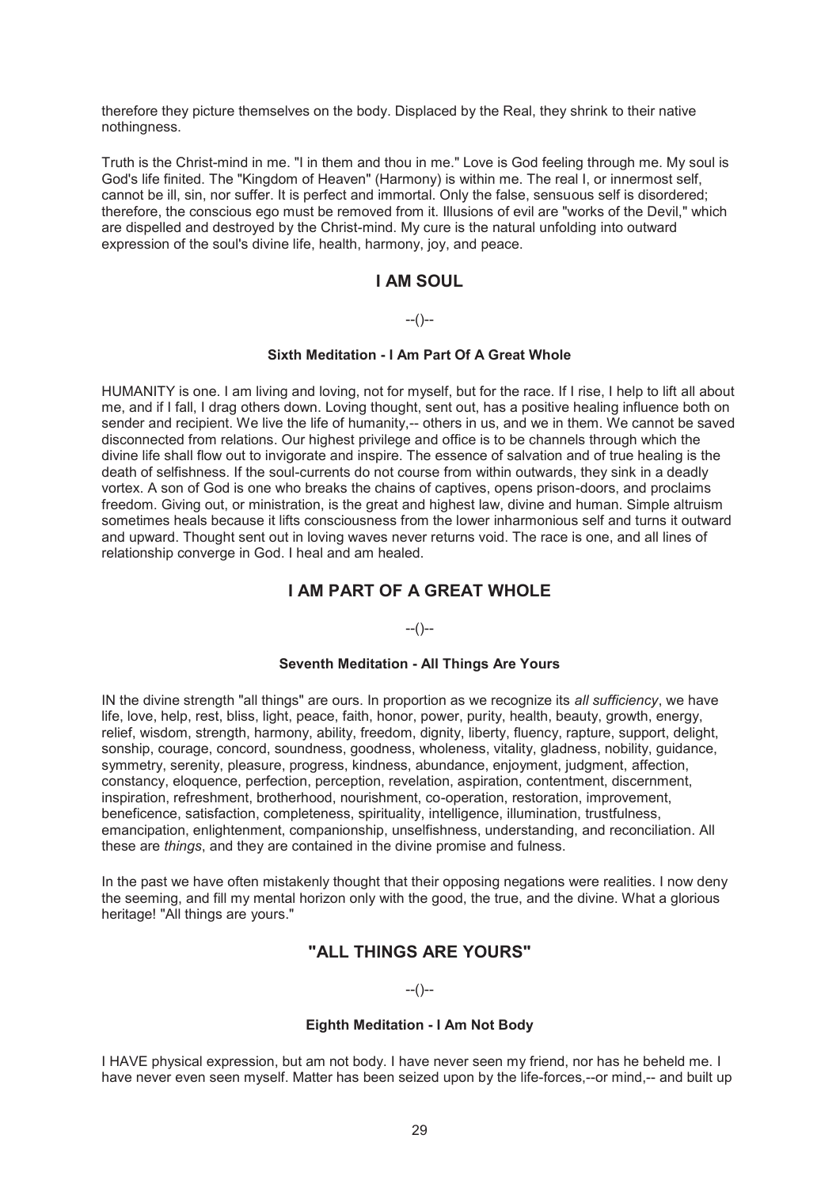therefore they picture themselves on the body. Displaced by the Real, they shrink to their native nothingness.

Truth is the Christ-mind in me. "I in them and thou in me." Love is God feeling through me. My soul is God's life finited. The "Kingdom of Heaven" (Harmony) is within me. The real I, or innermost self, cannot be ill, sin, nor suffer. It is perfect and immortal. Only the false, sensuous self is disordered; therefore, the conscious ego must be removed from it. Illusions of evil are "works of the Devil," which are dispelled and destroyed by the Christ-mind. My cure is the natural unfolding into outward expression of the soul's divine life, health, harmony, joy, and peace.

## I AM SOUL

--()--

#### Sixth Meditation - I Am Part Of A Great Whole

HUMANITY is one. I am living and loving, not for myself, but for the race. If I rise, I help to lift all about me, and if I fall, I drag others down. Loving thought, sent out, has a positive healing influence both on sender and recipient. We live the life of humanity,-- others in us, and we in them. We cannot be saved disconnected from relations. Our highest privilege and office is to be channels through which the divine life shall flow out to invigorate and inspire. The essence of salvation and of true healing is the death of selfishness. If the soul-currents do not course from within outwards, they sink in a deadly vortex. A son of God is one who breaks the chains of captives, opens prison-doors, and proclaims freedom. Giving out, or ministration, is the great and highest law, divine and human. Simple altruism sometimes heals because it lifts consciousness from the lower inharmonious self and turns it outward and upward. Thought sent out in loving waves never returns void. The race is one, and all lines of relationship converge in God. I heal and am healed.

## I AM PART OF A GREAT WHOLE

--()--

#### Seventh Meditation - All Things Are Yours

IN the divine strength "all things" are ours. In proportion as we recognize its *all sufficiency*, we have life, love, help, rest, bliss, light, peace, faith, honor, power, purity, health, beauty, growth, energy, relief, wisdom, strength, harmony, ability, freedom, dignity, liberty, fluency, rapture, support, delight, sonship, courage, concord, soundness, goodness, wholeness, vitality, gladness, nobility, guidance, symmetry, serenity, pleasure, progress, kindness, abundance, enjoyment, judgment, affection, constancy, eloquence, perfection, perception, revelation, aspiration, contentment, discernment, inspiration, refreshment, brotherhood, nourishment, co-operation, restoration, improvement, beneficence, satisfaction, completeness, spirituality, intelligence, illumination, trustfulness, emancipation, enlightenment, companionship, unselfishness, understanding, and reconciliation. All these are *things*, and they are contained in the divine promise and fulness.

In the past we have often mistakenly thought that their opposing negations were realities. I now deny the seeming, and fill my mental horizon only with the good, the true, and the divine. What a glorious heritage! "All things are yours."

## "ALL THINGS ARE YOURS"

--()--

#### Eighth Meditation - I Am Not Body

I HAVE physical expression, but am not body. I have never seen my friend, nor has he beheld me. I have never even seen myself. Matter has been seized upon by the life-forces,--or mind,-- and built up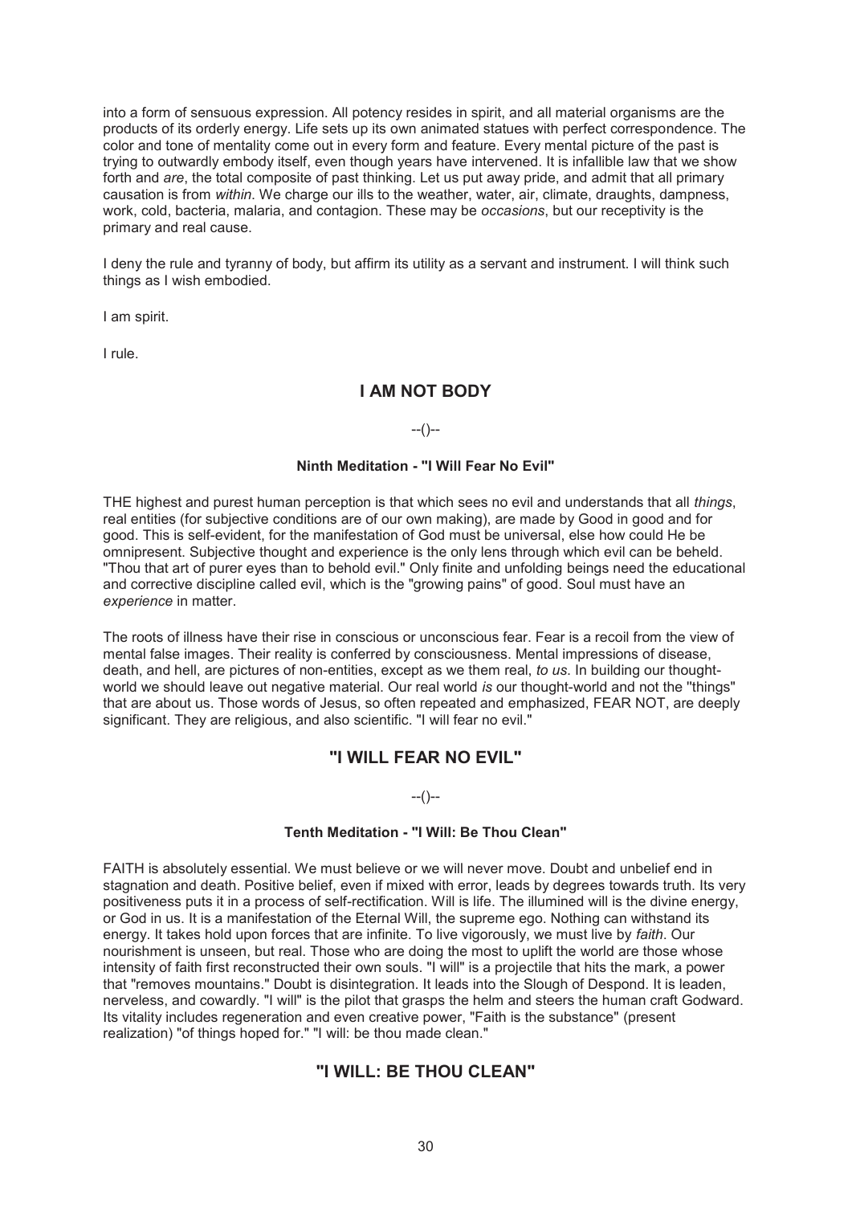into a form of sensuous expression. All potency resides in spirit, and all material organisms are the products of its orderly energy. Life sets up its own animated statues with perfect correspondence. The color and tone of mentality come out in every form and feature. Every mental picture of the past is trying to outwardly embody itself, even though years have intervened. It is infallible law that we show forth and *are*, the total composite of past thinking. Let us put away pride, and admit that all primary causation is from *within*. We charge our ills to the weather, water, air, climate, draughts, dampness, work, cold, bacteria, malaria, and contagion. These may be *occasions*, but our receptivity is the primary and real cause.

I deny the rule and tyranny of body, but affirm its utility as a servant and instrument. I will think such things as I wish embodied.

I am spirit.

I rule.

## I AM NOT BODY

--()--

#### Ninth Meditation - "I Will Fear No Evil"

THE highest and purest human perception is that which sees no evil and understands that all *things*, real entities (for subjective conditions are of our own making), are made by Good in good and for good. This is self-evident, for the manifestation of God must be universal, else how could He be omnipresent. Subjective thought and experience is the only lens through which evil can be beheld. "Thou that art of purer eyes than to behold evil." Only finite and unfolding beings need the educational and corrective discipline called evil, which is the "growing pains" of good. Soul must have an *experience* in matter.

The roots of illness have their rise in conscious or unconscious fear. Fear is a recoil from the view of mental false images. Their reality is conferred by consciousness. Mental impressions of disease, death, and hell, are pictures of non-entities, except as we them real, *to us*. In building our thought-world we should leave out negative material. Our real world *is* our thought-world and not the "things" that are about us. Those words of Jesus, so often repeated and emphasized, FEAR NOT, are deeply significant. They are religious, and also scientific. "I will fear no evil."

## "I WILL FEAR NO EVIL"

--()--

#### Tenth Meditation - "I Will: Be Thou Clean"

FAITH is absolutely essential. We must believe or we will never move. Doubt and unbelief end in stagnation and death. Positive belief, even if mixed with error, leads by degrees towards truth. Its very positiveness puts it in a process of self-rectification. Will is life. The illumined will is the divine energy, or God in us. It is a manifestation of the Eternal Will, the supreme ego. Nothing can withstand its energy. It takes hold upon forces that are infinite. To live vigorously, we must live by *faith*. Our nourishment is unseen, but real. Those who are doing the most to uplift the world are those whose intensity of faith first reconstructed their own souls. "I will" is a projectile that hits the mark, a power that "removes mountains." Doubt is disintegration. It leads into the Slough of Despond. It is leaden, nerveless, and cowardly. "I will" is the pilot that grasps the helm and steers the human craft Godward. Its vitality includes regeneration and even creative power, "Faith is the substance" (present realization) "of things hoped for." "I will: be thou made clean."

## "I WILL: BE THOU CLEAN"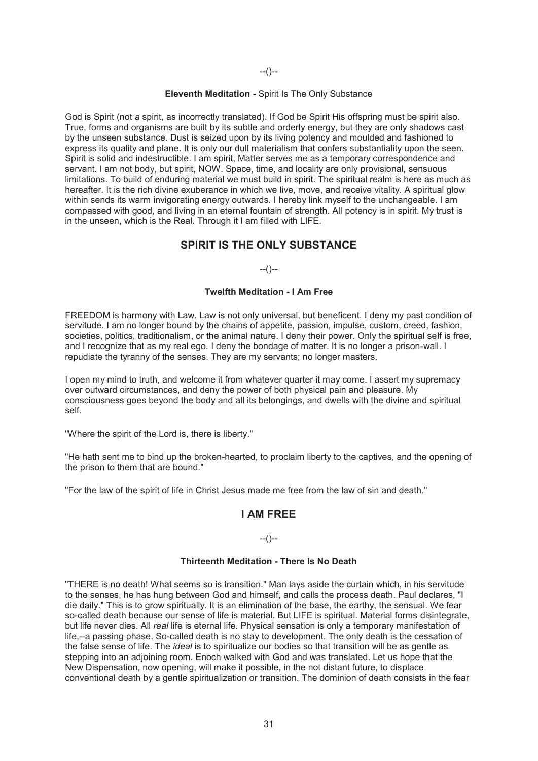--()--

**Eleventh Meditation -** Spirit Is The Only Substance

God is Spirit (not *a* spirit, as incorrectly translated). If God be Spirit His offspring must be spirit also. True, forms and organisms are built by its subtle and orderly energy, but they are only shadows cast by the unseen substance. Dust is seized upon by its living potency and moulded and fashioned to express its quality and plane. It is only our dull materialism that confers substantiality upon the seen. Spirit is solid and indestructible. I am spirit, Matter serves me as a temporary correspondence and servant. I am not body, but spirit, NOW. Space, time, and locality are only provisional, sensuous limitations. To build of enduring material we must build in spirit. The spiritual realm is here as much as hereafter. It is the rich divine exuberance in which we live, move, and receive vitality. A spiritual glow within sends its warm invigorating energy outwards. I hereby link myself to the unchangeable. I am compassed with good, and living in an eternal fountain of strength. All potency is in spirit. My trust is in the unseen, which is the Real. Through it I am filled with LIFE.

## SPIRIT IS THE ONLY SUBSTANCE

--()--

**Twelfth Meditation - I Am Free**

FREEDOM is harmony with Law. Law is not only universal, but beneficent. I deny my past condition of servitude. I am no longer bound by the chains of appetite, passion, impulse, custom, creed, fashion, societies, politics, traditionalism, or the animal nature. I deny their power. Only the spiritual self is free, and I recognize that as my real ego. I deny the bondage of matter. It is no longer a prison-wall. I repudiate the tyranny of the senses. They are my servants; no longer masters.

I open my mind to truth, and welcome it from whatever quarter it may come. I assert my supremacy over outward circumstances, and deny the power of both physical pain and pleasure. My consciousness goes beyond the body and all its belongings, and dwells with the divine and spiritual self.

"Where the spirit of the Lord is, there is liberty."

"He hath sent me to bind up the broken-hearted, to proclaim liberty to the captives, and the opening of the prison to them that are bound."

"For the law of the spirit of life in Christ Jesus made me free from the law of sin and death."

## I AM FREE

--()--

**Thirteenth Meditation - There Is No Death**

"THERE is no death! What seems so is transition." Man lays aside the curtain which, in his servitude to the senses, he has hung between God and himself, and calls the process death. Paul declares, "I die daily." This is to grow spiritually. It is an elimination of the base, the earthy, the sensual. We fear so-called death because our sense of life is material. But LIFE is spiritual. Material forms disintegrate, but life never dies. All *real* life is eternal life. Physical sensation is only a temporary manifestation of life,--a passing phase. So-called death is no stay to development. The only death is the cessation of the false sense of life. The *ideal* is to spiritualize our bodies so that transition will be as gentle as stepping into an adjoining room. Enoch walked with God and was translated. Let us hope that the New Dispensation, now opening, will make it possible, in the not distant future, to displace conventional death by a gentle spiritualization or transition. The dominion of death consists in the fear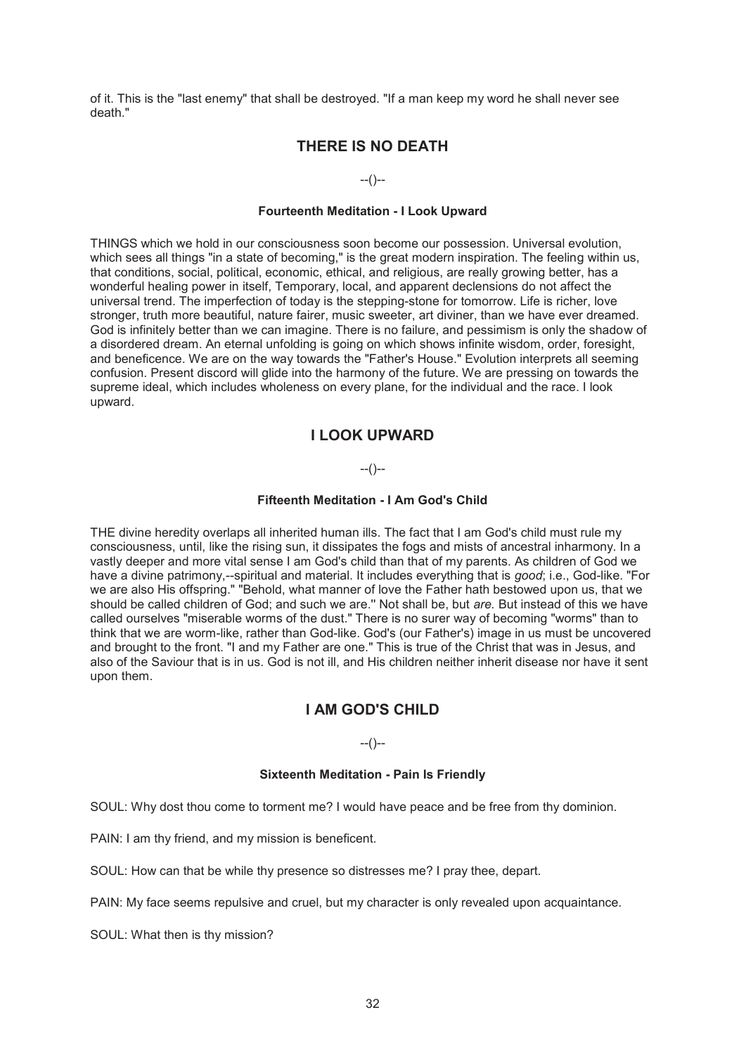of it. This is the "last enemy" that shall be destroyed. "If a man keep my word he shall never see death."

## THERE IS NO DEATH

--()--

#### Fourteenth Meditation - I Look Upward

THINGS which we hold in our consciousness soon become our possession. Universal evolution, which sees all things "in a state of becoming," is the great modern inspiration. The feeling within us, that conditions, social, political, economic, ethical, and religious, are really growing better, has a wonderful healing power in itself, Temporary, local, and apparent declensions do not affect the universal trend. The imperfection of today is the stepping-stone for tomorrow. Life is richer, love stronger, truth more beautiful, nature fairer, music sweeter, art diviner, than we have ever dreamed. God is infinitely better than we can imagine. There is no failure, and pessimism is only the shadow of a disordered dream. An eternal unfolding is going on which shows infinite wisdom, order, foresight, and beneficence. We are on the way towards the "Father's House." Evolution interprets all seeming confusion. Present discord will glide into the harmony of the future. We are pressing on towards the supreme ideal, which includes wholeness on every plane, for the individual and the race. I look upward.

## I LOOK UPWARD

--()--

#### Fifteenth Meditation - I Am God's Child

THE divine heredity overlaps all inherited human ills. The fact that I am God's child must rule my consciousness, until, like the rising sun, it dissipates the fogs and mists of ancestral inharmony. In a vastly deeper and more vital sense I am God's child than that of my parents. As children of God we have a divine patrimony,--spiritual and material. It includes everything that is *good*; i.e., God-like. "For we are also His offspring." "Behold, what manner of love the Father hath bestowed upon us, that we should be called children of God; and such we are." Not shall be, but *are*. But instead of this we have called ourselves "miserable worms of the dust." There is no surer way of becoming "worms" than to think that we are worm-like, rather than God-like. God's (our Father's) image in us must be uncovered and brought to the front. "I and my Father are one." This is true of the Christ that was in Jesus, and also of the Saviour that is in us. God is not ill, and His children neither inherit disease nor have it sent upon them.

## I AM GOD'S CHILD

--()--

#### Sixteenth Meditation - Pain Is Friendly

SOUL: Why dost thou come to torment me? I would have peace and be free from thy dominion.

PAIN: I am thy friend, and my mission is beneficent.

SOUL: How can that be while thy presence so distresses me? I pray thee, depart.

PAIN: My face seems repulsive and cruel, but my character is only revealed upon acquaintance.

SOUL: What then is thy mission?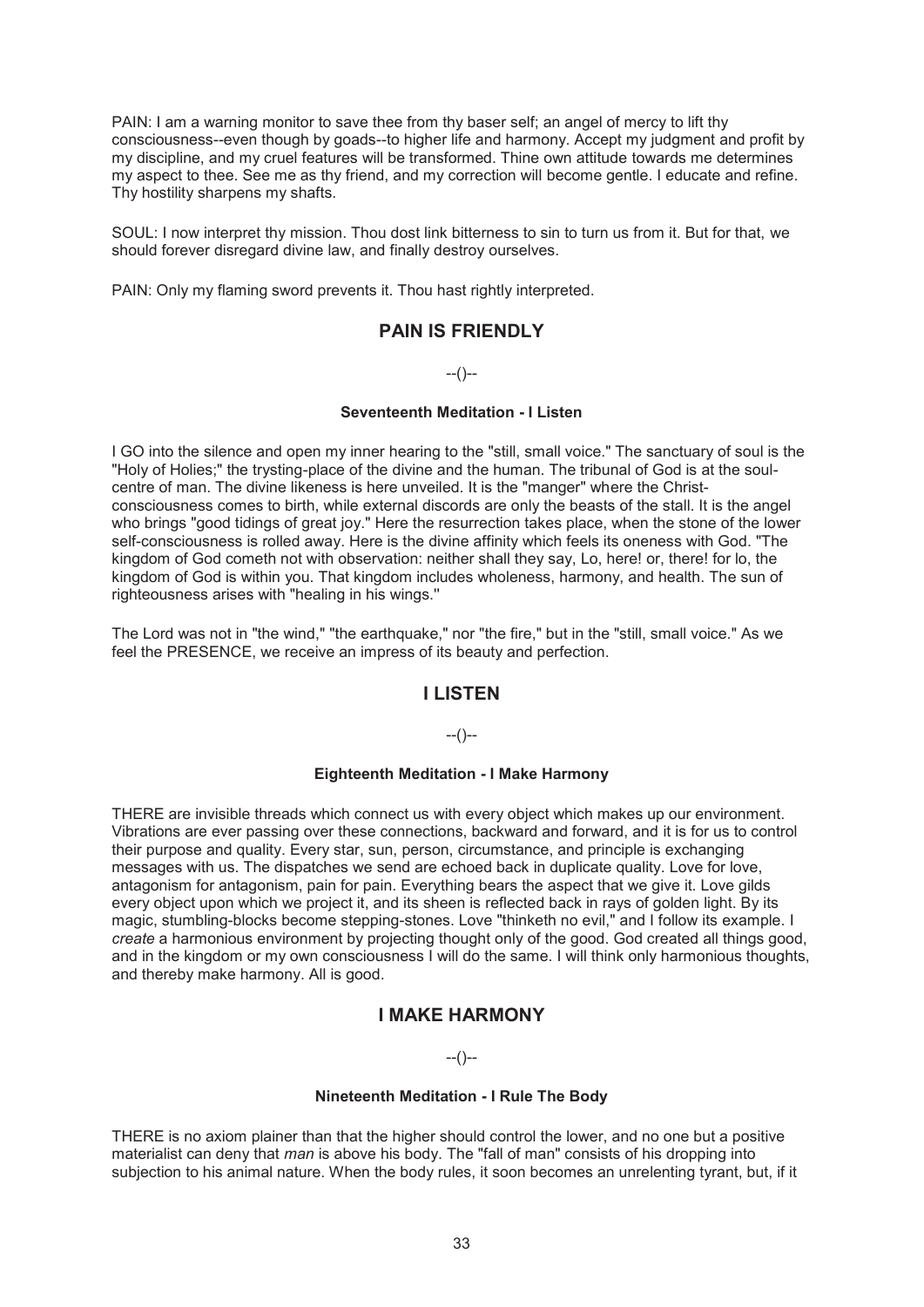PAIN: I am a warning monitor to save thee from thy baser self; an angel of mercy to lift thy consciousness--even though by goads--to higher life and harmony. Accept my judgment and profit by my discipline, and my cruel features will be transformed. Thine own attitude towards me determines my aspect to thee. See me as thy friend, and my correction will become gentle. I educate and refine. Thy hostility sharpens my shafts.

SOUL: I now interpret thy mission. Thou dost link bitterness to sin to turn us from it. But for that, we should forever disregard divine law, and finally destroy ourselves.

PAIN: Only my flaming sword prevents it. Thou hast rightly interpreted.

## PAIN IS FRIENDLY

--()--

#### Seventeenth Meditation - I Listen

I GO into the silence and open my inner hearing to the "still, small voice." The sanctuary of soul is the "Holy of Holies;" the trysting-place of the divine and the human. The tribunal of God is at the soul-centre of man. The divine likeness is here unveiled. It is the "manger" where the Christ-consciousness comes to birth, while external discords are only the beasts of the stall. It is the angel who brings "good tidings of great joy." Here the resurrection takes place, when the stone of the lower self-consciousness is rolled away. Here is the divine affinity which feels its oneness with God. "The kingdom of God cometh not with observation: neither shall they say, Lo, here! or, there! for lo, the kingdom of God is within you. That kingdom includes wholeness, harmony, and health. The sun of righteousness arises with "healing in his wings.''

The Lord was not in "the wind," "the earthquake," nor "the fire," but in the "still, small voice." As we feel the PRESENCE, we receive an impress of its beauty and perfection.

## I LISTEN

--()--

#### Eighteenth Meditation - I Make Harmony

THERE are invisible threads which connect us with every object which makes up our environment. Vibrations are ever passing over these connections, backward and forward, and it is for us to control their purpose and quality. Every star, sun, person, circumstance, and principle is exchanging messages with us. The dispatches we send are echoed back in duplicate quality. Love for love, antagonism for antagonism, pain for pain. Everything bears the aspect that we give it. Love gilds every object upon which we project it, and its sheen is reflected back in rays of golden light. By its magic, stumbling-blocks become stepping-stones. Love "thinketh no evil," and I follow its example. I *create* a harmonious environment by projecting thought only of the good. God created all things good, and in the kingdom or my own consciousness I will do the same. I will think only harmonious thoughts, and thereby make harmony. All is good.

## I MAKE HARMONY

--()--

#### Nineteenth Meditation - I Rule The Body

THERE is no axiom plainer than that the higher should control the lower, and no one but a positive materialist can deny that *man* is above his body. The "fall of man" consists of his dropping into subjection to his animal nature. When the body rules, it soon becomes an unrelenting tyrant, but, if it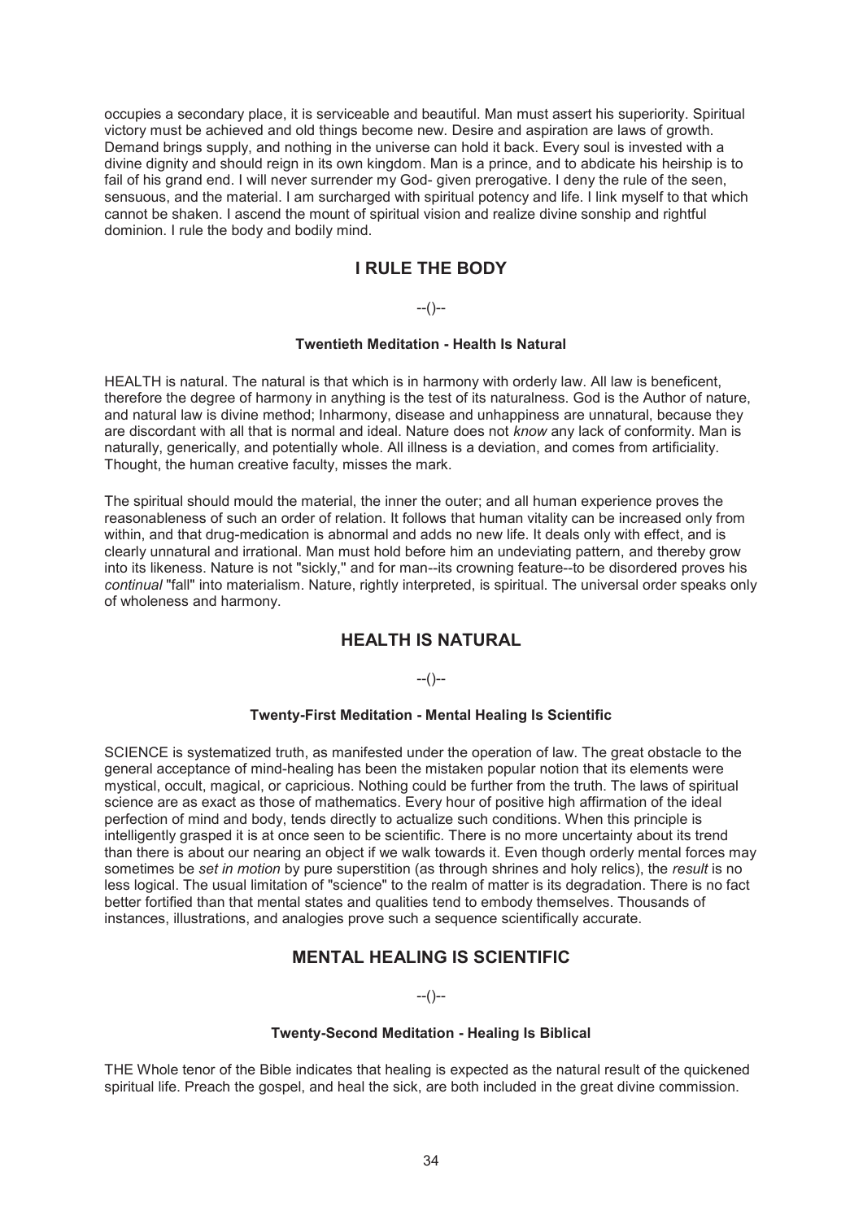occupies a secondary place, it is serviceable and beautiful. Man must assert his superiority. Spiritual victory must be achieved and old things become new. Desire and aspiration are laws of growth. Demand brings supply, and nothing in the universe can hold it back. Every soul is invested with a divine dignity and should reign in its own kingdom. Man is a prince, and to abdicate his heirship is to fail of his grand end. I will never surrender my God- given prerogative. I deny the rule of the seen, sensuous, and the material. I am surcharged with spiritual potency and life. I link myself to that which cannot be shaken. I ascend the mount of spiritual vision and realize divine sonship and rightful dominion. I rule the body and bodily mind.

## I RULE THE BODY

--()--

#### Twentieth Meditation - Health Is Natural

HEALTH is natural. The natural is that which is in harmony with orderly law. All law is beneficent, therefore the degree of harmony in anything is the test of its naturalness. God is the Author of nature, and natural law is divine method; Inharmony, disease and unhappiness are unnatural, because they are discordant with all that is normal and ideal. Nature does not *know* any lack of conformity. Man is naturally, generically, and potentially whole. All illness is a deviation, and comes from artificiality. Thought, the human creative faculty, misses the mark.

The spiritual should mould the material, the inner the outer; and all human experience proves the reasonableness of such an order of relation. It follows that human vitality can be increased only from within, and that drug-medication is abnormal and adds no new life. It deals only with effect, and is clearly unnatural and irrational. Man must hold before him an undeviating pattern, and thereby grow into its likeness. Nature is not "sickly," and for man--its crowning feature--to be disordered proves his *continual* "fall" into materialism. Nature, rightly interpreted, is spiritual. The universal order speaks only of wholeness and harmony.

## HEALTH IS NATURAL

--()--

#### Twenty-First Meditation - Mental Healing Is Scientific

SCIENCE is systematized truth, as manifested under the operation of law. The great obstacle to the general acceptance of mind-healing has been the mistaken popular notion that its elements were mystical, occult, magical, or capricious. Nothing could be further from the truth. The laws of spiritual science are as exact as those of mathematics. Every hour of positive high affirmation of the ideal perfection of mind and body, tends directly to actualize such conditions. When this principle is intelligently grasped it is at once seen to be scientific. There is no more uncertainty about its trend than there is about our nearing an object if we walk towards it. Even though orderly mental forces may sometimes be *set in motion* by pure superstition (as through shrines and holy relics), the *result* is no less logical. The usual limitation of "science" to the realm of matter is its degradation. There is no fact better fortified than that mental states and qualities tend to embody themselves. Thousands of instances, illustrations, and analogies prove such a sequence scientifically accurate.

## MENTAL HEALING IS SCIENTIFIC

--()--

#### Twenty-Second Meditation - Healing Is Biblical

THE Whole tenor of the Bible indicates that healing is expected as the natural result of the quickened spiritual life. Preach the gospel, and heal the sick, are both included in the great divine commission.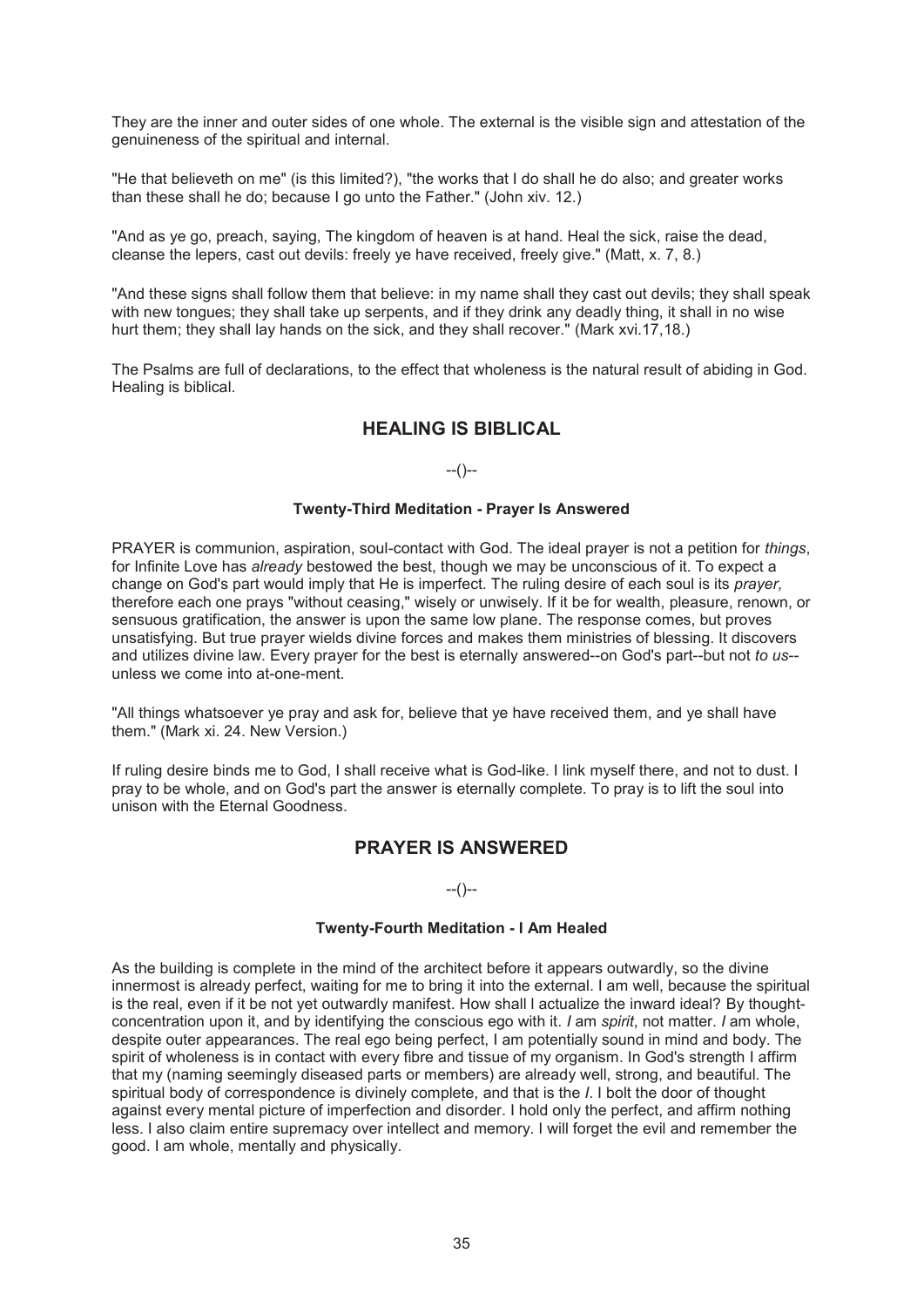They are the inner and outer sides of one whole. The external is the visible sign and attestation of the genuineness of the spiritual and internal.

"He that believeth on me" (is this limited?), "the works that I do shall he do also; and greater works than these shall he do; because I go unto the Father." (John xiv. 12.)

"And as ye go, preach, saying, The kingdom of heaven is at hand. Heal the sick, raise the dead, cleanse the lepers, cast out devils: freely ye have received, freely give." (Matt, x. 7, 8.)

"And these signs shall follow them that believe: in my name shall they cast out devils; they shall speak with new tongues; they shall take up serpents, and if they drink any deadly thing, it shall in no wise hurt them; they shall lay hands on the sick, and they shall recover." (Mark xvi.17,18.)

The Psalms are full of declarations, to the effect that wholeness is the natural result of abiding in God. Healing is biblical.

## HEALING IS BIBLICAL

--()--

#### Twenty-Third Meditation - Prayer Is Answered

PRAYER is communion, aspiration, soul-contact with God. The ideal prayer is not a petition for *things*, for Infinite Love has *already* bestowed the best, though we may be unconscious of it. To expect a change on God's part would imply that He is imperfect. The ruling desire of each soul is its *prayer,* therefore each one prays "without ceasing," wisely or unwisely. If it be for wealth, pleasure, renown, or sensuous gratification, the answer is upon the same low plane. The response comes, but proves unsatisfying. But true prayer wields divine forces and makes them ministries of blessing. It discovers and utilizes divine law. Every prayer for the best is eternally answered--on God's part--but not *to us*--unless we come into at-one-ment.

"All things whatsoever ye pray and ask for, believe that ye have received them, and ye shall have them." (Mark xi. 24. New Version.)

If ruling desire binds me to God, I shall receive what is God-like. I link myself there, and not to dust. I pray to be whole, and on God's part the answer is eternally complete. To pray is to lift the soul into unison with the Eternal Goodness.

## PRAYER IS ANSWERED

--()--

#### Twenty-Fourth Meditation - I Am Healed

As the building is complete in the mind of the architect before it appears outwardly, so the divine innermost is already perfect, waiting for me to bring it into the external. I am well, because the spiritual is the real, even if it be not yet outwardly manifest. How shall I actualize the inward ideal? By thought-concentration upon it, and by identifying the conscious ego with it. *I* am *spirit*, not matter. *I* am whole, despite outer appearances. The real ego being perfect, I am potentially sound in mind and body. The spirit of wholeness is in contact with every fibre and tissue of my organism. In God's strength I affirm that my (naming seemingly diseased parts or members) are already well, strong, and beautiful. The spiritual body of correspondence is divinely complete, and that is the *I*. I bolt the door of thought against every mental picture of imperfection and disorder. I hold only the perfect, and affirm nothing less. I also claim entire supremacy over intellect and memory. I will forget the evil and remember the good. I am whole, mentally and physically.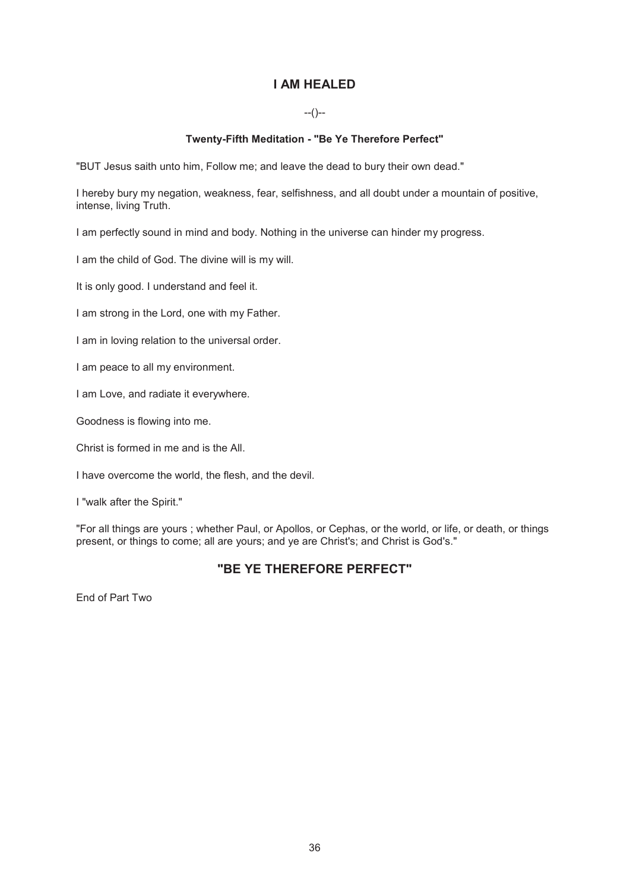# I AM HEALED

--()--

### Twenty-Fifth Meditation - "Be Ye Therefore Perfect"

"BUT Jesus saith unto him, Follow me; and leave the dead to bury their own dead."

I hereby bury my negation, weakness, fear, selfishness, and all doubt under a mountain of positive, intense, living Truth.

I am perfectly sound in mind and body. Nothing in the universe can hinder my progress.

I am the child of God. The divine will is my will.

It is only good. I understand and feel it.

I am strong in the Lord, one with my Father.

I am in loving relation to the universal order.

I am peace to all my environment.

I am Love, and radiate it everywhere.

Goodness is flowing into me.

Christ is formed in me and is the All.

I have overcome the world, the flesh, and the devil.

I "walk after the Spirit."

"For all things are yours ; whether Paul, or Apollos, or Cephas, or the world, or life, or death, or things present, or things to come; all are yours; and ye are Christ's; and Christ is God's."

## "BE YE THEREFORE PERFECT"

End of Part Two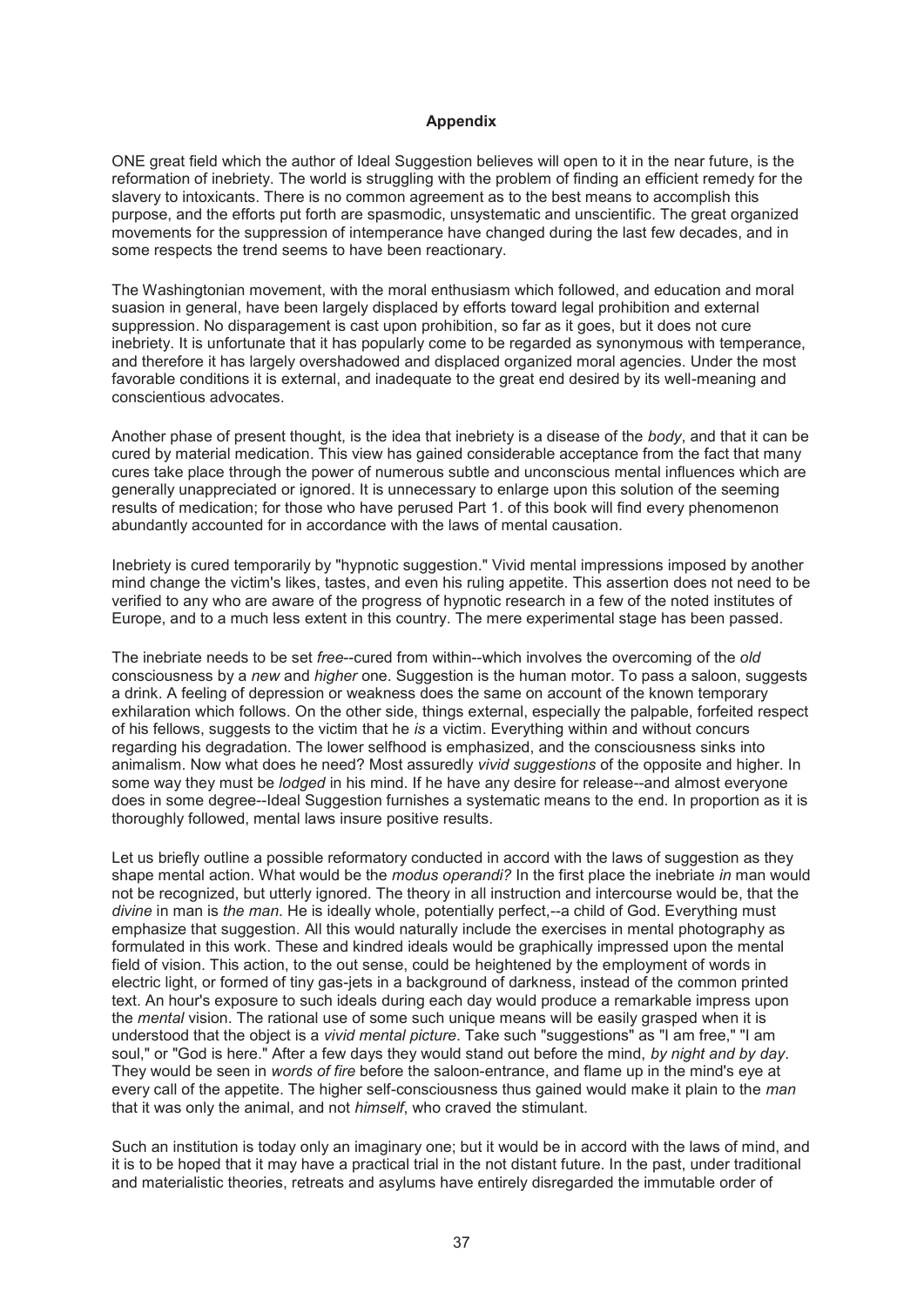## Appendix

ONE great field which the author of Ideal Suggestion believes will open to it in the near future, is the reformation of inebriety. The world is struggling with the problem of finding an efficient remedy for the slavery to intoxicants. There is no common agreement as to the best means to accomplish this purpose, and the efforts put forth are spasmodic, unsystematic and unscientific. The great organized movements for the suppression of intemperance have changed during the last few decades, and in some respects the trend seems to have been reactionary.

The Washingtonian movement, with the moral enthusiasm which followed, and education and moral suasion in general, have been largely displaced by efforts toward legal prohibition and external suppression. No disparagement is cast upon prohibition, so far as it goes, but it does not cure inebriety. It is unfortunate that it has popularly come to be regarded as synonymous with temperance, and therefore it has largely overshadowed and displaced organized moral agencies. Under the most favorable conditions it is external, and inadequate to the great end desired by its well-meaning and conscientious advocates.

Another phase of present thought, is the idea that inebriety is a disease of the *body*, and that it can be cured by material medication. This view has gained considerable acceptance from the fact that many cures take place through the power of numerous subtle and unconscious mental influences which are generally unappreciated or ignored. It is unnecessary to enlarge upon this solution of the seeming results of medication; for those who have perused Part 1. of this book will find every phenomenon abundantly accounted for in accordance with the laws of mental causation.

Inebriety is cured temporarily by "hypnotic suggestion." Vivid mental impressions imposed by another mind change the victim's likes, tastes, and even his ruling appetite. This assertion does not need to be verified to any who are aware of the progress of hypnotic research in a few of the noted institutes of Europe, and to a much less extent in this country. The mere experimental stage has been passed.

The inebriate needs to be set *free*--cured from within--which involves the overcoming of the *old* consciousness by a *new* and *higher* one. Suggestion is the human motor. To pass a saloon, suggests a drink. A feeling of depression or weakness does the same on account of the known temporary exhilaration which follows. On the other side, things external, especially the palpable, forfeited respect of his fellows, suggests to the victim that he *is* a victim. Everything within and without concurs regarding his degradation. The lower selfhood is emphasized, and the consciousness sinks into animalism. Now what does he need? Most assuredly *vivid suggestions* of the opposite and higher. In some way they must be *lodged* in his mind. If he have any desire for release--and almost everyone does in some degree--Ideal Suggestion furnishes a systematic means to the end. In proportion as it is thoroughly followed, mental laws insure positive results.

Let us briefly outline a possible reformatory conducted in accord with the laws of suggestion as they shape mental action. What would be the *modus operandi?* In the first place the inebriate *in* man would not be recognized, but utterly ignored. The theory in all instruction and intercourse would be, that the *divine* in man is *the man*. He is ideally whole, potentially perfect,--a child of God. Everything must emphasize that suggestion. All this would naturally include the exercises in mental photography as formulated in this work. These and kindred ideals would be graphically impressed upon the mental field of vision. This action, to the out sense, could be heightened by the employment of words in electric light, or formed of tiny gas-jets in a background of darkness, instead of the common printed text. An hour's exposure to such ideals during each day would produce a remarkable impress upon the *mental* vision. The rational use of some such unique means will be easily grasped when it is understood that the object is a *vivid mental picture*. Take such "suggestions" as "I am free," "I am soul," or "God is here." After a few days they would stand out before the mind, *by night and by day*. They would be seen in *words of fire* before the saloon-entrance, and flame up in the mind's eye at every call of the appetite. The higher self-consciousness thus gained would make it plain to the *man* that it was only the animal, and not *himself*, who craved the stimulant.

Such an institution is today only an imaginary one; but it would be in accord with the laws of mind, and it is to be hoped that it may have a practical trial in the not distant future. In the past, under traditional and materialistic theories, retreats and asylums have entirely disregarded the immutable order of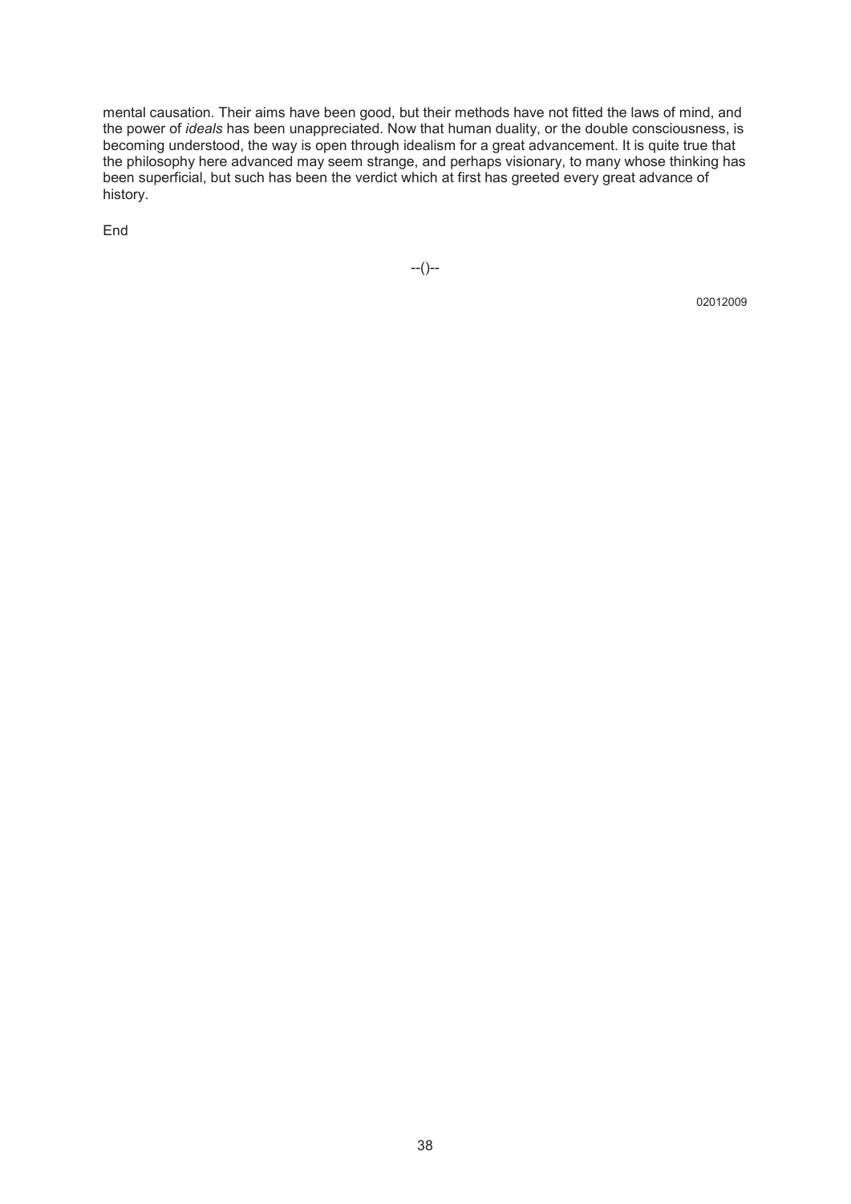mental causation. Their aims have been good, but their methods have not fitted the laws of mind, and the power of *ideals* has been unappreciated. Now that human duality, or the double consciousness, is becoming understood, the way is open through idealism for a great advancement. It is quite true that the philosophy here advanced may seem strange, and perhaps visionary, to many whose thinking has been superficial, but such has been the verdict which at first has greeted every great advance of history.

End

--()--

02012009